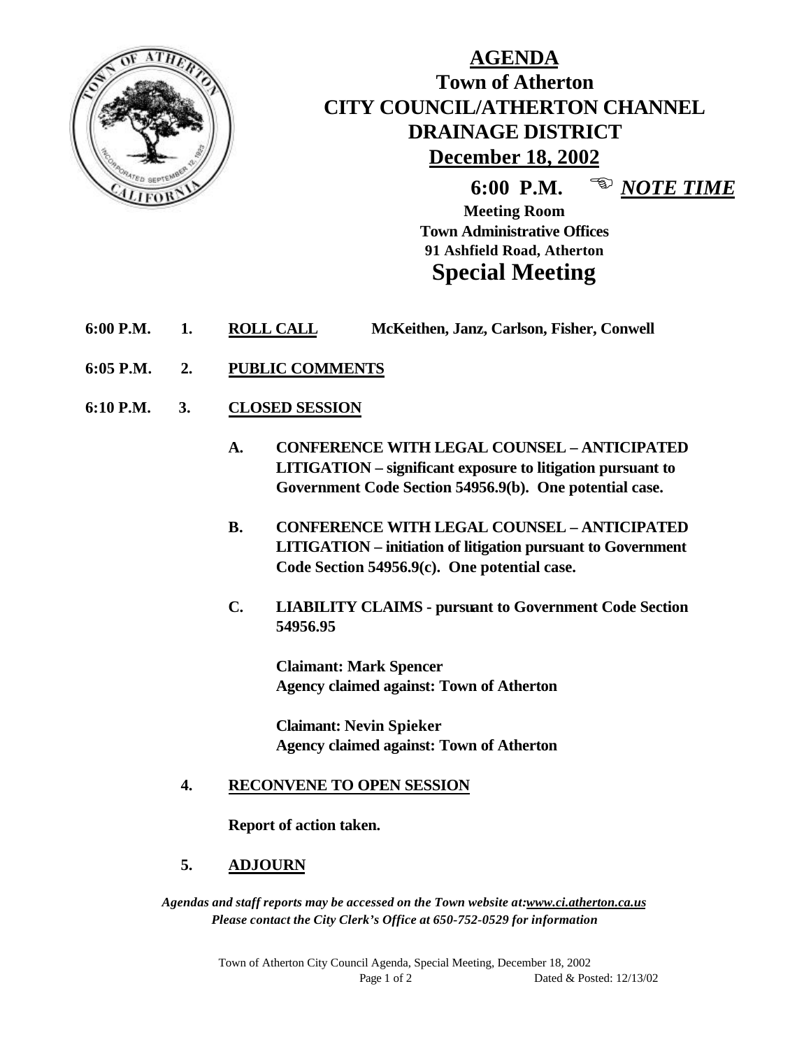# AGENDA

## Town of Atherton
## CITY COUNCIL/ATHERTON CHANNEL DRAINAGE DISTRICT

**December 18, 2002**

**6:00 P.M.** ☜ ***NOTE TIME***

**Meeting Room**
**Town Administrative Offices**
**91 Ashfield Road, Atherton**

## Special Meeting

**6:00 P.M. 1. ROLL CALL** **McKeithen, Janz, Carlson, Fisher, Conwell**

**6:05 P.M. 2. PUBLIC COMMENTS**

**6:10 P.M. 3. CLOSED SESSION**

**A. CONFERENCE WITH LEGAL COUNSEL – ANTICIPATED LITIGATION – significant exposure to litigation pursuant to Government Code Section 54956.9(b). One potential case.**

**B. CONFERENCE WITH LEGAL COUNSEL – ANTICIPATED LITIGATION – initiation of litigation pursuant to Government Code Section 54956.9(c). One potential case.**

**C. LIABILITY CLAIMS - pursuant to Government Code Section 54956.95**

**Claimant: Mark Spencer**
**Agency claimed against: Town of Atherton**

**Claimant: Nevin Spieker**
**Agency claimed against: Town of Atherton**

**4. RECONVENE TO OPEN SESSION**

**Report of action taken.**

**5. ADJOURN**

***Agendas and staff reports may be accessed on the Town website at:www.ci.atherton.ca.us***
***Please contact the City Clerk's Office at 650-752-0529 for information***

Town of Atherton City Council Agenda, Special Meeting, December 18, 2002
Dated & Posted: 12/13/02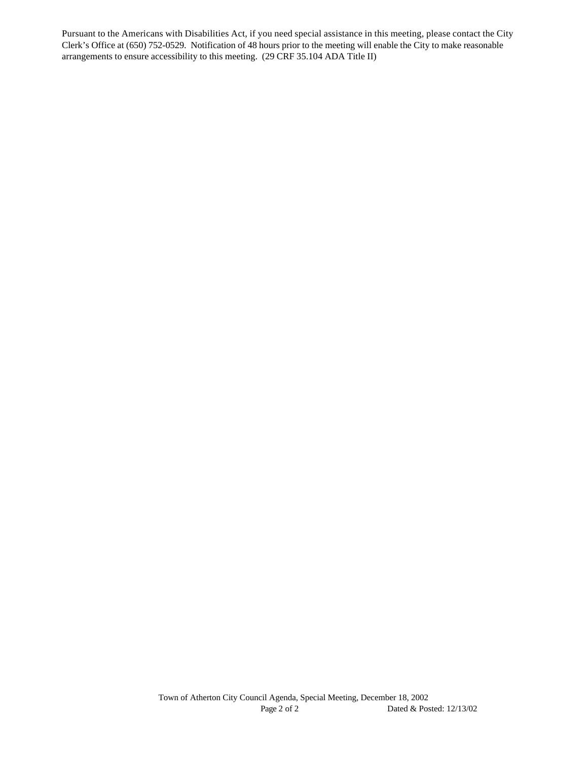Pursuant to the Americans with Disabilities Act, if you need special assistance in this meeting, please contact the City Clerk's Office at (650) 752-0529. Notification of 48 hours prior to the meeting will enable the City to make reasonable arrangements to ensure accessibility to this meeting. (29 CRF 35.104 ADA Title II)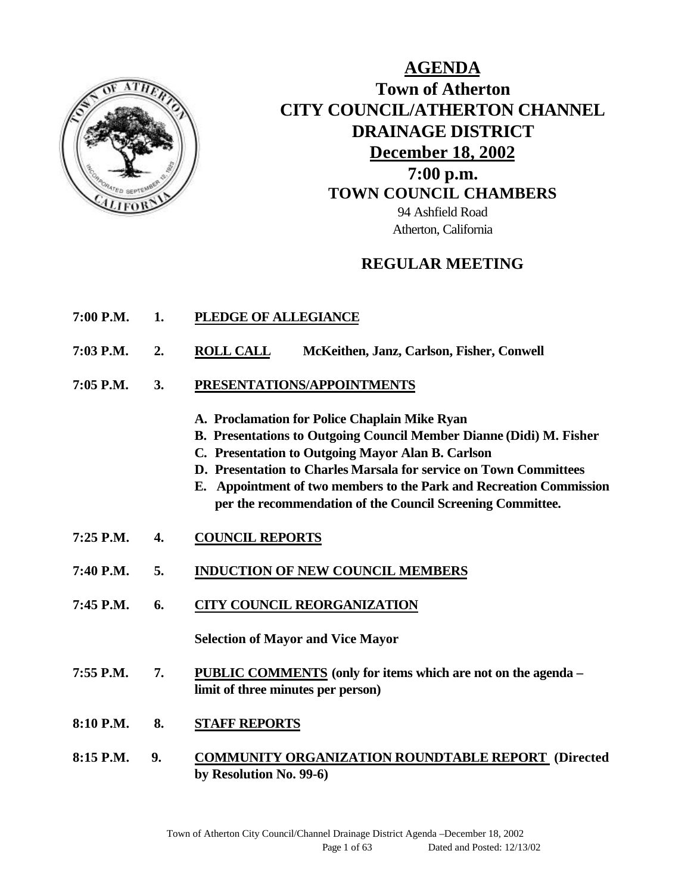# AGENDA

## Town of Atherton
## CITY COUNCIL/ATHERTON CHANNEL DRAINAGE DISTRICT
## December 18, 2002
## 7:00 p.m.
## TOWN COUNCIL CHAMBERS

94 Ashfield Road
Atherton, California

## REGULAR MEETING

**7:00 P.M. 1. PLEDGE OF ALLEGIANCE**

**7:03 P.M. 2. ROLL CALL McKeithen, Janz, Carlson, Fisher, Conwell**

**7:05 P.M. 3. PRESENTATIONS/APPOINTMENTS**

- **A. Proclamation for Police Chaplain Mike Ryan**
- **B. Presentations to Outgoing Council Member Dianne (Didi) M. Fisher**
- **C. Presentation to Outgoing Mayor Alan B. Carlson**
- **D. Presentation to Charles Marsala for service on Town Committees**
- **E. Appointment of two members to the Park and Recreation Commission per the recommendation of the Council Screening Committee.**

**7:25 P.M. 4. COUNCIL REPORTS**

**7:40 P.M. 5. INDUCTION OF NEW COUNCIL MEMBERS**

**7:45 P.M. 6. CITY COUNCIL REORGANIZATION**

**Selection of Mayor and Vice Mayor**

**7:55 P.M. 7. PUBLIC COMMENTS (only for items which are not on the agenda – limit of three minutes per person)**

**8:10 P.M. 8. STAFF REPORTS**

**8:15 P.M. 9. COMMUNITY ORGANIZATION ROUNDTABLE REPORT (Directed by Resolution No. 99-6)**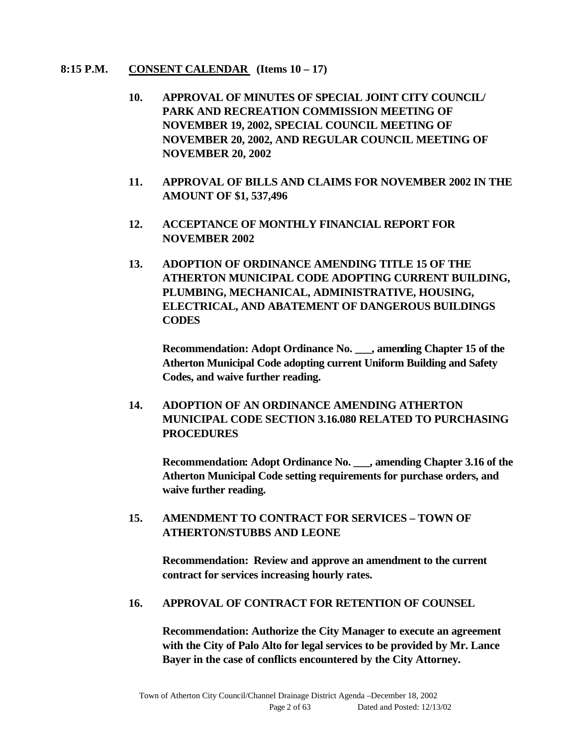**8:15 P.M.** **CONSENT CALENDAR (Items 10 – 17)**

**10. APPROVAL OF MINUTES OF SPECIAL JOINT CITY COUNCIL/ PARK AND RECREATION COMMISSION MEETING OF NOVEMBER 19, 2002, SPECIAL COUNCIL MEETING OF NOVEMBER 20, 2002, AND REGULAR COUNCIL MEETING OF NOVEMBER 20, 2002**

**11. APPROVAL OF BILLS AND CLAIMS FOR NOVEMBER 2002 IN THE AMOUNT OF $1, 537,496**

**12. ACCEPTANCE OF MONTHLY FINANCIAL REPORT FOR NOVEMBER 2002**

**13. ADOPTION OF ORDINANCE AMENDING TITLE 15 OF THE ATHERTON MUNICIPAL CODE ADOPTING CURRENT BUILDING, PLUMBING, MECHANICAL, ADMINISTRATIVE, HOUSING, ELECTRICAL, AND ABATEMENT OF DANGEROUS BUILDINGS CODES**

**Recommendation: Adopt Ordinance No. ___, amending Chapter 15 of the Atherton Municipal Code adopting current Uniform Building and Safety Codes, and waive further reading.**

**14. ADOPTION OF AN ORDINANCE AMENDING ATHERTON MUNICIPAL CODE SECTION 3.16.080 RELATED TO PURCHASING PROCEDURES**

**Recommendation: Adopt Ordinance No. ___, amending Chapter 3.16 of the Atherton Municipal Code setting requirements for purchase orders, and waive further reading.**

**15. AMENDMENT TO CONTRACT FOR SERVICES – TOWN OF ATHERTON/STUBBS AND LEONE**

**Recommendation: Review and approve an amendment to the current contract for services increasing hourly rates.**

**16. APPROVAL OF CONTRACT FOR RETENTION OF COUNSEL**

**Recommendation: Authorize the City Manager to execute an agreement with the City of Palo Alto for legal services to be provided by Mr. Lance Bayer in the case of conflicts encountered by the City Attorney.**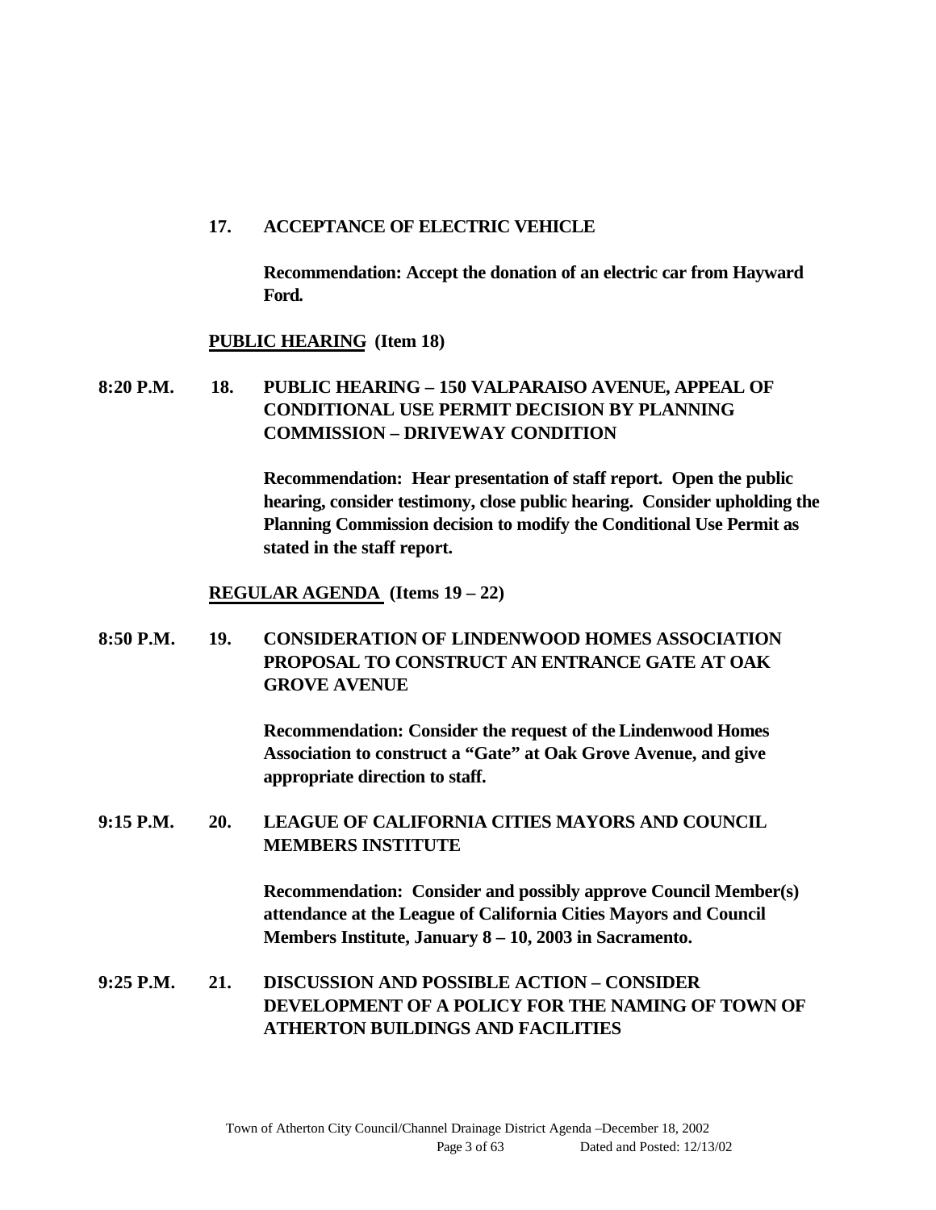**17. ACCEPTANCE OF ELECTRIC VEHICLE**

**Recommendation: Accept the donation of an electric car from Hayward Ford.**

**PUBLIC HEARING (Item 18)**

**8:20 P.M. 18. PUBLIC HEARING – 150 VALPARAISO AVENUE, APPEAL OF CONDITIONAL USE PERMIT DECISION BY PLANNING COMMISSION – DRIVEWAY CONDITION**

**Recommendation: Hear presentation of staff report. Open the public hearing, consider testimony, close public hearing. Consider upholding the Planning Commission decision to modify the Conditional Use Permit as stated in the staff report.**

**REGULAR AGENDA (Items 19 – 22)**

**8:50 P.M. 19. CONSIDERATION OF LINDENWOOD HOMES ASSOCIATION PROPOSAL TO CONSTRUCT AN ENTRANCE GATE AT OAK GROVE AVENUE**

**Recommendation: Consider the request of the Lindenwood Homes Association to construct a "Gate" at Oak Grove Avenue, and give appropriate direction to staff.**

**9:15 P.M. 20. LEAGUE OF CALIFORNIA CITIES MAYORS AND COUNCIL MEMBERS INSTITUTE**

**Recommendation: Consider and possibly approve Council Member(s) attendance at the League of California Cities Mayors and Council Members Institute, January 8 – 10, 2003 in Sacramento.**

**9:25 P.M. 21. DISCUSSION AND POSSIBLE ACTION – CONSIDER DEVELOPMENT OF A POLICY FOR THE NAMING OF TOWN OF ATHERTON BUILDINGS AND FACILITIES**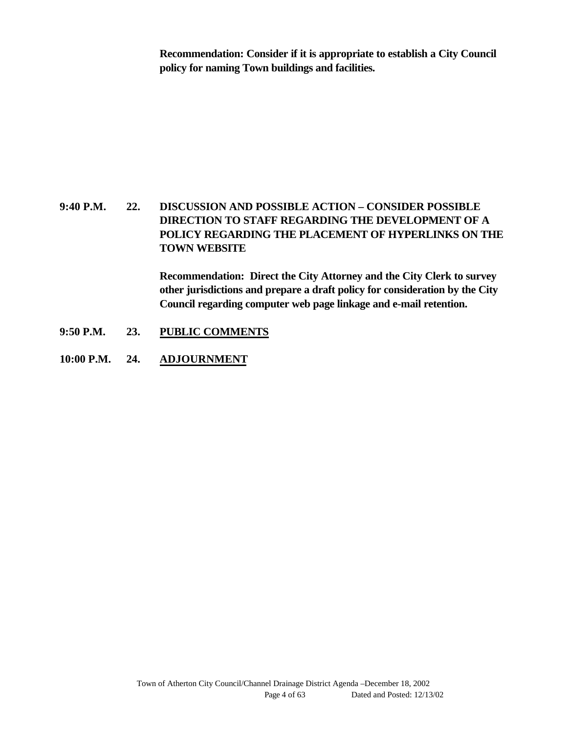**Recommendation: Consider if it is appropriate to establish a City Council policy for naming Town buildings and facilities.**

**9:40 P.M. 22. DISCUSSION AND POSSIBLE ACTION – CONSIDER POSSIBLE DIRECTION TO STAFF REGARDING THE DEVELOPMENT OF A POLICY REGARDING THE PLACEMENT OF HYPERLINKS ON THE TOWN WEBSITE**

**Recommendation: Direct the City Attorney and the City Clerk to survey other jurisdictions and prepare a draft policy for consideration by the City Council regarding computer web page linkage and e-mail retention.**

**9:50 P.M. 23. PUBLIC COMMENTS**

**10:00 P.M. 24. ADJOURNMENT**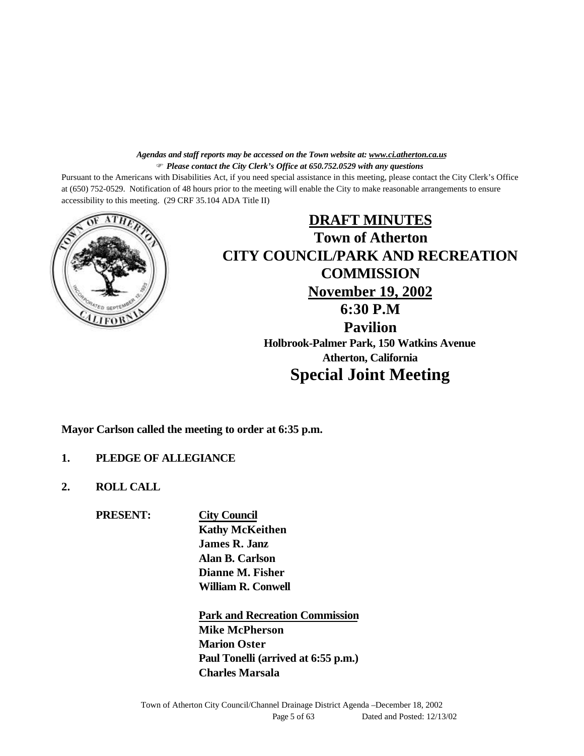*Agendas and staff reports may be accessed on the Town website at: www.ci.atherton.ca.us*
*Please contact the City Clerk's Office at 650.752.0529 with any questions*

Pursuant to the Americans with Disabilities Act, if you need special assistance in this meeting, please contact the City Clerk's Office at (650) 752-0529. Notification of 48 hours prior to the meeting will enable the City to make reasonable arrangements to ensure accessibility to this meeting. (29 CRF 35.104 ADA Title II)

# DRAFT MINUTES
# Town of Atherton
# CITY COUNCIL/PARK AND RECREATION COMMISSION
## November 19, 2002
## 6:30 P.M
## Pavilion
### Holbrook-Palmer Park, 150 Watkins Avenue
### Atherton, California
# Special Joint Meeting

**Mayor Carlson called the meeting to order at 6:35 p.m.**

**1. PLEDGE OF ALLEGIANCE**

**2. ROLL CALL**

**PRESENT:**

**City Council**
**Kathy McKeithen**
**James R. Janz**
**Alan B. Carlson**
**Dianne M. Fisher**
**William R. Conwell**

**Park and Recreation Commission**
**Mike McPherson**
**Marion Oster**
**Paul Tonelli (arrived at 6:55 p.m.)**
**Charles Marsala**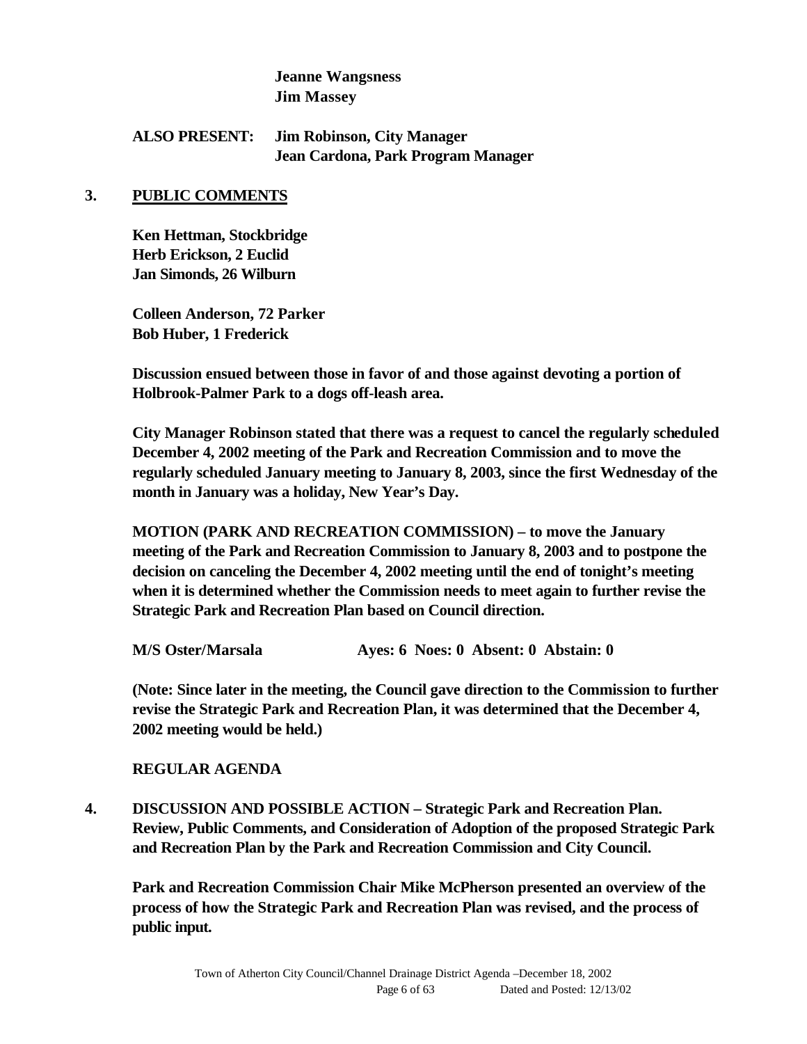**Jeanne Wangsness**
**Jim Massey**

**ALSO PRESENT: Jim Robinson, City Manager**
**Jean Cardona, Park Program Manager**

## 3. PUBLIC COMMENTS

**Ken Hettman, Stockbridge**
**Herb Erickson, 2 Euclid**
**Jan Simonds, 26 Wilburn**

**Colleen Anderson, 72 Parker**
**Bob Huber, 1 Frederick**

**Discussion ensued between those in favor of and those against devoting a portion of Holbrook-Palmer Park to a dogs off-leash area.**

**City Manager Robinson stated that there was a request to cancel the regularly scheduled December 4, 2002 meeting of the Park and Recreation Commission and to move the regularly scheduled January meeting to January 8, 2003, since the first Wednesday of the month in January was a holiday, New Year's Day.**

**MOTION (PARK AND RECREATION COMMISSION) – to move the January meeting of the Park and Recreation Commission to January 8, 2003 and to postpone the decision on canceling the December 4, 2002 meeting until the end of tonight's meeting when it is determined whether the Commission needs to meet again to further revise the Strategic Park and Recreation Plan based on Council direction.**

**M/S Oster/Marsala Ayes: 6 Noes: 0 Absent: 0 Abstain: 0**

**(Note: Since later in the meeting, the Council gave direction to the Commission to further revise the Strategic Park and Recreation Plan, it was determined that the December 4, 2002 meeting would be held.)**

**REGULAR AGENDA**

**4. DISCUSSION AND POSSIBLE ACTION – Strategic Park and Recreation Plan. Review, Public Comments, and Consideration of Adoption of the proposed Strategic Park and Recreation Plan by the Park and Recreation Commission and City Council.**

**Park and Recreation Commission Chair Mike McPherson presented an overview of the process of how the Strategic Park and Recreation Plan was revised, and the process of public input.**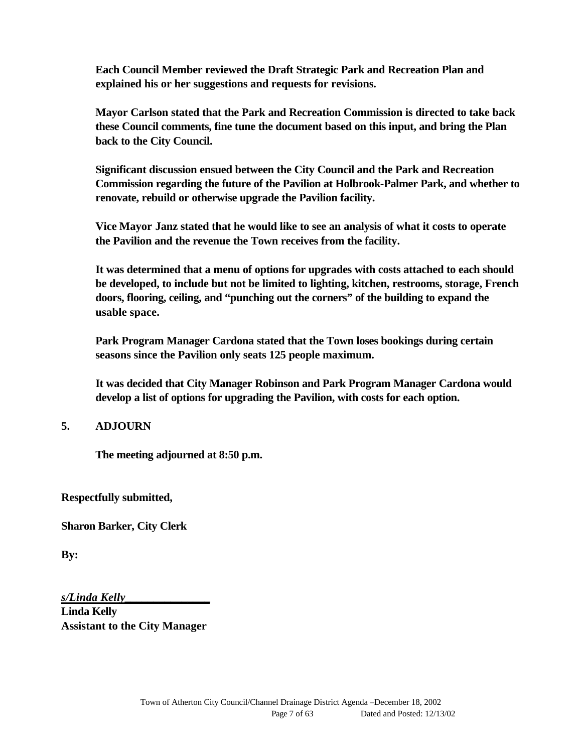**Each Council Member reviewed the Draft Strategic Park and Recreation Plan and explained his or her suggestions and requests for revisions.**

**Mayor Carlson stated that the Park and Recreation Commission is directed to take back these Council comments, fine tune the document based on this input, and bring the Plan back to the City Council.**

**Significant discussion ensued between the City Council and the Park and Recreation Commission regarding the future of the Pavilion at Holbrook-Palmer Park, and whether to renovate, rebuild or otherwise upgrade the Pavilion facility.**

**Vice Mayor Janz stated that he would like to see an analysis of what it costs to operate the Pavilion and the revenue the Town receives from the facility.**

**It was determined that a menu of options for upgrades with costs attached to each should be developed, to include but not be limited to lighting, kitchen, restrooms, storage, French doors, flooring, ceiling, and "punching out the corners" of the building to expand the usable space.**

**Park Program Manager Cardona stated that the Town loses bookings during certain seasons since the Pavilion only seats 125 people maximum.**

**It was decided that City Manager Robinson and Park Program Manager Cardona would develop a list of options for upgrading the Pavilion, with costs for each option.**

## 5. ADJOURN

**The meeting adjourned at 8:50 p.m.**

**Respectfully submitted,**

**Sharon Barker, City Clerk**

**By:**

***s/Linda Kelly***________________
**Linda Kelly**
**Assistant to the City Manager**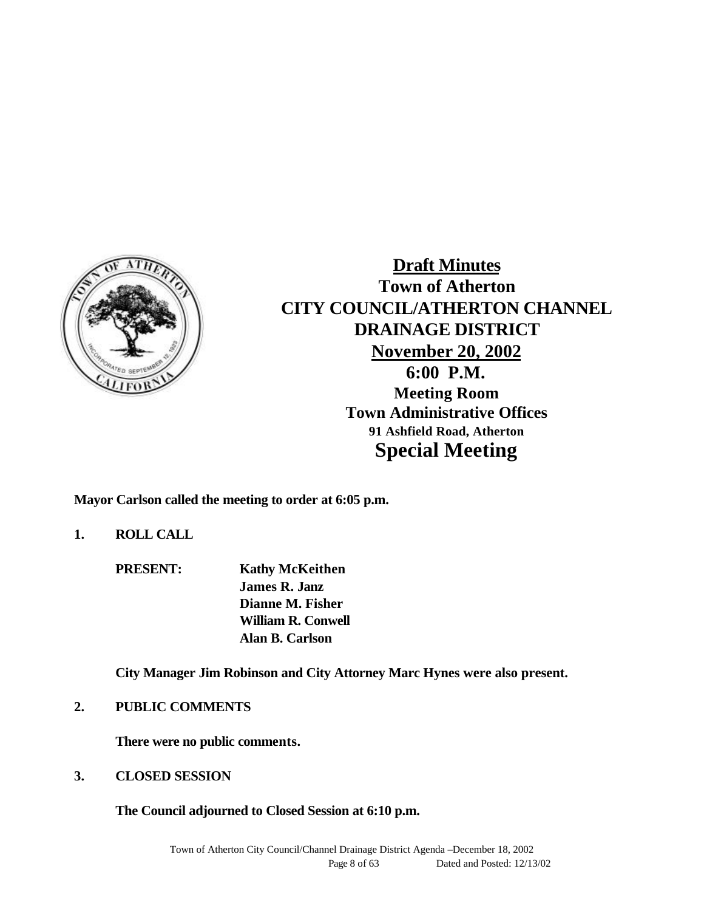# Draft Minutes

## Town of Atherton
## CITY COUNCIL/ATHERTON CHANNEL DRAINAGE DISTRICT
## November 20, 2002
## 6:00 P.M.

**Meeting Room**
**Town Administrative Offices**
**91 Ashfield Road, Atherton**

## Special Meeting

**Mayor Carlson called the meeting to order at 6:05 p.m.**

**1. ROLL CALL**

**PRESENT:** **Kathy McKeithen**
**James R. Janz**
**Dianne M. Fisher**
**William R. Conwell**
**Alan B. Carlson**

**City Manager Jim Robinson and City Attorney Marc Hynes were also present.**

**2. PUBLIC COMMENTS**

**There were no public comments.**

**3. CLOSED SESSION**

**The Council adjourned to Closed Session at 6:10 p.m.**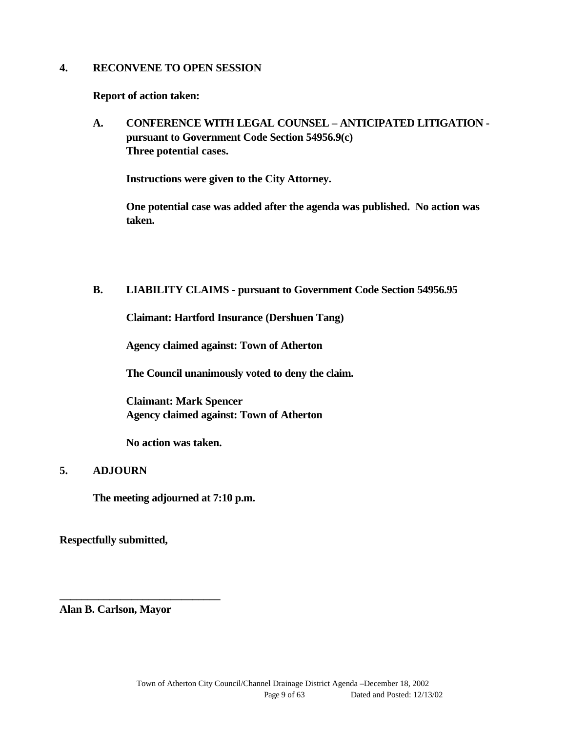## 4. RECONVENE TO OPEN SESSION

**Report of action taken:**

**A. CONFERENCE WITH LEGAL COUNSEL – ANTICIPATED LITIGATION - pursuant to Government Code Section 54956.9(c)**
**Three potential cases.**

**Instructions were given to the City Attorney.**

**One potential case was added after the agenda was published. No action was taken.**

**B. LIABILITY CLAIMS - pursuant to Government Code Section 54956.95**

**Claimant: Hartford Insurance (Dershuen Tang)**

**Agency claimed against: Town of Atherton**

**The Council unanimously voted to deny the claim.**

**Claimant: Mark Spencer**
**Agency claimed against: Town of Atherton**

**No action was taken.**

## 5. ADJOURN

**The meeting adjourned at 7:10 p.m.**

**Respectfully submitted,**

**\_\_\_\_\_\_\_\_\_\_\_\_\_\_\_\_\_\_\_\_\_\_\_\_\_\_\_\_\_\_**
**Alan B. Carlson, Mayor**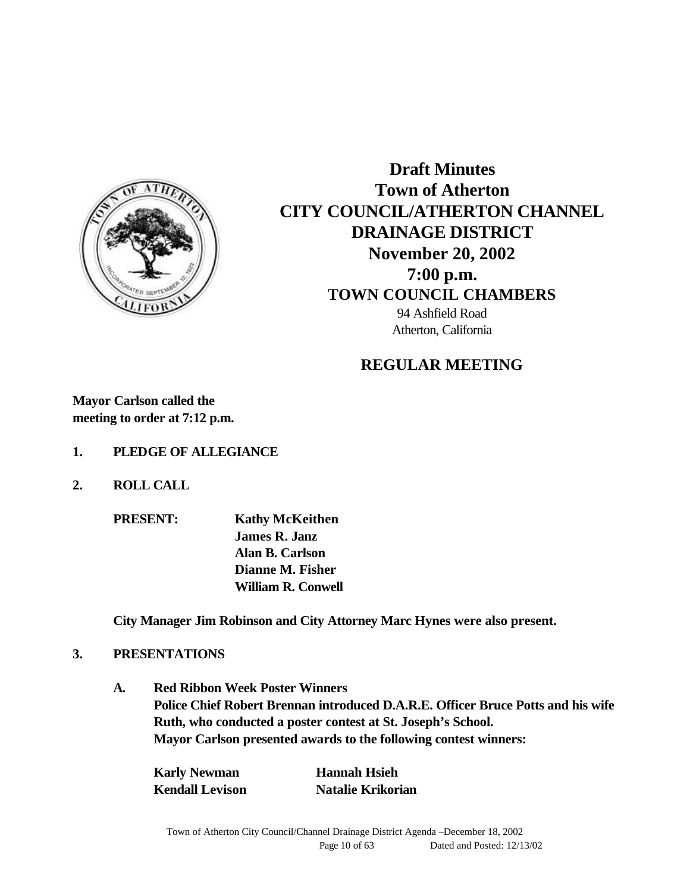# Draft Minutes
# Town of Atherton
# CITY COUNCIL/ATHERTON CHANNEL DRAINAGE DISTRICT
## November 20, 2002
## 7:00 p.m.
## TOWN COUNCIL CHAMBERS

94 Ashfield Road
Atherton, California

## REGULAR MEETING

**Mayor Carlson called the meeting to order at 7:12 p.m.**

1. **PLEDGE OF ALLEGIANCE**

2. **ROLL CALL**

   **PRESENT:** **Kathy McKeithen**
   **James R. Janz**
   **Alan B. Carlson**
   **Dianne M. Fisher**
   **William R. Conwell**

   **City Manager Jim Robinson and City Attorney Marc Hynes were also present.**

3. **PRESENTATIONS**

   A. **Red Ribbon Week Poster Winners**
   **Police Chief Robert Brennan introduced D.A.R.E. Officer Bruce Potts and his wife Ruth, who conducted a poster contest at St. Joseph's School.**
   **Mayor Carlson presented awards to the following contest winners:**

   | | |
   |---|---|
   | **Karly Newman** | **Hannah Hsieh** |
   | **Kendall Levison** | **Natalie Krikorian** |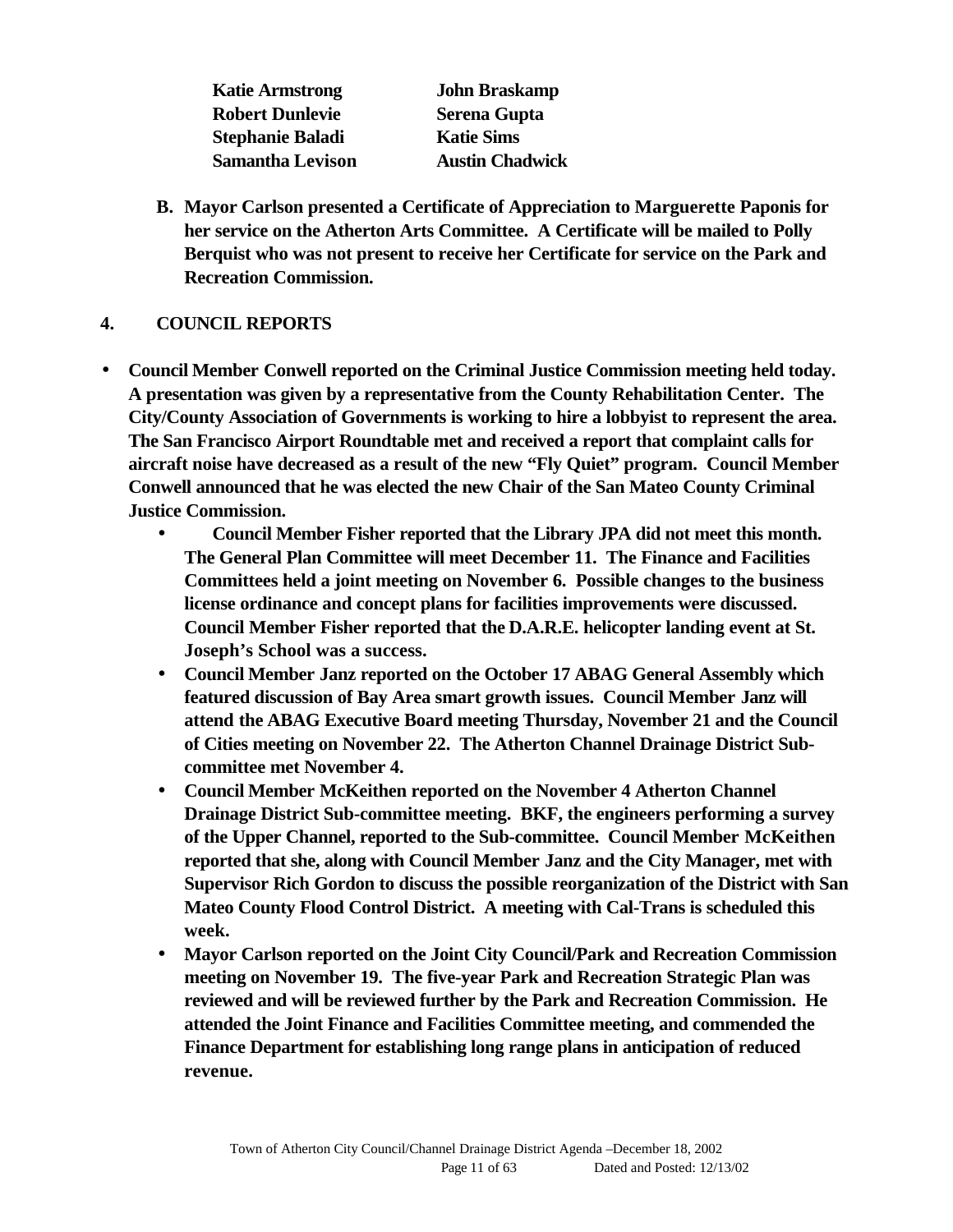| | |
|---|---|
| **Katie Armstrong** | **John Braskamp** |
| **Robert Dunlevie** | **Serena Gupta** |
| **Stephanie Baladi** | **Katie Sims** |
| **Samantha Levison** | **Austin Chadwick** |

**B. Mayor Carlson presented a Certificate of Appreciation to Marguerette Paponis for her service on the Atherton Arts Committee. A Certificate will be mailed to Polly Berquist who was not present to receive her Certificate for service on the Park and Recreation Commission.**

## 4. COUNCIL REPORTS

- **Council Member Conwell reported on the Criminal Justice Commission meeting held today. A presentation was given by a representative from the County Rehabilitation Center. The City/County Association of Governments is working to hire a lobbyist to represent the area. The San Francisco Airport Roundtable met and received a report that complaint calls for aircraft noise have decreased as a result of the new "Fly Quiet" program. Council Member Conwell announced that he was elected the new Chair of the San Mateo County Criminal Justice Commission.**
  - **Council Member Fisher reported that the Library JPA did not meet this month. The General Plan Committee will meet December 11. The Finance and Facilities Committees held a joint meeting on November 6. Possible changes to the business license ordinance and concept plans for facilities improvements were discussed. Council Member Fisher reported that the D.A.R.E. helicopter landing event at St. Joseph's School was a success.**
  - **Council Member Janz reported on the October 17 ABAG General Assembly which featured discussion of Bay Area smart growth issues. Council Member Janz will attend the ABAG Executive Board meeting Thursday, November 21 and the Council of Cities meeting on November 22. The Atherton Channel Drainage District Sub-committee met November 4.**
  - **Council Member McKeithen reported on the November 4 Atherton Channel Drainage District Sub-committee meeting. BKF, the engineers performing a survey of the Upper Channel, reported to the Sub-committee. Council Member McKeithen reported that she, along with Council Member Janz and the City Manager, met with Supervisor Rich Gordon to discuss the possible reorganization of the District with San Mateo County Flood Control District. A meeting with Cal-Trans is scheduled this week.**
  - **Mayor Carlson reported on the Joint City Council/Park and Recreation Commission meeting on November 19. The five-year Park and Recreation Strategic Plan was reviewed and will be reviewed further by the Park and Recreation Commission. He attended the Joint Finance and Facilities Committee meeting, and commended the Finance Department for establishing long range plans in anticipation of reduced revenue.**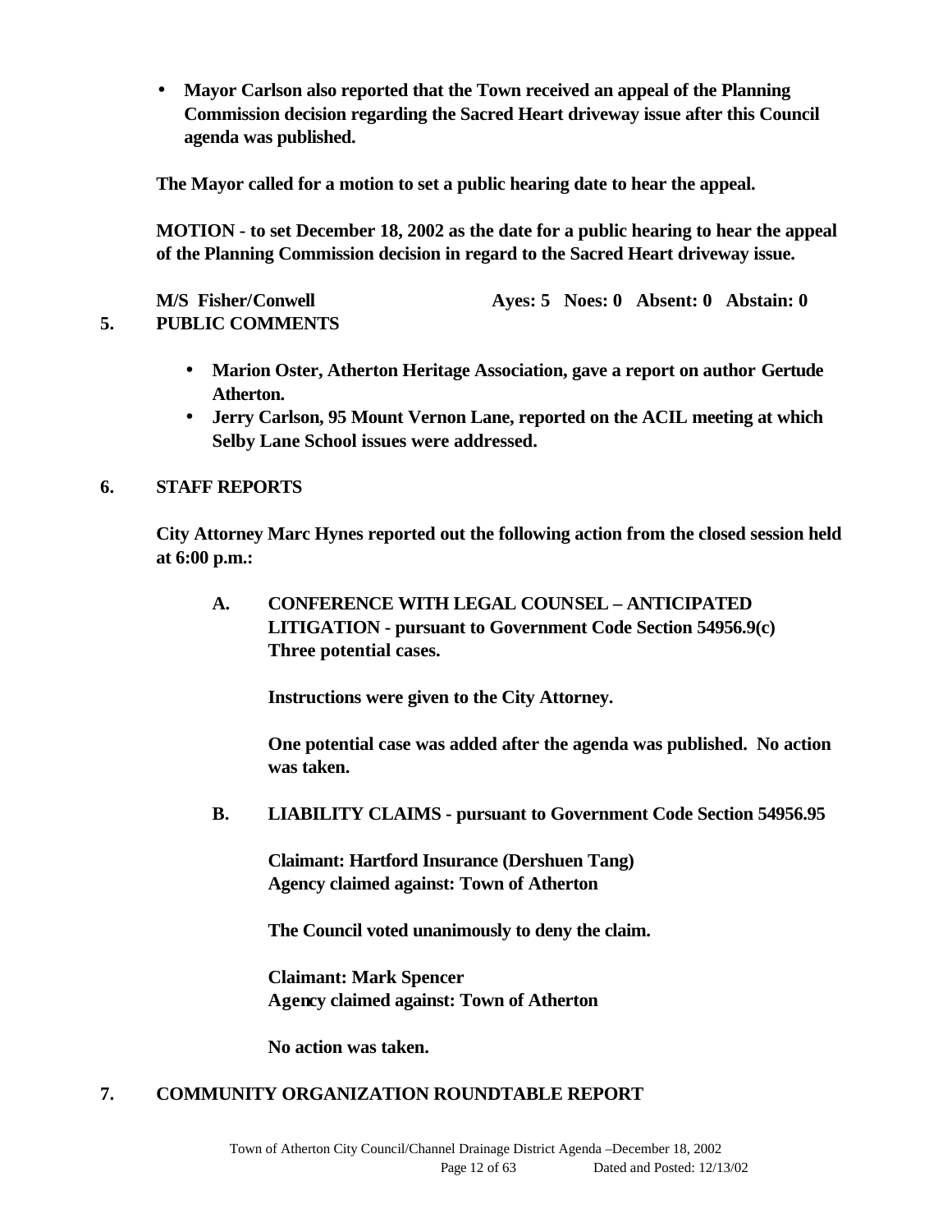- **Mayor Carlson also reported that the Town received an appeal of the Planning Commission decision regarding the Sacred Heart driveway issue after this Council agenda was published.**

**The Mayor called for a motion to set a public hearing date to hear the appeal.**

**MOTION - to set December 18, 2002 as the date for a public hearing to hear the appeal of the Planning Commission decision in regard to the Sacred Heart driveway issue.**

**M/S Fisher/Conwell Ayes: 5 Noes: 0 Absent: 0 Abstain: 0**

## 5. PUBLIC COMMENTS

- **Marion Oster, Atherton Heritage Association, gave a report on author Gertude Atherton.**
- **Jerry Carlson, 95 Mount Vernon Lane, reported on the ACIL meeting at which Selby Lane School issues were addressed.**

## 6. STAFF REPORTS

**City Attorney Marc Hynes reported out the following action from the closed session held at 6:00 p.m.:**

**A. CONFERENCE WITH LEGAL COUNSEL – ANTICIPATED LITIGATION - pursuant to Government Code Section 54956.9(c) Three potential cases.**

**Instructions were given to the City Attorney.**

**One potential case was added after the agenda was published. No action was taken.**

**B. LIABILITY CLAIMS - pursuant to Government Code Section 54956.95**

**Claimant: Hartford Insurance (Dershuen Tang)**
**Agency claimed against: Town of Atherton**

**The Council voted unanimously to deny the claim.**

**Claimant: Mark Spencer**
**Agency claimed against: Town of Atherton**

**No action was taken.**

## 7. COMMUNITY ORGANIZATION ROUNDTABLE REPORT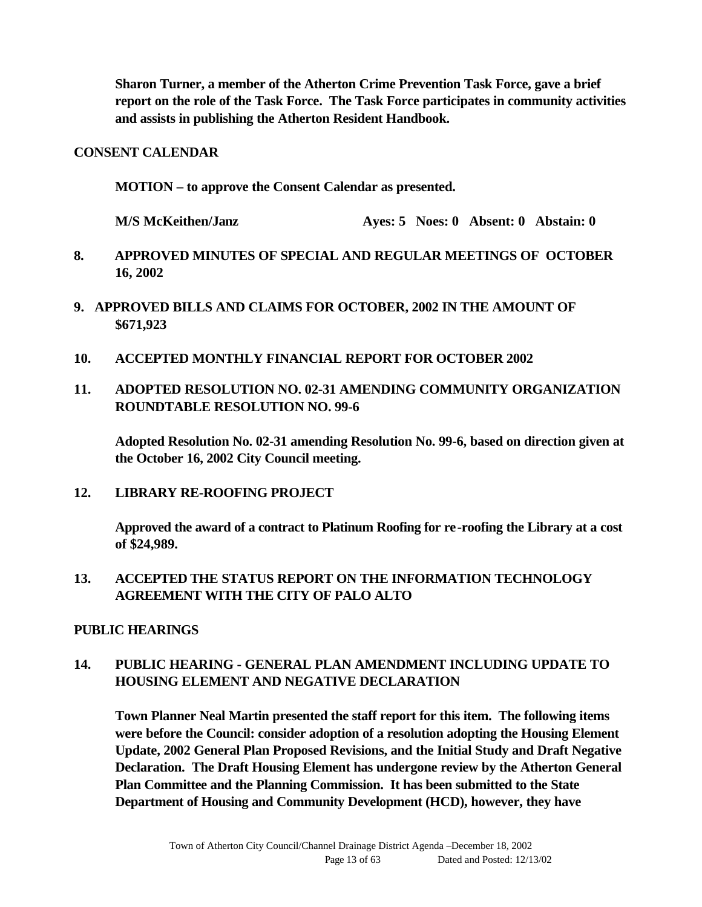**Sharon Turner, a member of the Atherton Crime Prevention Task Force, gave a brief report on the role of the Task Force. The Task Force participates in community activities and assists in publishing the Atherton Resident Handbook.**

## CONSENT CALENDAR

**MOTION – to approve the Consent Calendar as presented.**

**M/S McKeithen/Janz Ayes: 5 Noes: 0 Absent: 0 Abstain: 0**

**8. APPROVED MINUTES OF SPECIAL AND REGULAR MEETINGS OF OCTOBER 16, 2002**

**9. APPROVED BILLS AND CLAIMS FOR OCTOBER, 2002 IN THE AMOUNT OF $671,923**

**10. ACCEPTED MONTHLY FINANCIAL REPORT FOR OCTOBER 2002**

**11. ADOPTED RESOLUTION NO. 02-31 AMENDING COMMUNITY ORGANIZATION ROUNDTABLE RESOLUTION NO. 99-6**

**Adopted Resolution No. 02-31 amending Resolution No. 99-6, based on direction given at the October 16, 2002 City Council meeting.**

**12. LIBRARY RE-ROOFING PROJECT**

**Approved the award of a contract to Platinum Roofing for re-roofing the Library at a cost of $24,989.**

**13. ACCEPTED THE STATUS REPORT ON THE INFORMATION TECHNOLOGY AGREEMENT WITH THE CITY OF PALO ALTO**

## PUBLIC HEARINGS

**14. PUBLIC HEARING - GENERAL PLAN AMENDMENT INCLUDING UPDATE TO HOUSING ELEMENT AND NEGATIVE DECLARATION**

**Town Planner Neal Martin presented the staff report for this item. The following items were before the Council: consider adoption of a resolution adopting the Housing Element Update, 2002 General Plan Proposed Revisions, and the Initial Study and Draft Negative Declaration. The Draft Housing Element has undergone review by the Atherton General Plan Committee and the Planning Commission. It has been submitted to the State Department of Housing and Community Development (HCD), however, they have**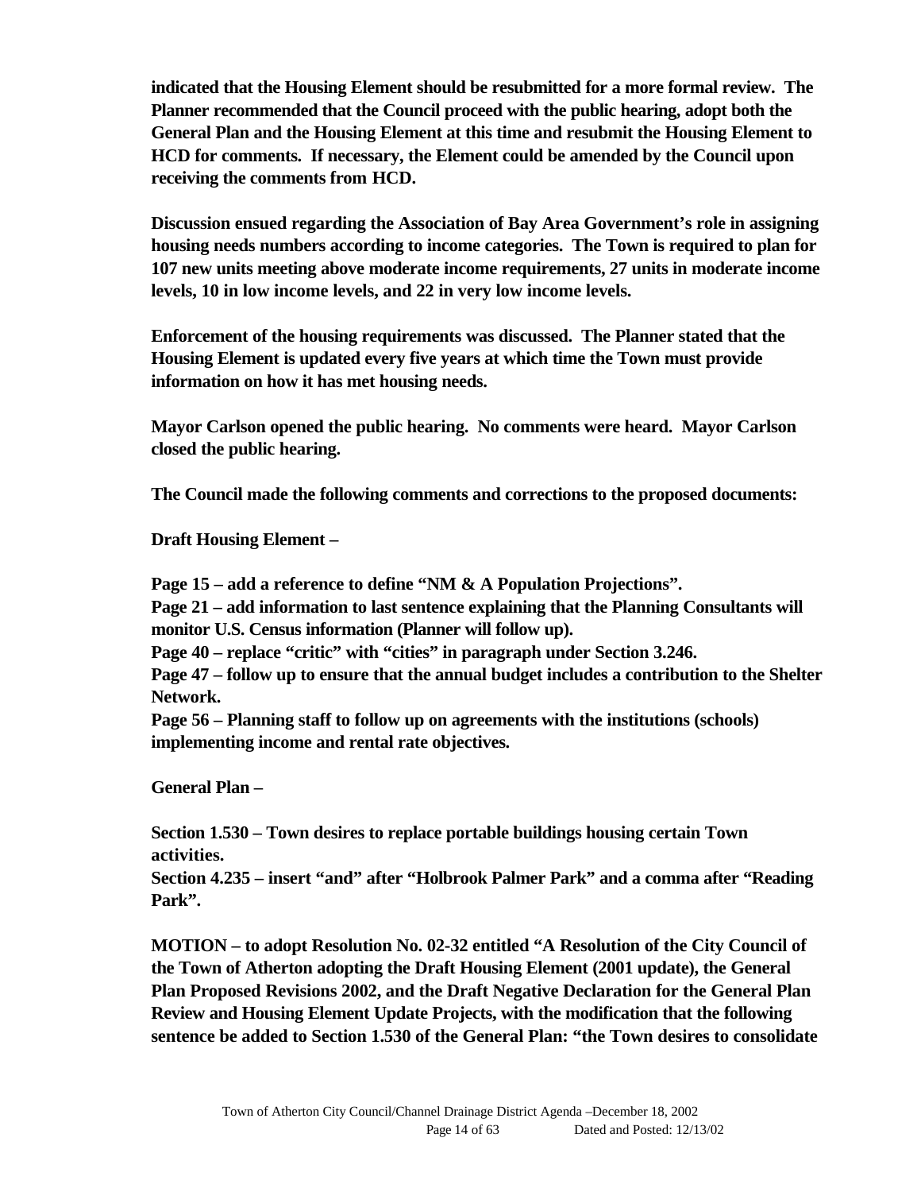**indicated that the Housing Element should be resubmitted for a more formal review. The Planner recommended that the Council proceed with the public hearing, adopt both the General Plan and the Housing Element at this time and resubmit the Housing Element to HCD for comments. If necessary, the Element could be amended by the Council upon receiving the comments from HCD.**

**Discussion ensued regarding the Association of Bay Area Government's role in assigning housing needs numbers according to income categories. The Town is required to plan for 107 new units meeting above moderate income requirements, 27 units in moderate income levels, 10 in low income levels, and 22 in very low income levels.**

**Enforcement of the housing requirements was discussed. The Planner stated that the Housing Element is updated every five years at which time the Town must provide information on how it has met housing needs.**

**Mayor Carlson opened the public hearing. No comments were heard. Mayor Carlson closed the public hearing.**

**The Council made the following comments and corrections to the proposed documents:**

**Draft Housing Element –**

**Page 15 – add a reference to define "NM & A Population Projections".**
**Page 21 – add information to last sentence explaining that the Planning Consultants will monitor U.S. Census information (Planner will follow up).**
**Page 40 – replace "critic" with "cities" in paragraph under Section 3.246.**
**Page 47 – follow up to ensure that the annual budget includes a contribution to the Shelter Network.**
**Page 56 – Planning staff to follow up on agreements with the institutions (schools) implementing income and rental rate objectives.**

**General Plan –**

**Section 1.530 – Town desires to replace portable buildings housing certain Town activities.**
**Section 4.235 – insert "and" after "Holbrook Palmer Park" and a comma after "Reading Park".**

**MOTION – to adopt Resolution No. 02-32 entitled "A Resolution of the City Council of the Town of Atherton adopting the Draft Housing Element (2001 update), the General Plan Proposed Revisions 2002, and the Draft Negative Declaration for the General Plan Review and Housing Element Update Projects, with the modification that the following sentence be added to Section 1.530 of the General Plan: "the Town desires to consolidate**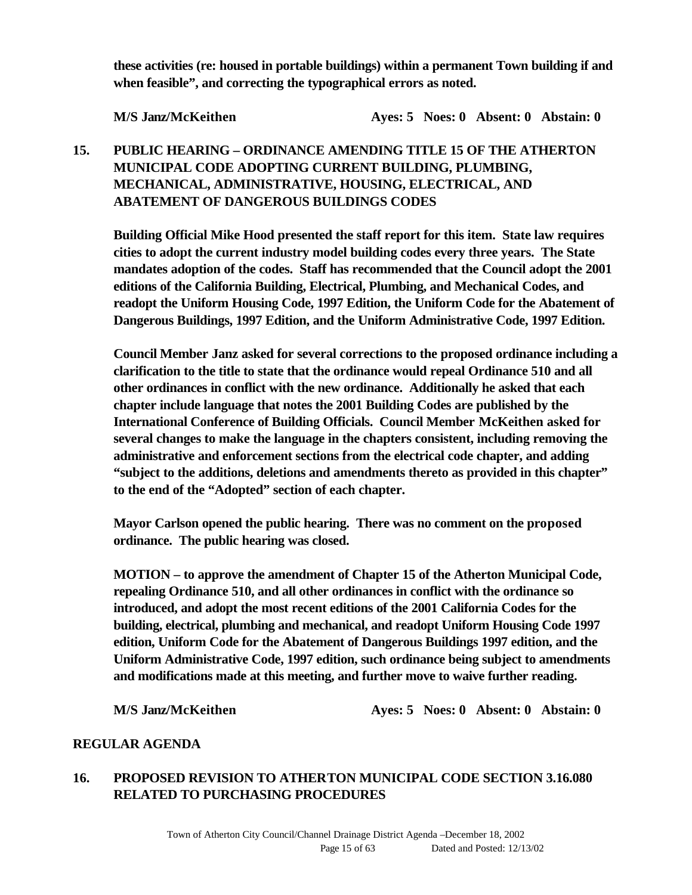**these activities (re: housed in portable buildings) within a permanent Town building if and when feasible", and correcting the typographical errors as noted.**

**M/S Janz/McKeithen Ayes: 5 Noes: 0 Absent: 0 Abstain: 0**

## 15. PUBLIC HEARING – ORDINANCE AMENDING TITLE 15 OF THE ATHERTON MUNICIPAL CODE ADOPTING CURRENT BUILDING, PLUMBING, MECHANICAL, ADMINISTRATIVE, HOUSING, ELECTRICAL, AND ABATEMENT OF DANGEROUS BUILDINGS CODES

**Building Official Mike Hood presented the staff report for this item. State law requires cities to adopt the current industry model building codes every three years. The State mandates adoption of the codes. Staff has recommended that the Council adopt the 2001 editions of the California Building, Electrical, Plumbing, and Mechanical Codes, and readopt the Uniform Housing Code, 1997 Edition, the Uniform Code for the Abatement of Dangerous Buildings, 1997 Edition, and the Uniform Administrative Code, 1997 Edition.**

**Council Member Janz asked for several corrections to the proposed ordinance including a clarification to the title to state that the ordinance would repeal Ordinance 510 and all other ordinances in conflict with the new ordinance. Additionally he asked that each chapter include language that notes the 2001 Building Codes are published by the International Conference of Building Officials. Council Member McKeithen asked for several changes to make the language in the chapters consistent, including removing the administrative and enforcement sections from the electrical code chapter, and adding "subject to the additions, deletions and amendments thereto as provided in this chapter" to the end of the "Adopted" section of each chapter.**

**Mayor Carlson opened the public hearing. There was no comment on the proposed ordinance. The public hearing was closed.**

**MOTION – to approve the amendment of Chapter 15 of the Atherton Municipal Code, repealing Ordinance 510, and all other ordinances in conflict with the ordinance so introduced, and adopt the most recent editions of the 2001 California Codes for the building, electrical, plumbing and mechanical, and readopt Uniform Housing Code 1997 edition, Uniform Code for the Abatement of Dangerous Buildings 1997 edition, and the Uniform Administrative Code, 1997 edition, such ordinance being subject to amendments and modifications made at this meeting, and further move to waive further reading.**

**M/S Janz/McKeithen Ayes: 5 Noes: 0 Absent: 0 Abstain: 0**

## REGULAR AGENDA

## 16. PROPOSED REVISION TO ATHERTON MUNICIPAL CODE SECTION 3.16.080 RELATED TO PURCHASING PROCEDURES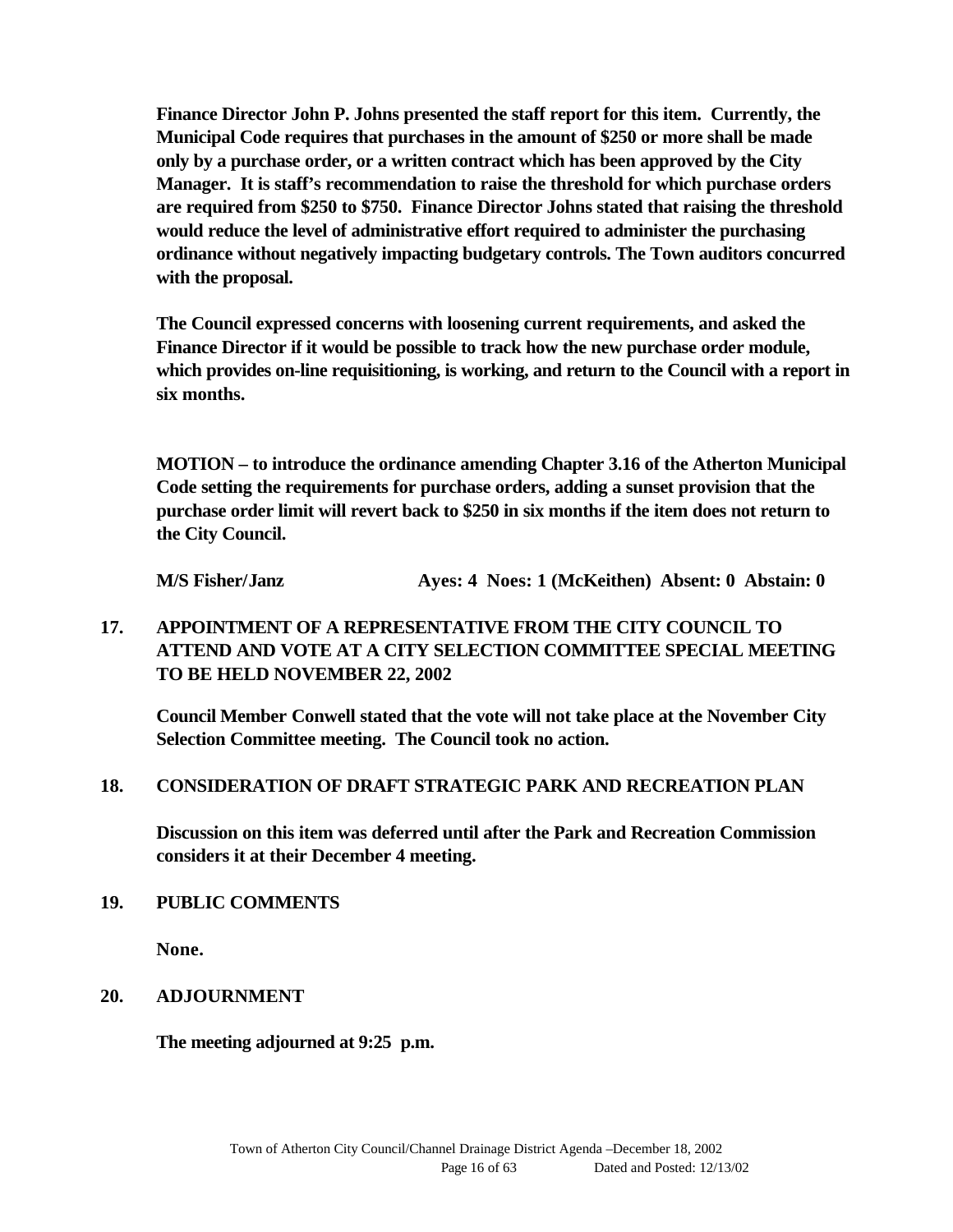**Finance Director John P. Johns presented the staff report for this item. Currently, the Municipal Code requires that purchases in the amount of $250 or more shall be made only by a purchase order, or a written contract which has been approved by the City Manager. It is staff's recommendation to raise the threshold for which purchase orders are required from $250 to $750. Finance Director Johns stated that raising the threshold would reduce the level of administrative effort required to administer the purchasing ordinance without negatively impacting budgetary controls. The Town auditors concurred with the proposal.**

**The Council expressed concerns with loosening current requirements, and asked the Finance Director if it would be possible to track how the new purchase order module, which provides on-line requisitioning, is working, and return to the Council with a report in six months.**

**MOTION – to introduce the ordinance amending Chapter 3.16 of the Atherton Municipal Code setting the requirements for purchase orders, adding a sunset provision that the purchase order limit will revert back to $250 in six months if the item does not return to the City Council.**

**M/S Fisher/Janz Ayes: 4 Noes: 1 (McKeithen) Absent: 0 Abstain: 0**

## 17. APPOINTMENT OF A REPRESENTATIVE FROM THE CITY COUNCIL TO ATTEND AND VOTE AT A CITY SELECTION COMMITTEE SPECIAL MEETING TO BE HELD NOVEMBER 22, 2002

**Council Member Conwell stated that the vote will not take place at the November City Selection Committee meeting. The Council took no action.**

## 18. CONSIDERATION OF DRAFT STRATEGIC PARK AND RECREATION PLAN

**Discussion on this item was deferred until after the Park and Recreation Commission considers it at their December 4 meeting.**

## 19. PUBLIC COMMENTS

**None.**

## 20. ADJOURNMENT

**The meeting adjourned at 9:25 p.m.**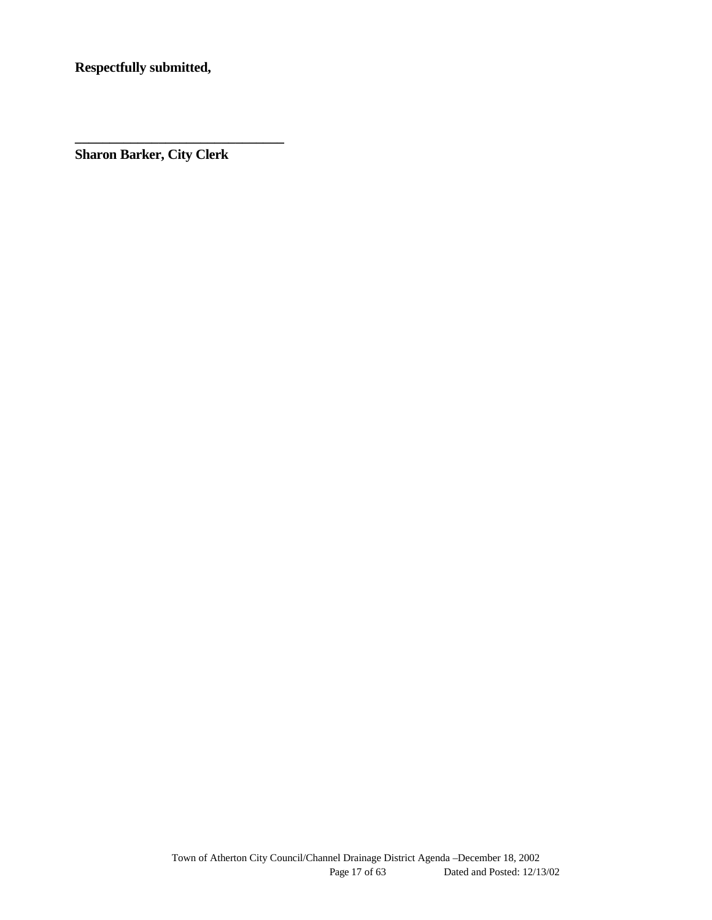**Respectfully submitted,**

**_______________________________**

**Sharon Barker, City Clerk**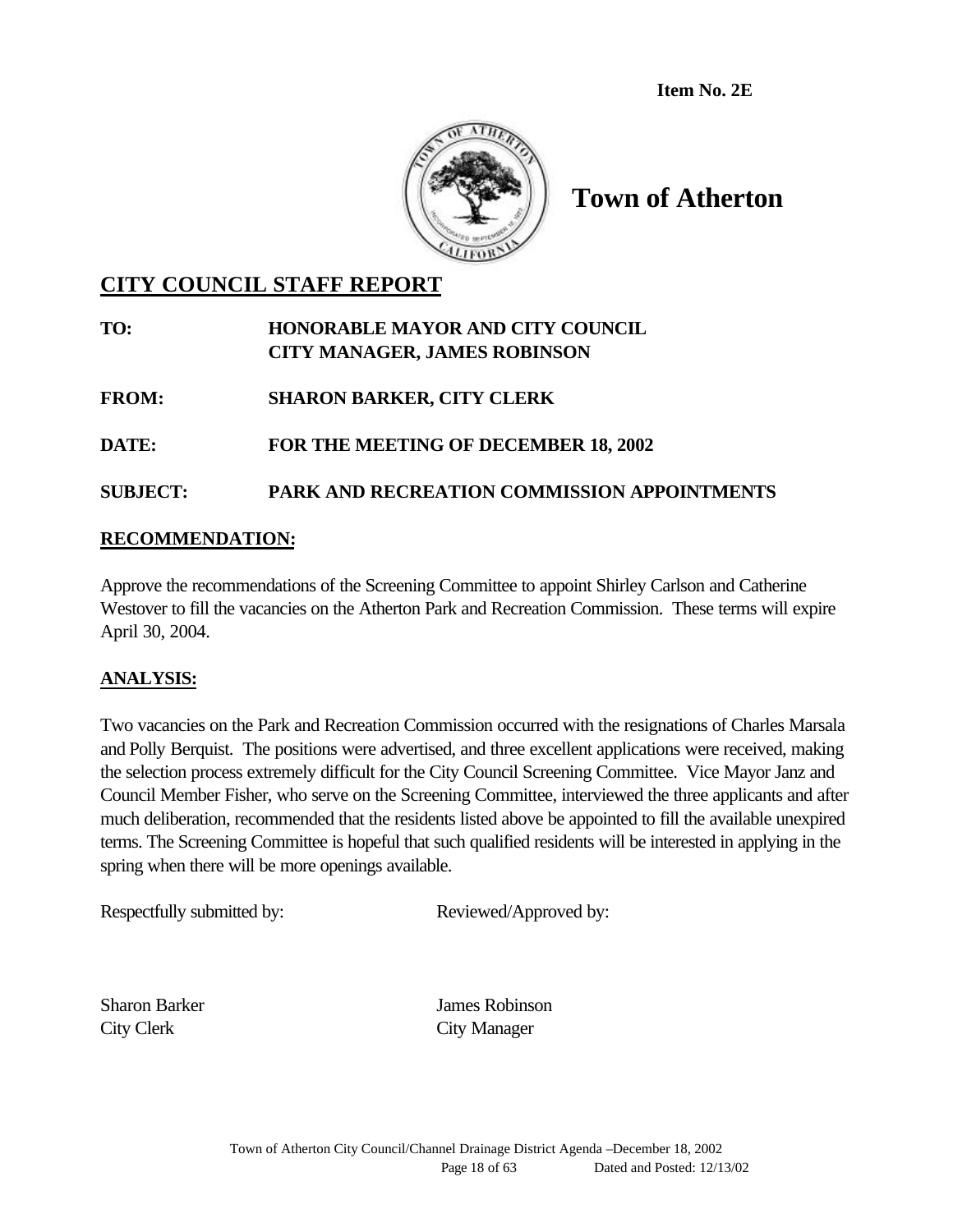**Item No. 2E**

# Town of Atherton

## CITY COUNCIL STAFF REPORT

**TO:** **HONORABLE MAYOR AND CITY COUNCIL**
**CITY MANAGER, JAMES ROBINSON**

**FROM:** **SHARON BARKER, CITY CLERK**

**DATE:** **FOR THE MEETING OF DECEMBER 18, 2002**

**SUBJECT:** **PARK AND RECREATION COMMISSION APPOINTMENTS**

### RECOMMENDATION:

Approve the recommendations of the Screening Committee to appoint Shirley Carlson and Catherine Westover to fill the vacancies on the Atherton Park and Recreation Commission. These terms will expire April 30, 2004.

### ANALYSIS:

Two vacancies on the Park and Recreation Commission occurred with the resignations of Charles Marsala and Polly Berquist. The positions were advertised, and three excellent applications were received, making the selection process extremely difficult for the City Council Screening Committee. Vice Mayor Janz and Council Member Fisher, who serve on the Screening Committee, interviewed the three applicants and after much deliberation, recommended that the residents listed above be appointed to fill the available unexpired terms. The Screening Committee is hopeful that such qualified residents will be interested in applying in the spring when there will be more openings available.

Respectfully submitted by: Reviewed/Approved by:

Sharon Barker
City Clerk

James Robinson
City Manager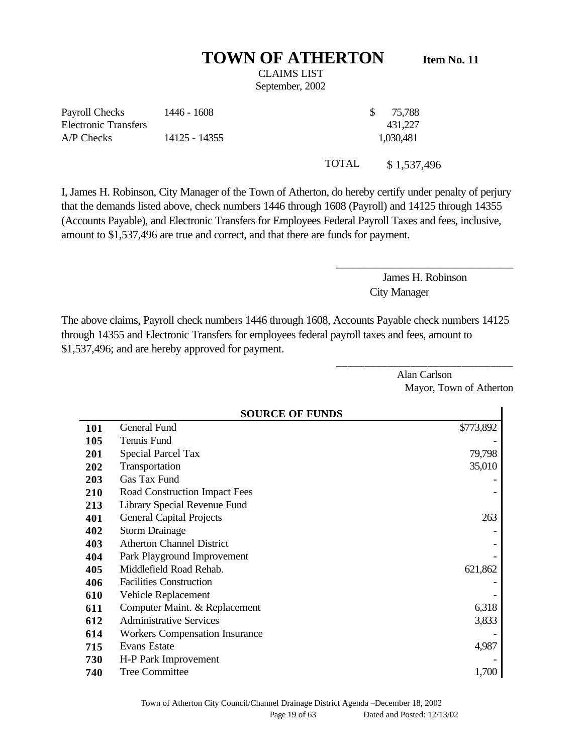# TOWN OF ATHERTON

**Item No. 11**

CLAIMS LIST
September, 2002

| | | |
|---|---|---|
| Payroll Checks | 1446 - 1608 | $ 75,788 |
| Electronic Transfers | | 431,227 |
| A/P Checks | 14125 - 14355 | 1,030,481 |
| | TOTAL | $ 1,537,496 |

I, James H. Robinson, City Manager of the Town of Atherton, do hereby certify under penalty of perjury that the demands listed above, check numbers 1446 through 1608 (Payroll) and 14125 through 14355 (Accounts Payable), and Electronic Transfers for Employees Federal Payroll Taxes and fees, inclusive, amount to $1,537,496 are true and correct, and that there are funds for payment.

\_\_\_\_\_\_\_\_\_\_\_\_\_\_\_\_\_\_\_\_\_\_\_\_\_\_\_\_\_\_\_\_
James H. Robinson
City Manager

The above claims, Payroll check numbers 1446 through 1608, Accounts Payable check numbers 14125 through 14355 and Electronic Transfers for employees federal payroll taxes and fees, amount to $1,537,496; and are hereby approved for payment.

\_\_\_\_\_\_\_\_\_\_\_\_\_\_\_\_\_\_\_\_\_\_\_\_\_\_\_\_\_\_\_\_
Alan Carlson
Mayor, Town of Atherton

| | **SOURCE OF FUNDS** | |
|---|---|---|
| **101** | General Fund | $773,892 |
| **105** | Tennis Fund | - |
| **201** | Special Parcel Tax | 79,798 |
| **202** | Transportation | 35,010 |
| **203** | Gas Tax Fund | - |
| **210** | Road Construction Impact Fees | - |
| **213** | Library Special Revenue Fund | |
| **401** | General Capital Projects | 263 |
| **402** | Storm Drainage | - |
| **403** | Atherton Channel District | - |
| **404** | Park Playground Improvement | - |
| **405** | Middlefield Road Rehab. | 621,862 |
| **406** | Facilities Construction | - |
| **610** | Vehicle Replacement | - |
| **611** | Computer Maint. & Replacement | 6,318 |
| **612** | Administrative Services | 3,833 |
| **614** | Workers Compensation Insurance | - |
| **715** | Evans Estate | 4,987 |
| **730** | H-P Park Improvement | - |
| **740** | Tree Committee | 1,700 |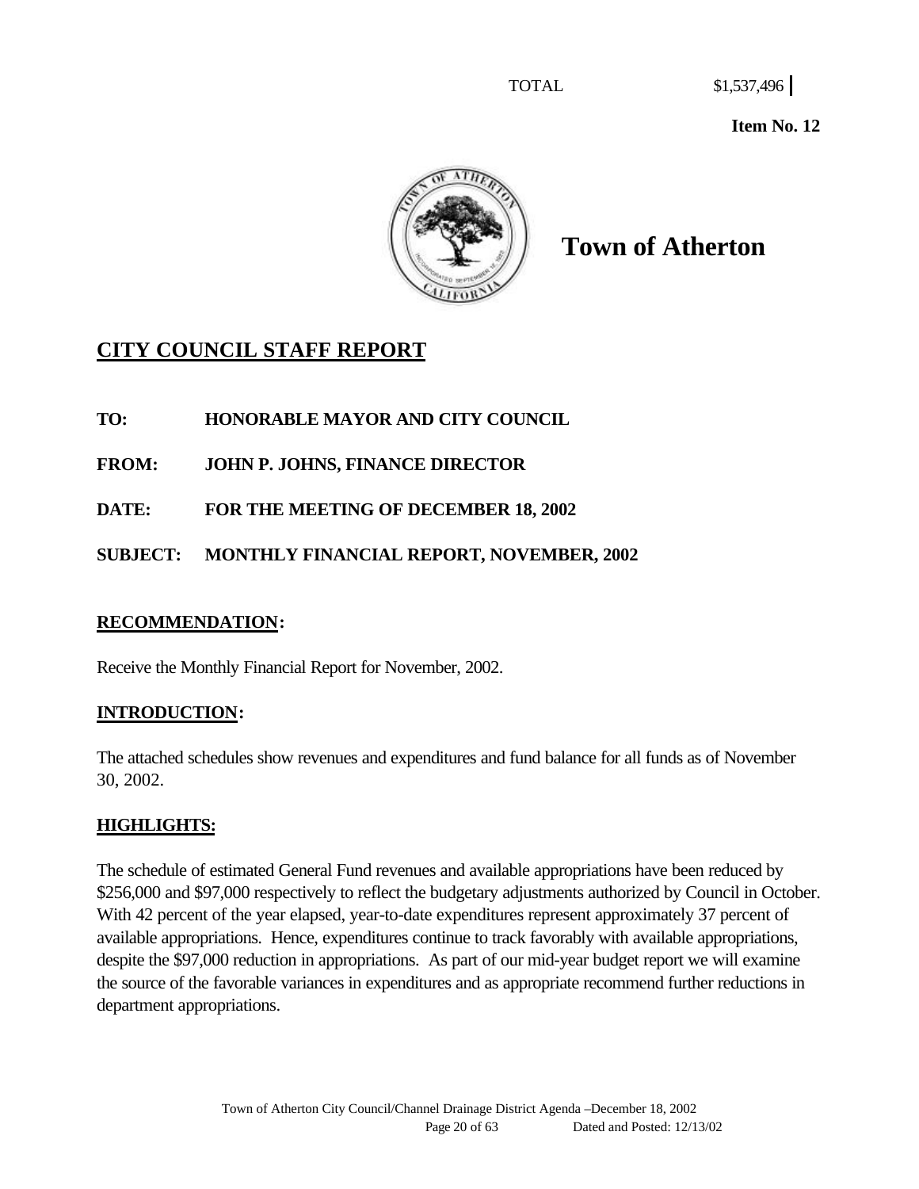TOTAL $1,537,496

**Item No. 12**

# Town of Atherton

## CITY COUNCIL STAFF REPORT

**TO: HONORABLE MAYOR AND CITY COUNCIL**

**FROM: JOHN P. JOHNS, FINANCE DIRECTOR**

**DATE: FOR THE MEETING OF DECEMBER 18, 2002**

**SUBJECT: MONTHLY FINANCIAL REPORT, NOVEMBER, 2002**

### RECOMMENDATION:

Receive the Monthly Financial Report for November, 2002.

### INTRODUCTION:

The attached schedules show revenues and expenditures and fund balance for all funds as of November 30, 2002.

### HIGHLIGHTS:

The schedule of estimated General Fund revenues and available appropriations have been reduced by \$256,000 and \$97,000 respectively to reflect the budgetary adjustments authorized by Council in October. With 42 percent of the year elapsed, year-to-date expenditures represent approximately 37 percent of available appropriations. Hence, expenditures continue to track favorably with available appropriations, despite the \$97,000 reduction in appropriations. As part of our mid-year budget report we will examine the source of the favorable variances in expenditures and as appropriate recommend further reductions in department appropriations.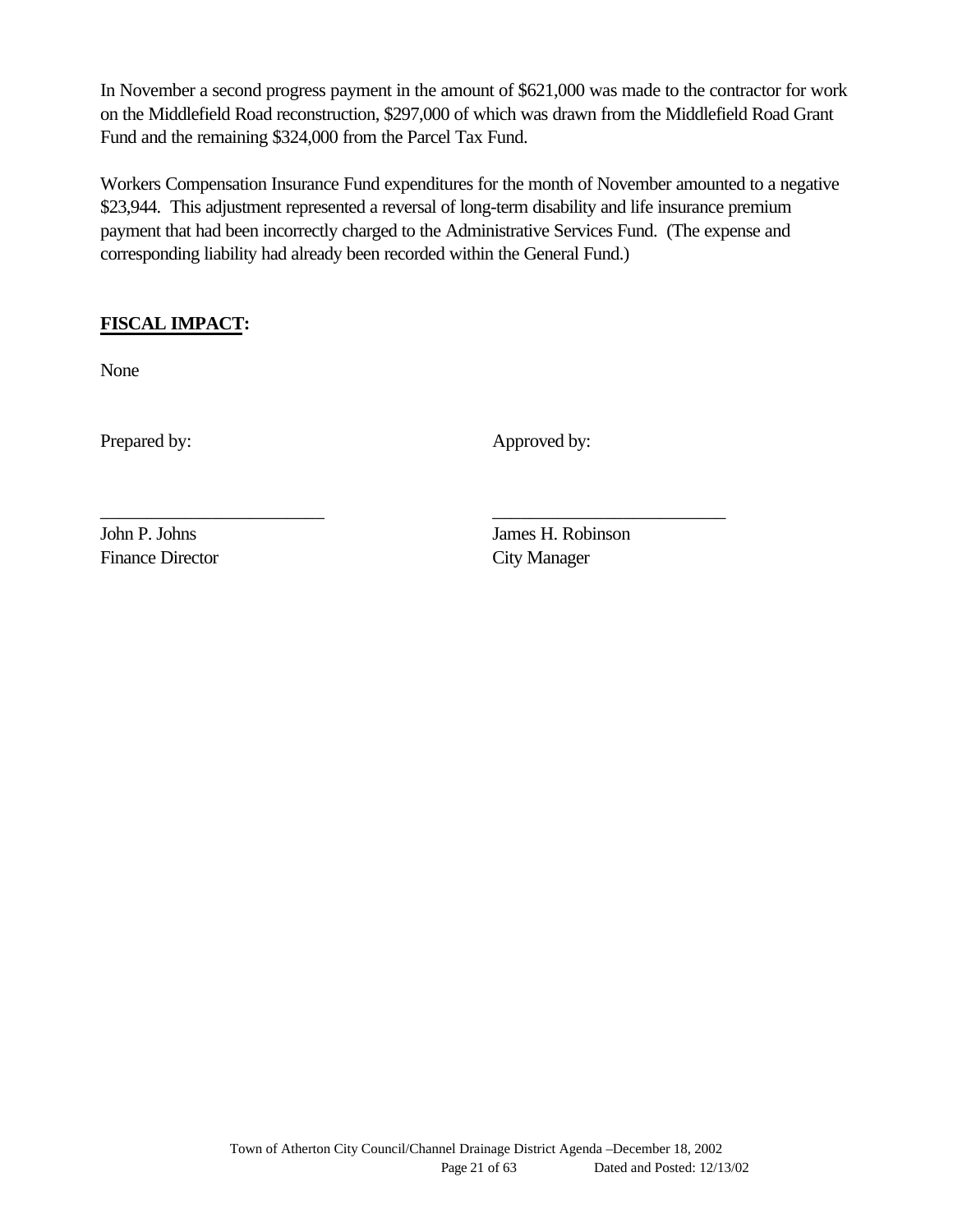In November a second progress payment in the amount of $621,000 was made to the contractor for work on the Middlefield Road reconstruction, $297,000 of which was drawn from the Middlefield Road Grant Fund and the remaining $324,000 from the Parcel Tax Fund.

Workers Compensation Insurance Fund expenditures for the month of November amounted to a negative $23,944. This adjustment represented a reversal of long-term disability and life insurance premium payment that had been incorrectly charged to the Administrative Services Fund. (The expense and corresponding liability had already been recorded within the General Fund.)

**FISCAL IMPACT:**

None

Prepared by:

\_\_\_\_\_\_\_\_\_\_\_\_\_\_\_\_\_\_\_\_\_\_\_\_

John P. Johns
Finance Director

Approved by:

\_\_\_\_\_\_\_\_\_\_\_\_\_\_\_\_\_\_\_\_\_\_\_\_

James H. Robinson
City Manager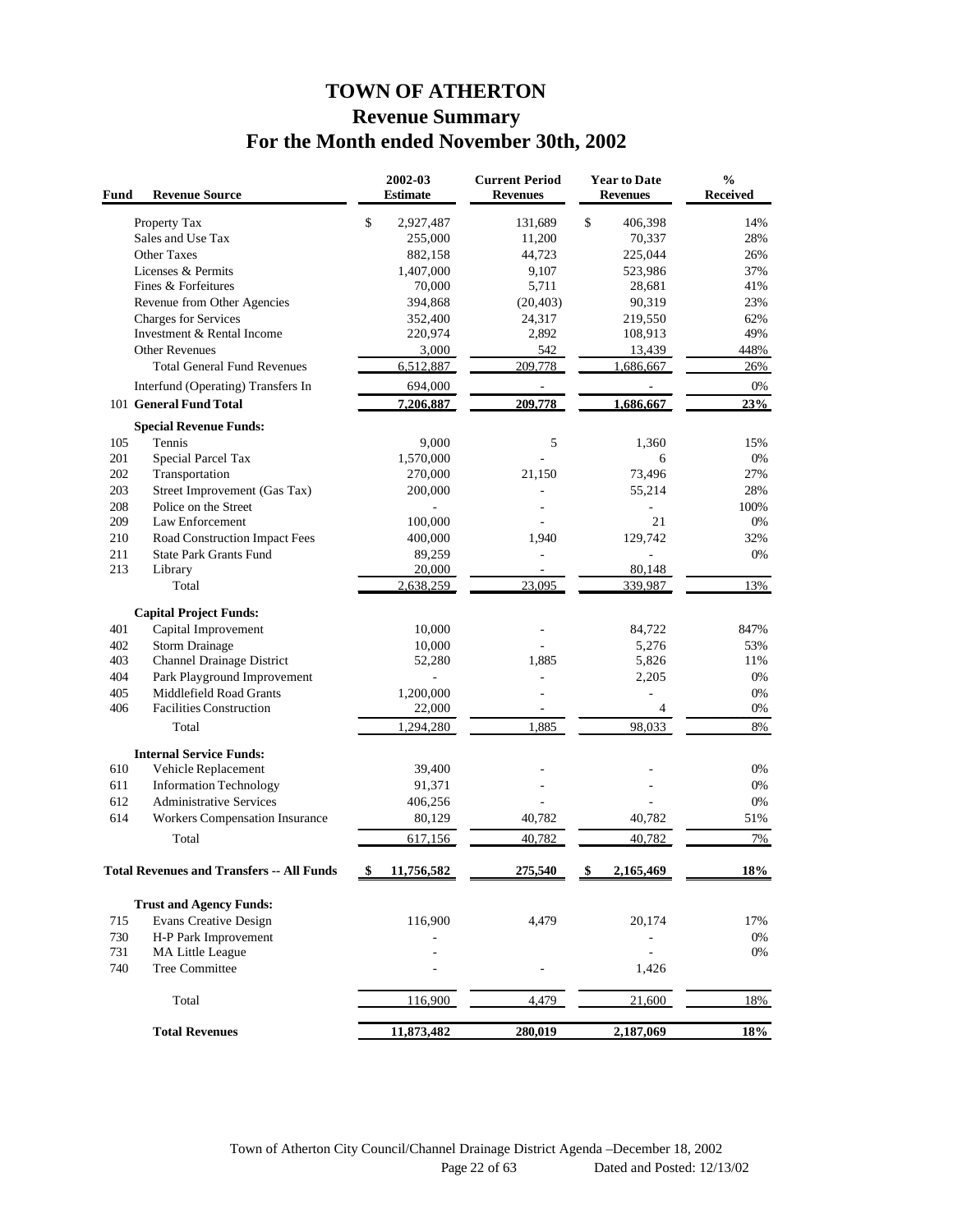# TOWN OF ATHERTON
## Revenue Summary
## For the Month ended November 30th, 2002

| Fund | Revenue Source | 2002-03 Estimate | Current Period Revenues | Year to Date Revenues | % Received |
|---|---|---|---|---|---|
| | Property Tax | $ 2,927,487 | 131,689 | $ 406,398 | 14% |
| | Sales and Use Tax | 255,000 | 11,200 | 70,337 | 28% |
| | Other Taxes | 882,158 | 44,723 | 225,044 | 26% |
| | Licenses & Permits | 1,407,000 | 9,107 | 523,986 | 37% |
| | Fines & Forfeitures | 70,000 | 5,711 | 28,681 | 41% |
| | Revenue from Other Agencies | 394,868 | (20,403) | 90,319 | 23% |
| | Charges for Services | 352,400 | 24,317 | 219,550 | 62% |
| | Investment & Rental Income | 220,974 | 2,892 | 108,913 | 49% |
| | Other Revenues | 3,000 | 542 | 13,439 | 448% |
| | Total General Fund Revenues | 6,512,887 | 209,778 | 1,686,667 | 26% |
| | Interfund (Operating) Transfers In | 694,000 | - | - | 0% |
| 101 | **General Fund Total** | **7,206,887** | **209,778** | **1,686,667** | **23%** |
| | **Special Revenue Funds:** | | | | |
| 105 | Tennis | 9,000 | 5 | 1,360 | 15% |
| 201 | Special Parcel Tax | 1,570,000 | - | 6 | 0% |
| 202 | Transportation | 270,000 | 21,150 | 73,496 | 27% |
| 203 | Street Improvement (Gas Tax) | 200,000 | - | 55,214 | 28% |
| 208 | Police on the Street | - | - | - | 100% |
| 209 | Law Enforcement | 100,000 | - | 21 | 0% |
| 210 | Road Construction Impact Fees | 400,000 | 1,940 | 129,742 | 32% |
| 211 | State Park Grants Fund | 89,259 | - | - | 0% |
| 213 | Library | 20,000 | - | 80,148 | |
| | Total | 2,638,259 | 23,095 | 339,987 | 13% |
| | **Capital Project Funds:** | | | | |
| 401 | Capital Improvement | 10,000 | - | 84,722 | 847% |
| 402 | Storm Drainage | 10,000 | - | 5,276 | 53% |
| 403 | Channel Drainage District | 52,280 | 1,885 | 5,826 | 11% |
| 404 | Park Playground Improvement | - | - | 2,205 | 0% |
| 405 | Middlefield Road Grants | 1,200,000 | - | - | 0% |
| 406 | Facilities Construction | 22,000 | - | 4 | 0% |
| | Total | 1,294,280 | 1,885 | 98,033 | 8% |
| | **Internal Service Funds:** | | | | |
| 610 | Vehicle Replacement | 39,400 | - | - | 0% |
| 611 | Information Technology | 91,371 | - | - | 0% |
| 612 | Administrative Services | 406,256 | - | - | 0% |
| 614 | Workers Compensation Insurance | 80,129 | 40,782 | 40,782 | 51% |
| | Total | 617,156 | 40,782 | 40,782 | 7% |
| | **Total Revenues and Transfers -- All Funds** | **$ 11,756,582** | **275,540** | **$ 2,165,469** | **18%** |
| | **Trust and Agency Funds:** | | | | |
| 715 | Evans Creative Design | 116,900 | 4,479 | 20,174 | 17% |
| 730 | H-P Park Improvement | - | | - | 0% |
| 731 | MA Little League | - | | - | 0% |
| 740 | Tree Committee | - | - | 1,426 | |
| | Total | 116,900 | 4,479 | 21,600 | 18% |
| | **Total Revenues** | **11,873,482** | **280,019** | **2,187,069** | **18%** |

Town of Atherton City Council/Channel Drainage District Agenda –December 18, 2002
Dated and Posted: 12/13/02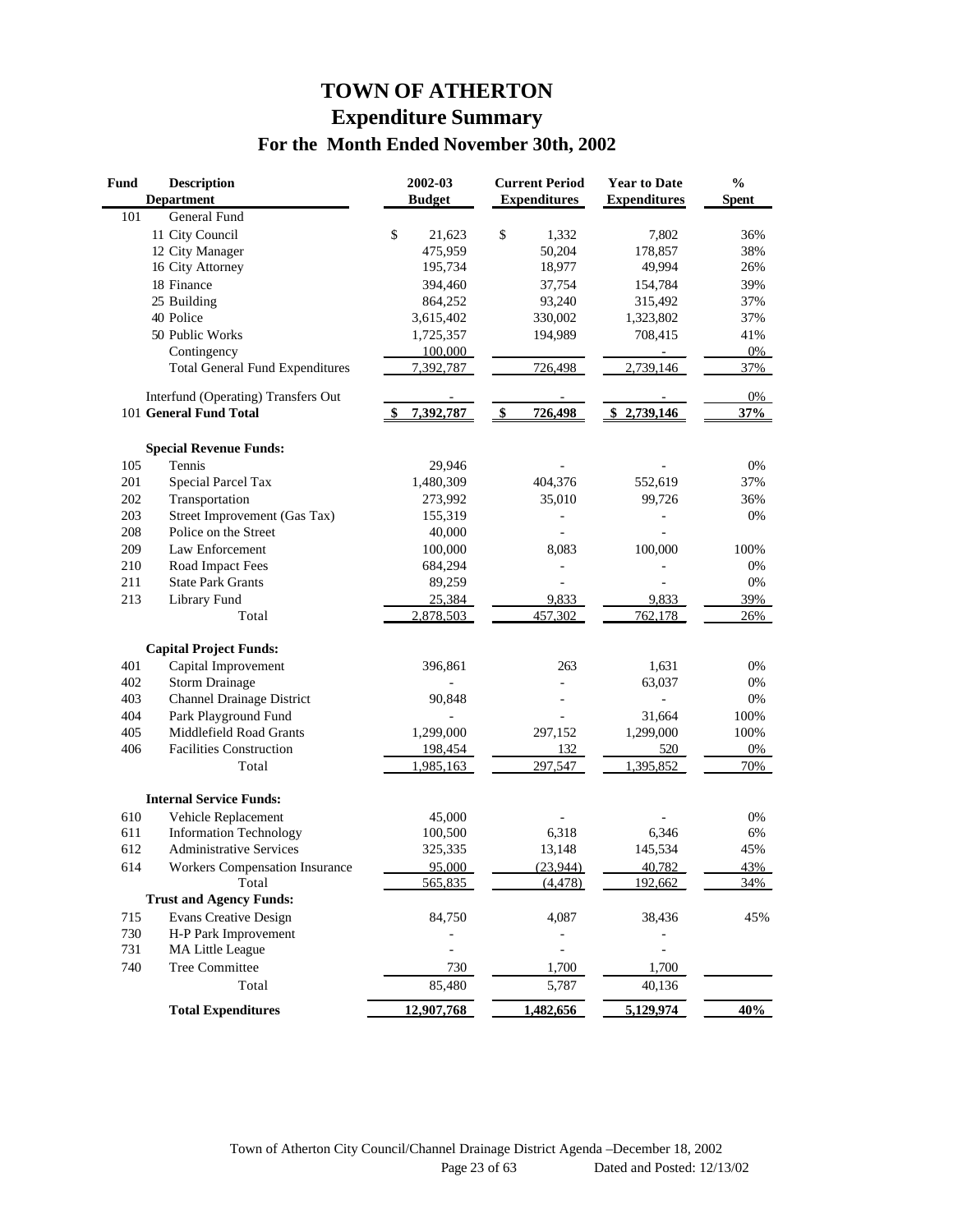# TOWN OF ATHERTON

## Expenditure Summary

### For the Month Ended November 30th, 2002

| Fund | Description / Department | 2002-03 Budget | Current Period Expenditures | Year to Date Expenditures | % Spent |
|---|---|---|---|---|---|
| 101 | General Fund | | | | |
| | 11 City Council | $ 21,623 | $ 1,332 | 7,802 | 36% |
| | 12 City Manager | 475,959 | 50,204 | 178,857 | 38% |
| | 16 City Attorney | 195,734 | 18,977 | 49,994 | 26% |
| | 18 Finance | 394,460 | 37,754 | 154,784 | 39% |
| | 25 Building | 864,252 | 93,240 | 315,492 | 37% |
| | 40 Police | 3,615,402 | 330,002 | 1,323,802 | 37% |
| | 50 Public Works | 1,725,357 | 194,989 | 708,415 | 41% |
| | Contingency | 100,000 | | - | 0% |
| | Total General Fund Expenditures | 7,392,787 | 726,498 | 2,739,146 | 37% |
| | Interfund (Operating) Transfers Out | - | - | - | 0% |
| 101 | **General Fund Total** | **$ 7,392,787** | **$ 726,498** | **$ 2,739,146** | **37%** |
| | **Special Revenue Funds:** | | | | |
| 105 | Tennis | 29,946 | - | - | 0% |
| 201 | Special Parcel Tax | 1,480,309 | 404,376 | 552,619 | 37% |
| 202 | Transportation | 273,992 | 35,010 | 99,726 | 36% |
| 203 | Street Improvement (Gas Tax) | 155,319 | - | - | 0% |
| 208 | Police on the Street | 40,000 | - | - | |
| 209 | Law Enforcement | 100,000 | 8,083 | 100,000 | 100% |
| 210 | Road Impact Fees | 684,294 | - | - | 0% |
| 211 | State Park Grants | 89,259 | - | - | 0% |
| 213 | Library Fund | 25,384 | 9,833 | 9,833 | 39% |
| | Total | 2,878,503 | 457,302 | 762,178 | 26% |
| | **Capital Project Funds:** | | | | |
| 401 | Capital Improvement | 396,861 | 263 | 1,631 | 0% |
| 402 | Storm Drainage | - | - | 63,037 | 0% |
| 403 | Channel Drainage District | 90,848 | - | - | 0% |
| 404 | Park Playground Fund | - | - | 31,664 | 100% |
| 405 | Middlefield Road Grants | 1,299,000 | 297,152 | 1,299,000 | 100% |
| 406 | Facilities Construction | 198,454 | 132 | 520 | 0% |
| | Total | 1,985,163 | 297,547 | 1,395,852 | 70% |
| | **Internal Service Funds:** | | | | |
| 610 | Vehicle Replacement | 45,000 | - | - | 0% |
| 611 | Information Technology | 100,500 | 6,318 | 6,346 | 6% |
| 612 | Administrative Services | 325,335 | 13,148 | 145,534 | 45% |
| 614 | Workers Compensation Insurance | 95,000 | (23,944) | 40,782 | 43% |
| | Total | 565,835 | (4,478) | 192,662 | 34% |
| | **Trust and Agency Funds:** | | | | |
| 715 | Evans Creative Design | 84,750 | 4,087 | 38,436 | 45% |
| 730 | H-P Park Improvement | - | - | - | |
| 731 | MA Little League | - | - | - | |
| 740 | Tree Committee | 730 | 1,700 | 1,700 | |
| | Total | 85,480 | 5,787 | 40,136 | |
| | **Total Expenditures** | **12,907,768** | **1,482,656** | **5,129,974** | **40%** |

Town of Atherton City Council/Channel Drainage District Agenda –December 18, 2002

Dated and Posted: 12/13/02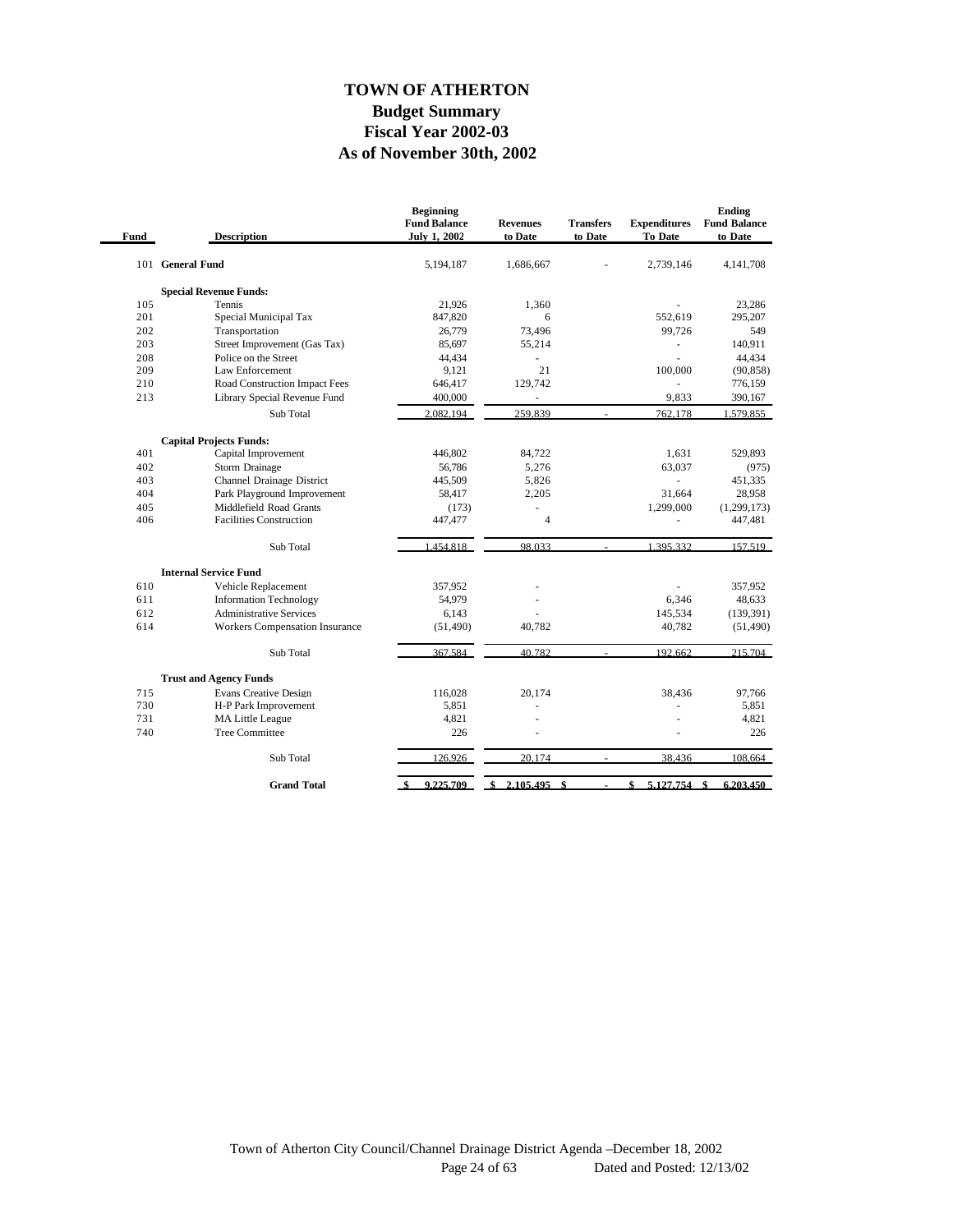# TOWN OF ATHERTON
## Budget Summary
## Fiscal Year 2002-03
## As of November 30th, 2002

| Fund | Description | Beginning Fund Balance July 1, 2002 | Revenues to Date | Transfers to Date | Expenditures To Date | Ending Fund Balance to Date |
|---|---|---|---|---|---|---|
| 101 | **General Fund** | 5,194,187 | 1,686,667 | - | 2,739,146 | 4,141,708 |
| | **Special Revenue Funds:** | | | | | |
| 105 | Tennis | 21,926 | 1,360 | | - | 23,286 |
| 201 | Special Municipal Tax | 847,820 | 6 | | 552,619 | 295,207 |
| 202 | Transportation | 26,779 | 73,496 | | 99,726 | 549 |
| 203 | Street Improvement (Gas Tax) | 85,697 | 55,214 | | - | 140,911 |
| 208 | Police on the Street | 44,434 | - | | - | 44,434 |
| 209 | Law Enforcement | 9,121 | 21 | | 100,000 | (90,858) |
| 210 | Road Construction Impact Fees | 646,417 | 129,742 | | - | 776,159 |
| 213 | Library Special Revenue Fund | 400,000 | - | | 9,833 | 390,167 |
| | Sub Total | 2,082,194 | 259,839 | - | 762,178 | 1,579,855 |
| | **Capital Projects Funds:** | | | | | |
| 401 | Capital Improvement | 446,802 | 84,722 | | 1,631 | 529,893 |
| 402 | Storm Drainage | 56,786 | 5,276 | | 63,037 | (975) |
| 403 | Channel Drainage District | 445,509 | 5,826 | | - | 451,335 |
| 404 | Park Playground Improvement | 58,417 | 2,205 | | 31,664 | 28,958 |
| 405 | Middlefield Road Grants | (173) | - | | 1,299,000 | (1,299,173) |
| 406 | Facilities Construction | 447,477 | 4 | | - | 447,481 |
| | Sub Total | 1,454,818 | 98,033 | - | 1,395,332 | 157,519 |
| | **Internal Service Fund** | | | | | |
| 610 | Vehicle Replacement | 357,952 | - | | - | 357,952 |
| 611 | Information Technology | 54,979 | - | | 6,346 | 48,633 |
| 612 | Administrative Services | 6,143 | - | | 145,534 | (139,391) |
| 614 | Workers Compensation Insurance | (51,490) | 40,782 | | 40,782 | (51,490) |
| | Sub Total | 367,584 | 40,782 | - | 192,662 | 215,704 |
| | **Trust and Agency Funds** | | | | | |
| 715 | Evans Creative Design | 116,028 | 20,174 | | 38,436 | 97,766 |
| 730 | H-P Park Improvement | 5,851 | - | | - | 5,851 |
| 731 | MA Little League | 4,821 | - | | - | 4,821 |
| 740 | Tree Committee | 226 | - | | - | 226 |
| | Sub Total | 126,926 | 20,174 | - | 38,436 | 108,664 |
| | **Grand Total** | $ 9,225,709 | $ 2,105,495 | $ - | $ 5,127,754 | $ 6,203,450 |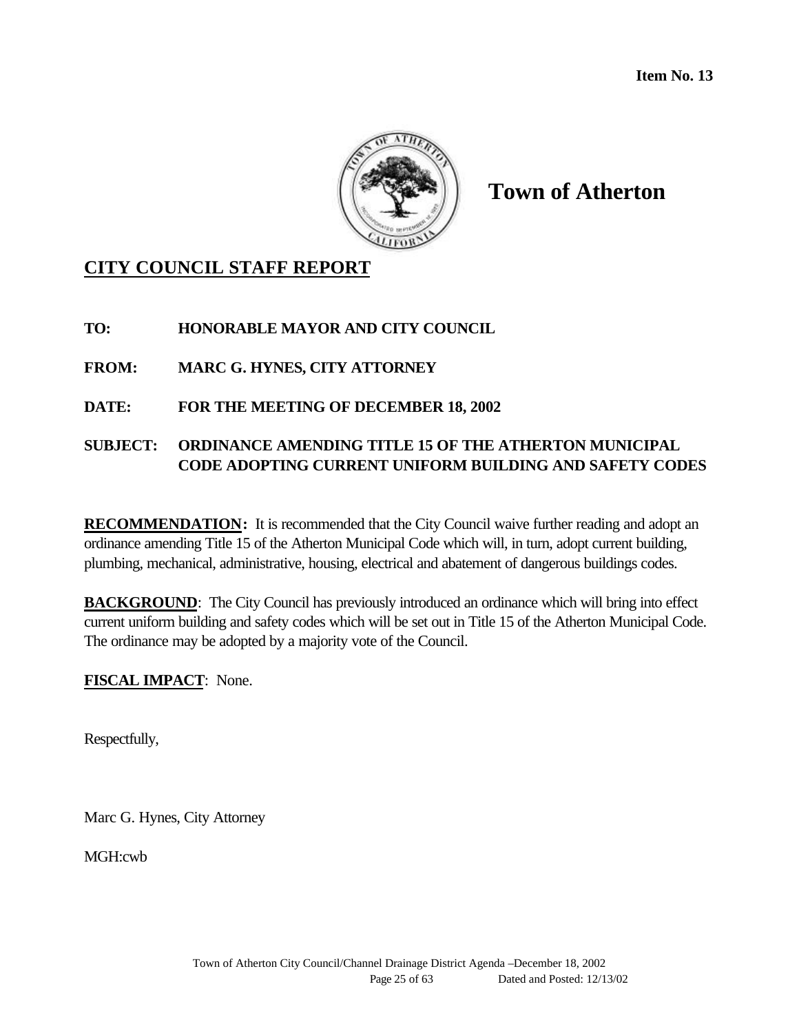**Item No. 13**

# Town of Atherton

## CITY COUNCIL STAFF REPORT

**TO:** HONORABLE MAYOR AND CITY COUNCIL

**FROM:** MARC G. HYNES, CITY ATTORNEY

**DATE:** FOR THE MEETING OF DECEMBER 18, 2002

**SUBJECT:** ORDINANCE AMENDING TITLE 15 OF THE ATHERTON MUNICIPAL CODE ADOPTING CURRENT UNIFORM BUILDING AND SAFETY CODES

**RECOMMENDATION:** It is recommended that the City Council waive further reading and adopt an ordinance amending Title 15 of the Atherton Municipal Code which will, in turn, adopt current building, plumbing, mechanical, administrative, housing, electrical and abatement of dangerous buildings codes.

**BACKGROUND**: The City Council has previously introduced an ordinance which will bring into effect current uniform building and safety codes which will be set out in Title 15 of the Atherton Municipal Code. The ordinance may be adopted by a majority vote of the Council.

**FISCAL IMPACT**: None.

Respectfully,

Marc G. Hynes, City Attorney

MGH:cwb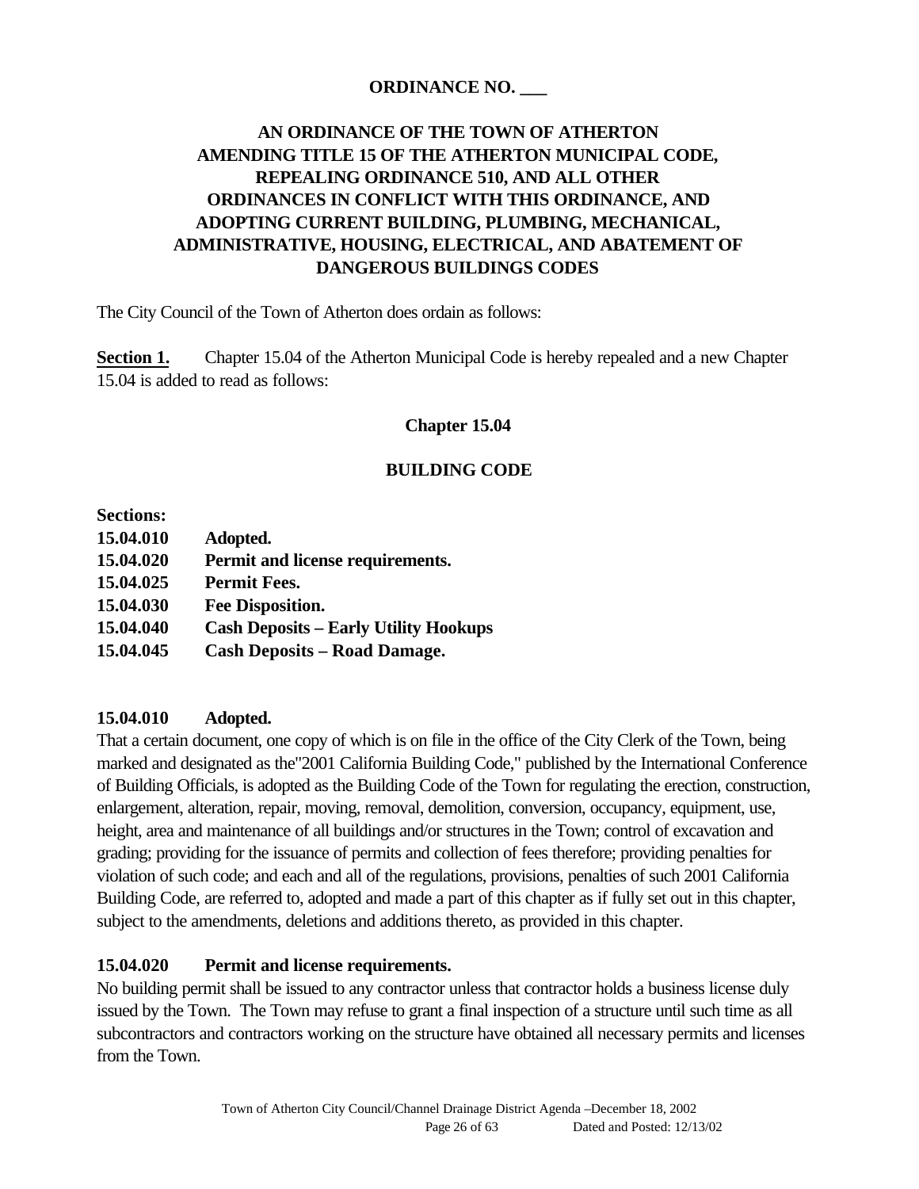**ORDINANCE NO. \_\_\_**

# AN ORDINANCE OF THE TOWN OF ATHERTON AMENDING TITLE 15 OF THE ATHERTON MUNICIPAL CODE, REPEALING ORDINANCE 510, AND ALL OTHER ORDINANCES IN CONFLICT WITH THIS ORDINANCE, AND ADOPTING CURRENT BUILDING, PLUMBING, MECHANICAL, ADMINISTRATIVE, HOUSING, ELECTRICAL, AND ABATEMENT OF DANGEROUS BUILDINGS CODES

The City Council of the Town of Atherton does ordain as follows:

**Section 1.** Chapter 15.04 of the Atherton Municipal Code is hereby repealed and a new Chapter 15.04 is added to read as follows:

## Chapter 15.04

## BUILDING CODE

**Sections:**

**15.04.010 Adopted.**
**15.04.020 Permit and license requirements.**
**15.04.025 Permit Fees.**
**15.04.030 Fee Disposition.**
**15.04.040 Cash Deposits – Early Utility Hookups**
**15.04.045 Cash Deposits – Road Damage.**

### 15.04.010 Adopted.

That a certain document, one copy of which is on file in the office of the City Clerk of the Town, being marked and designated as the"2001 California Building Code," published by the International Conference of Building Officials, is adopted as the Building Code of the Town for regulating the erection, construction, enlargement, alteration, repair, moving, removal, demolition, conversion, occupancy, equipment, use, height, area and maintenance of all buildings and/or structures in the Town; control of excavation and grading; providing for the issuance of permits and collection of fees therefore; providing penalties for violation of such code; and each and all of the regulations, provisions, penalties of such 2001 California Building Code, are referred to, adopted and made a part of this chapter as if fully set out in this chapter, subject to the amendments, deletions and additions thereto, as provided in this chapter.

### 15.04.020 Permit and license requirements.

No building permit shall be issued to any contractor unless that contractor holds a business license duly issued by the Town. The Town may refuse to grant a final inspection of a structure until such time as all subcontractors and contractors working on the structure have obtained all necessary permits and licenses from the Town.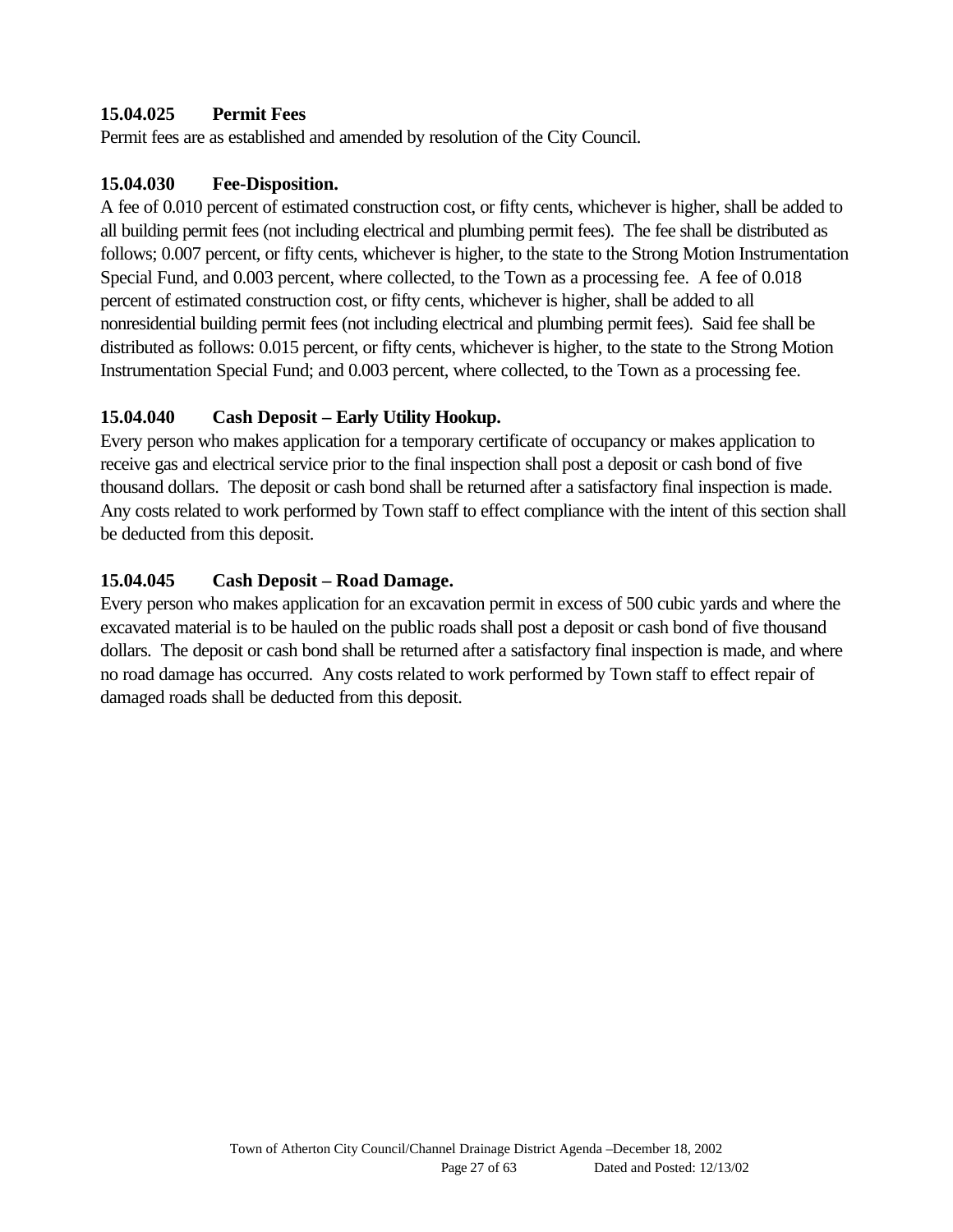**15.04.025 Permit Fees**

Permit fees are as established and amended by resolution of the City Council.

**15.04.030 Fee-Disposition.**

A fee of 0.010 percent of estimated construction cost, or fifty cents, whichever is higher, shall be added to all building permit fees (not including electrical and plumbing permit fees). The fee shall be distributed as follows; 0.007 percent, or fifty cents, whichever is higher, to the state to the Strong Motion Instrumentation Special Fund, and 0.003 percent, where collected, to the Town as a processing fee. A fee of 0.018 percent of estimated construction cost, or fifty cents, whichever is higher, shall be added to all nonresidential building permit fees (not including electrical and plumbing permit fees). Said fee shall be distributed as follows: 0.015 percent, or fifty cents, whichever is higher, to the state to the Strong Motion Instrumentation Special Fund; and 0.003 percent, where collected, to the Town as a processing fee.

**15.04.040 Cash Deposit – Early Utility Hookup.**

Every person who makes application for a temporary certificate of occupancy or makes application to receive gas and electrical service prior to the final inspection shall post a deposit or cash bond of five thousand dollars. The deposit or cash bond shall be returned after a satisfactory final inspection is made. Any costs related to work performed by Town staff to effect compliance with the intent of this section shall be deducted from this deposit.

**15.04.045 Cash Deposit – Road Damage.**

Every person who makes application for an excavation permit in excess of 500 cubic yards and where the excavated material is to be hauled on the public roads shall post a deposit or cash bond of five thousand dollars. The deposit or cash bond shall be returned after a satisfactory final inspection is made, and where no road damage has occurred. Any costs related to work performed by Town staff to effect repair of damaged roads shall be deducted from this deposit.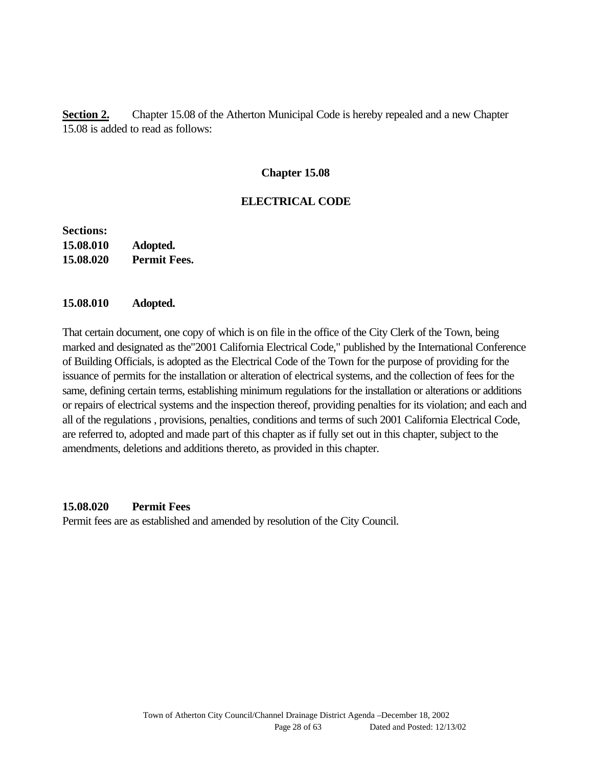**Section 2.** Chapter 15.08 of the Atherton Municipal Code is hereby repealed and a new Chapter 15.08 is added to read as follows:

## Chapter 15.08

## ELECTRICAL CODE

**Sections:**
**15.08.010 Adopted.**
**15.08.020 Permit Fees.**

### 15.08.010 Adopted.

That certain document, one copy of which is on file in the office of the City Clerk of the Town, being marked and designated as the"2001 California Electrical Code," published by the International Conference of Building Officials, is adopted as the Electrical Code of the Town for the purpose of providing for the issuance of permits for the installation or alteration of electrical systems, and the collection of fees for the same, defining certain terms, establishing minimum regulations for the installation or alterations or additions or repairs of electrical systems and the inspection thereof, providing penalties for its violation; and each and all of the regulations , provisions, penalties, conditions and terms of such 2001 California Electrical Code, are referred to, adopted and made part of this chapter as if fully set out in this chapter, subject to the amendments, deletions and additions thereto, as provided in this chapter.

### 15.08.020 Permit Fees

Permit fees are as established and amended by resolution of the City Council.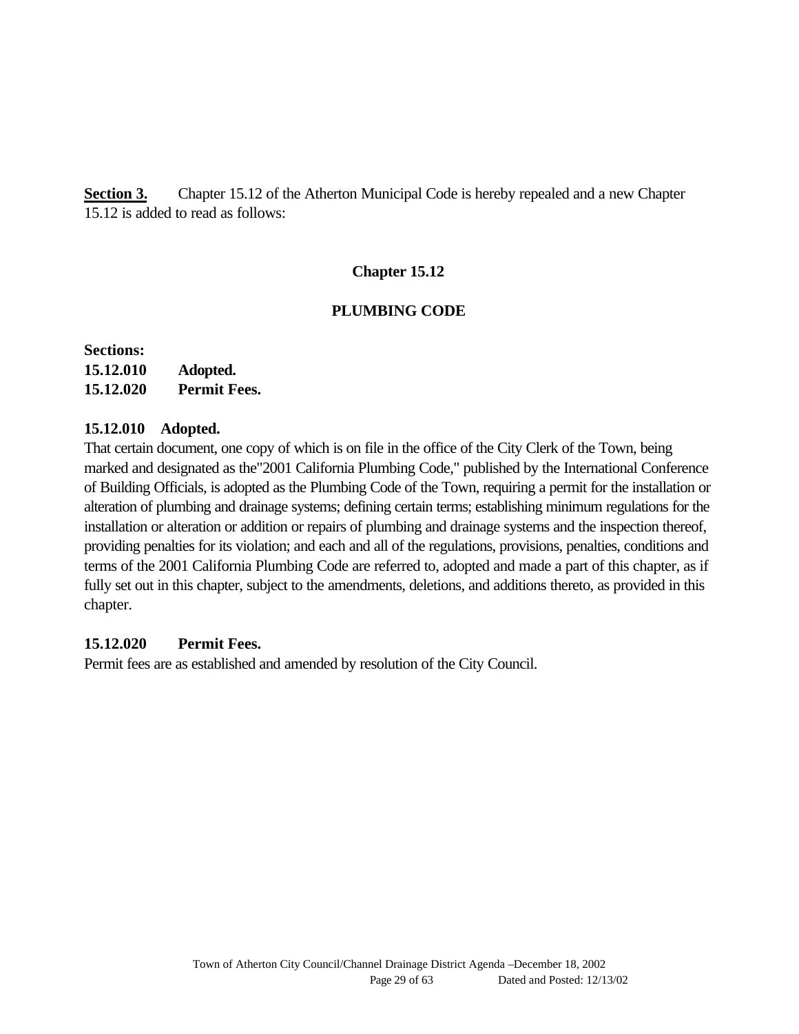**<u>Section 3.</u>** Chapter 15.12 of the Atherton Municipal Code is hereby repealed and a new Chapter 15.12 is added to read as follows:

## Chapter 15.12

## PLUMBING CODE

**Sections:**
**15.12.010 Adopted.**
**15.12.020 Permit Fees.**

**15.12.010 Adopted.**
That certain document, one copy of which is on file in the office of the City Clerk of the Town, being marked and designated as the"2001 California Plumbing Code," published by the International Conference of Building Officials, is adopted as the Plumbing Code of the Town, requiring a permit for the installation or alteration of plumbing and drainage systems; defining certain terms; establishing minimum regulations for the installation or alteration or addition or repairs of plumbing and drainage systems and the inspection thereof, providing penalties for its violation; and each and all of the regulations, provisions, penalties, conditions and terms of the 2001 California Plumbing Code are referred to, adopted and made a part of this chapter, as if fully set out in this chapter, subject to the amendments, deletions, and additions thereto, as provided in this chapter.

**15.12.020 Permit Fees.**
Permit fees are as established and amended by resolution of the City Council.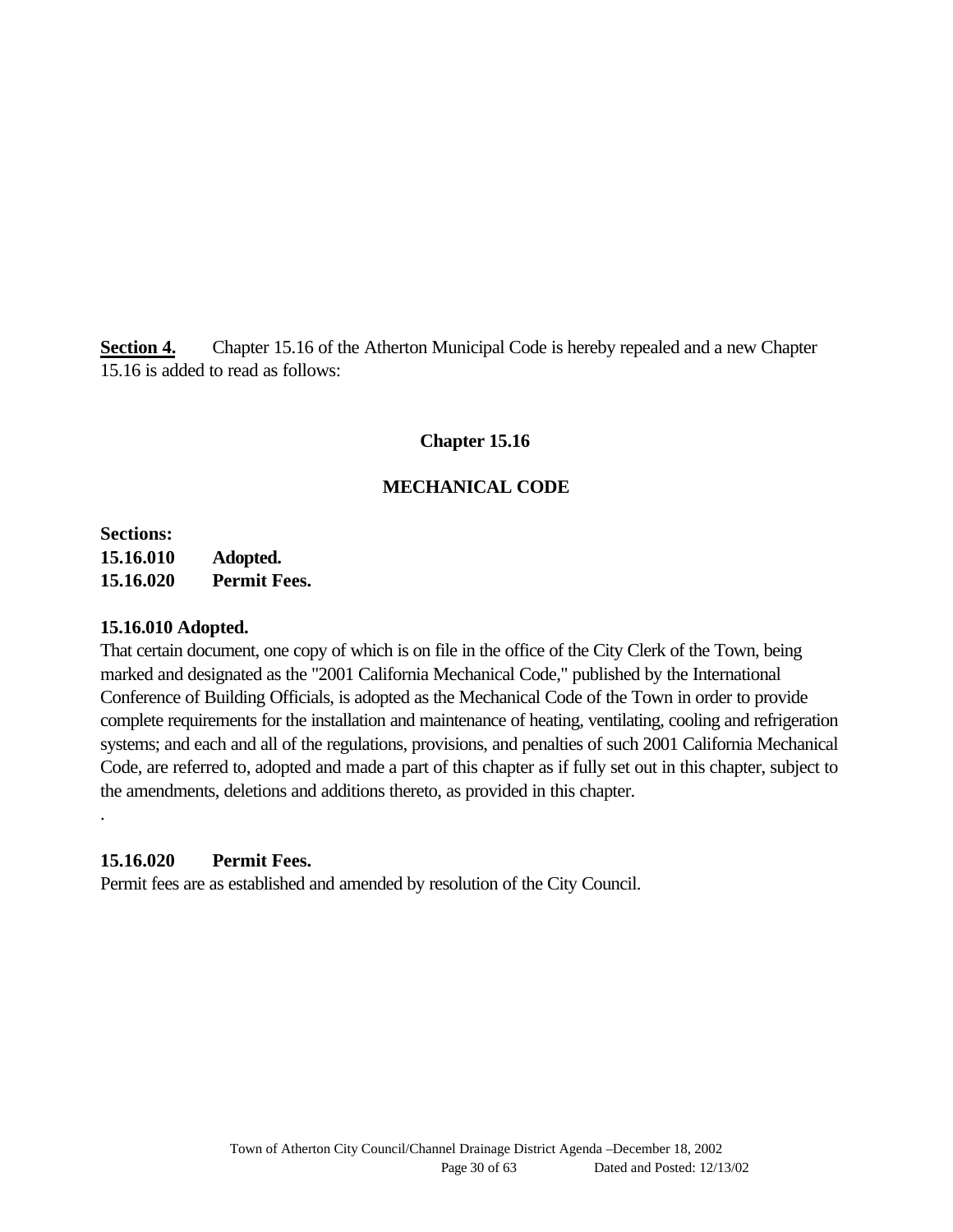**<u>Section 4.</u>** Chapter 15.16 of the Atherton Municipal Code is hereby repealed and a new Chapter 15.16 is added to read as follows:

## Chapter 15.16

## MECHANICAL CODE

**Sections:**
**15.16.010 Adopted.**
**15.16.020 Permit Fees.**

**15.16.010 Adopted.**
That certain document, one copy of which is on file in the office of the City Clerk of the Town, being marked and designated as the "2001 California Mechanical Code," published by the International Conference of Building Officials, is adopted as the Mechanical Code of the Town in order to provide complete requirements for the installation and maintenance of heating, ventilating, cooling and refrigeration systems; and each and all of the regulations, provisions, and penalties of such 2001 California Mechanical Code, are referred to, adopted and made a part of this chapter as if fully set out in this chapter, subject to the amendments, deletions and additions thereto, as provided in this chapter.
.

**15.16.020 Permit Fees.**
Permit fees are as established and amended by resolution of the City Council.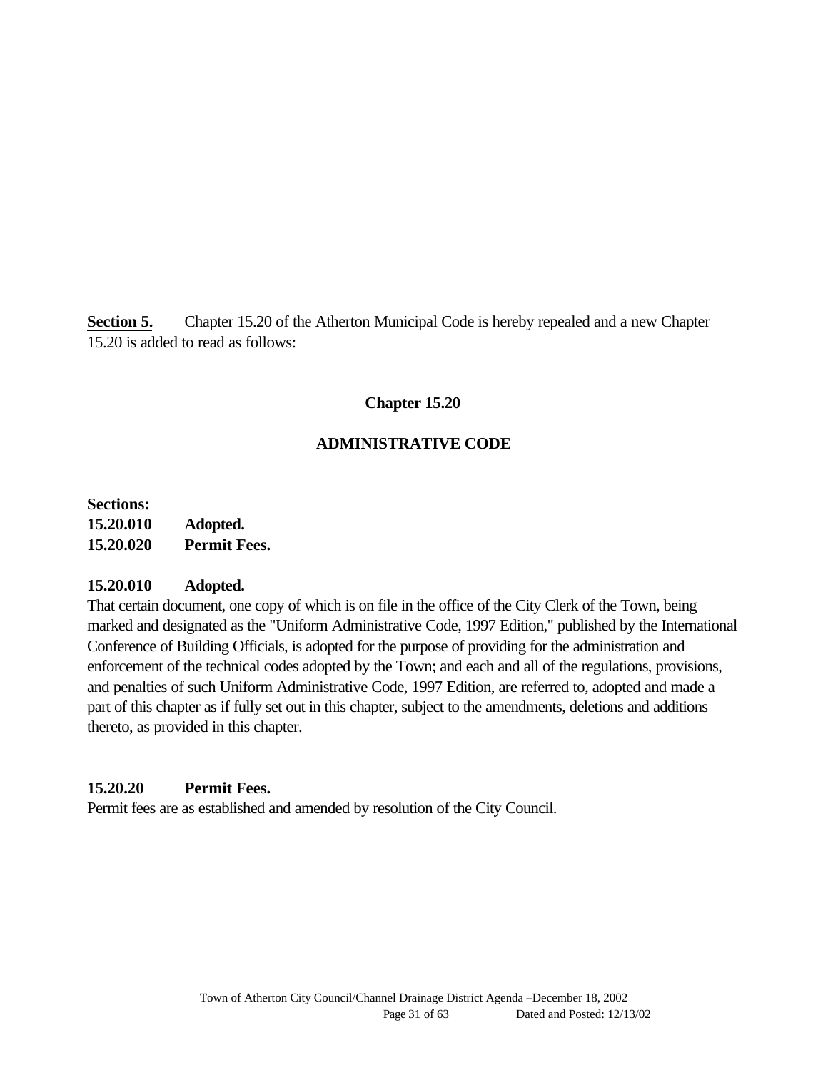**Section 5.** Chapter 15.20 of the Atherton Municipal Code is hereby repealed and a new Chapter 15.20 is added to read as follows:

## Chapter 15.20

## ADMINISTRATIVE CODE

**Sections:**
**15.20.010 Adopted.**
**15.20.020 Permit Fees.**

### 15.20.010 Adopted.

That certain document, one copy of which is on file in the office of the City Clerk of the Town, being marked and designated as the "Uniform Administrative Code, 1997 Edition," published by the International Conference of Building Officials, is adopted for the purpose of providing for the administration and enforcement of the technical codes adopted by the Town; and each and all of the regulations, provisions, and penalties of such Uniform Administrative Code, 1997 Edition, are referred to, adopted and made a part of this chapter as if fully set out in this chapter, subject to the amendments, deletions and additions thereto, as provided in this chapter.

### 15.20.20 Permit Fees.

Permit fees are as established and amended by resolution of the City Council.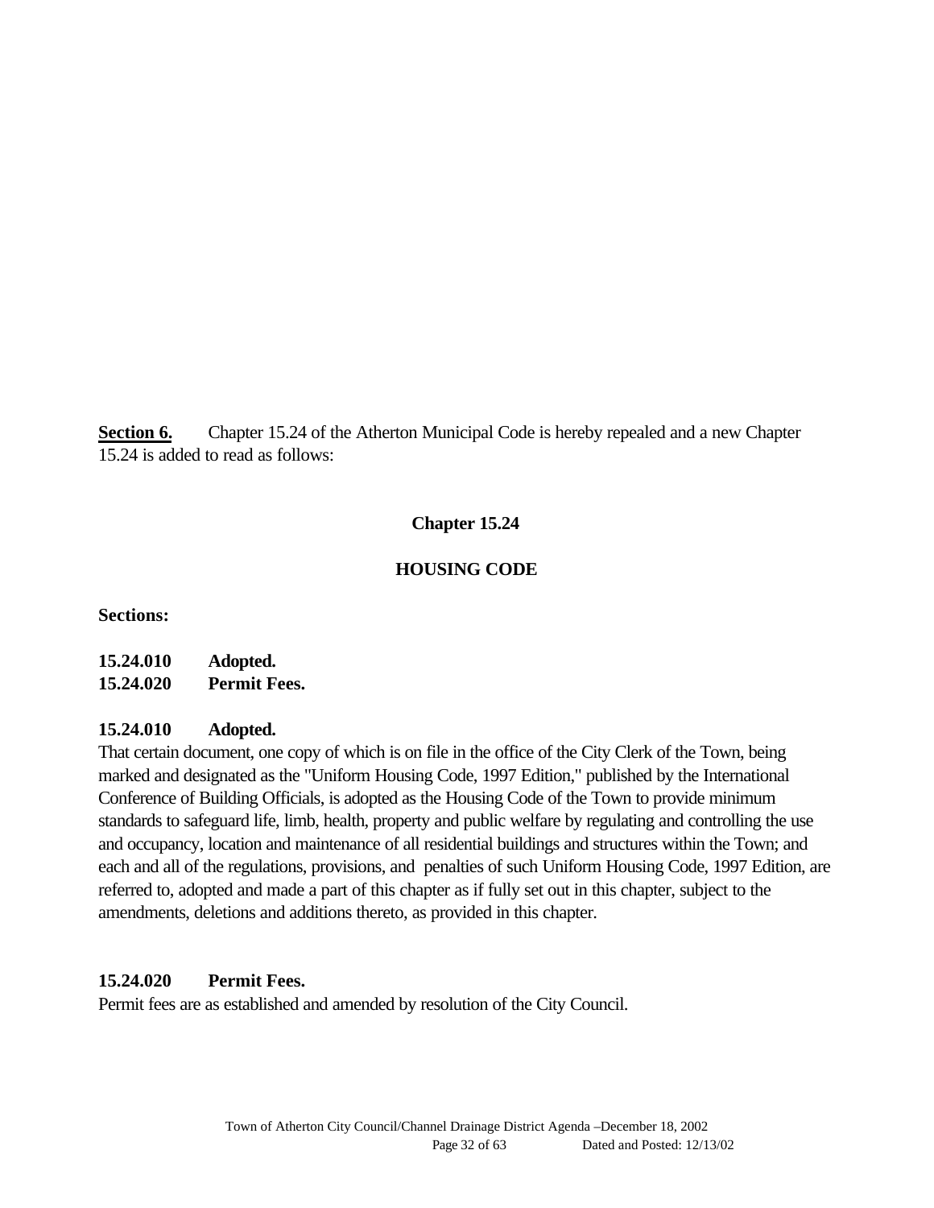**Section 6.** Chapter 15.24 of the Atherton Municipal Code is hereby repealed and a new Chapter 15.24 is added to read as follows:

## Chapter 15.24

## HOUSING CODE

**Sections:**

**15.24.010 Adopted.**
**15.24.020 Permit Fees.**

### 15.24.010 Adopted.

That certain document, one copy of which is on file in the office of the City Clerk of the Town, being marked and designated as the "Uniform Housing Code, 1997 Edition," published by the International Conference of Building Officials, is adopted as the Housing Code of the Town to provide minimum standards to safeguard life, limb, health, property and public welfare by regulating and controlling the use and occupancy, location and maintenance of all residential buildings and structures within the Town; and each and all of the regulations, provisions, and penalties of such Uniform Housing Code, 1997 Edition, are referred to, adopted and made a part of this chapter as if fully set out in this chapter, subject to the amendments, deletions and additions thereto, as provided in this chapter.

### 15.24.020 Permit Fees.

Permit fees are as established and amended by resolution of the City Council.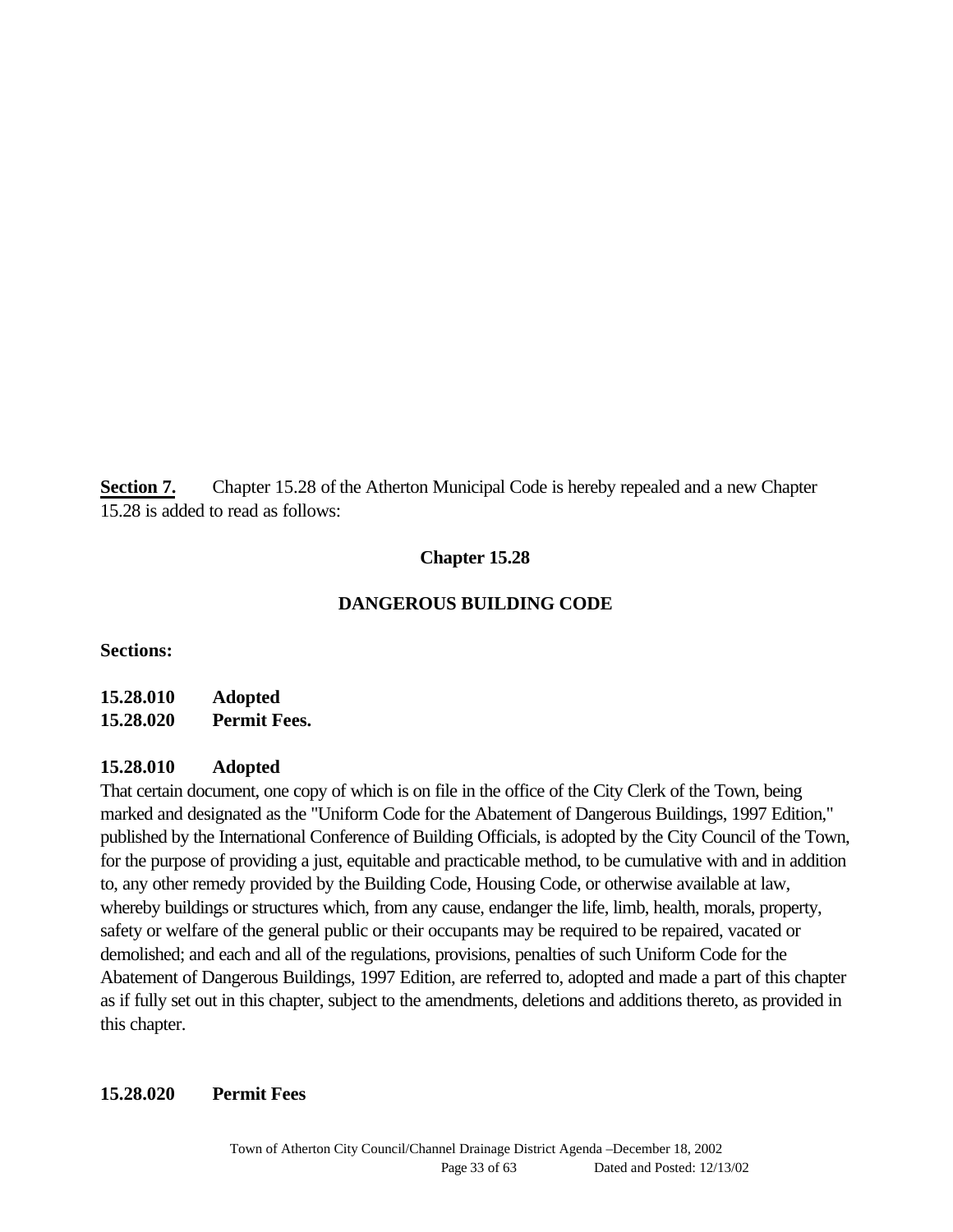**Section 7.** Chapter 15.28 of the Atherton Municipal Code is hereby repealed and a new Chapter 15.28 is added to read as follows:

## Chapter 15.28

## DANGEROUS BUILDING CODE

**Sections:**

**15.28.010 Adopted**
**15.28.020 Permit Fees.**

### 15.28.010 Adopted

That certain document, one copy of which is on file in the office of the City Clerk of the Town, being marked and designated as the "Uniform Code for the Abatement of Dangerous Buildings, 1997 Edition," published by the International Conference of Building Officials, is adopted by the City Council of the Town, for the purpose of providing a just, equitable and practicable method, to be cumulative with and in addition to, any other remedy provided by the Building Code, Housing Code, or otherwise available at law, whereby buildings or structures which, from any cause, endanger the life, limb, health, morals, property, safety or welfare of the general public or their occupants may be required to be repaired, vacated or demolished; and each and all of the regulations, provisions, penalties of such Uniform Code for the Abatement of Dangerous Buildings, 1997 Edition, are referred to, adopted and made a part of this chapter as if fully set out in this chapter, subject to the amendments, deletions and additions thereto, as provided in this chapter.

### 15.28.020 Permit Fees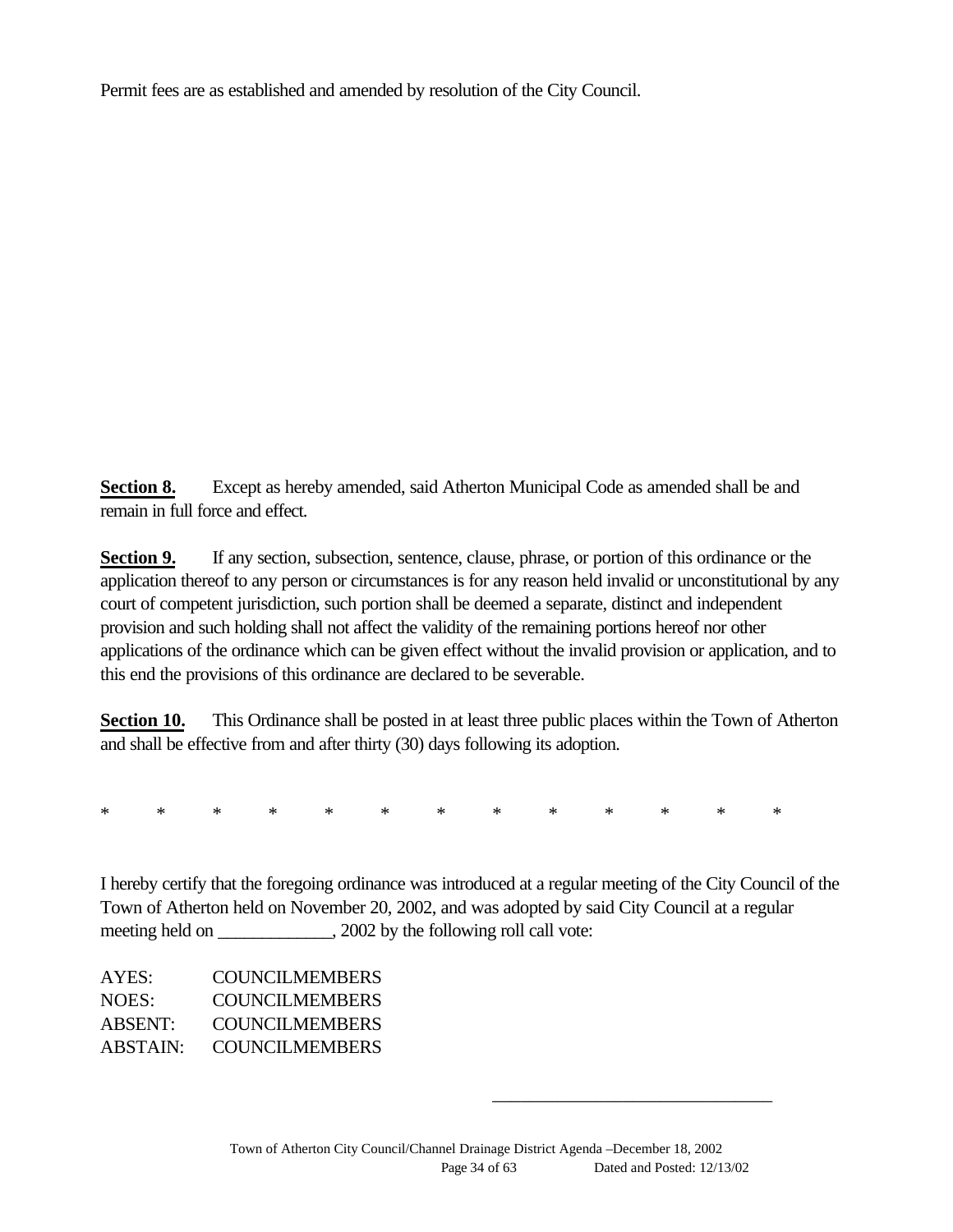Permit fees are as established and amended by resolution of the City Council.

**Section 8.** Except as hereby amended, said Atherton Municipal Code as amended shall be and remain in full force and effect.

**Section 9.** If any section, subsection, sentence, clause, phrase, or portion of this ordinance or the application thereof to any person or circumstances is for any reason held invalid or unconstitutional by any court of competent jurisdiction, such portion shall be deemed a separate, distinct and independent provision and such holding shall not affect the validity of the remaining portions hereof nor other applications of the ordinance which can be given effect without the invalid provision or application, and to this end the provisions of this ordinance are declared to be severable.

**Section 10.** This Ordinance shall be posted in at least three public places within the Town of Atherton and shall be effective from and after thirty (30) days following its adoption.

\* \* \* \* \* \* \* \* \* \* \* \* \*

I hereby certify that the foregoing ordinance was introduced at a regular meeting of the City Council of the Town of Atherton held on November 20, 2002, and was adopted by said City Council at a regular meeting held on _____________, 2002 by the following roll call vote:

AYES: COUNCILMEMBERS
NOES: COUNCILMEMBERS
ABSENT: COUNCILMEMBERS
ABSTAIN: COUNCILMEMBERS

_________________________________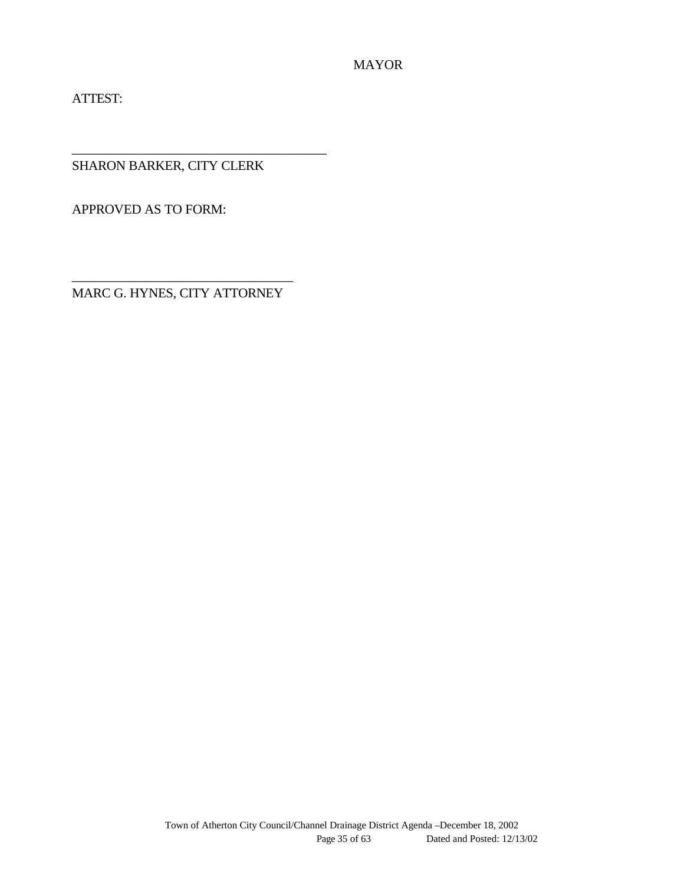MAYOR

ATTEST:

\_\_\_\_\_\_\_\_\_\_\_\_\_\_\_\_\_\_\_\_\_\_\_\_\_\_\_\_\_\_\_\_\_\_\_\_\_\_\_\_

SHARON BARKER, CITY CLERK

APPROVED AS TO FORM:

\_\_\_\_\_\_\_\_\_\_\_\_\_\_\_\_\_\_\_\_\_\_\_\_\_\_\_\_\_\_\_\_\_\_\_

MARC G. HYNES, CITY ATTORNEY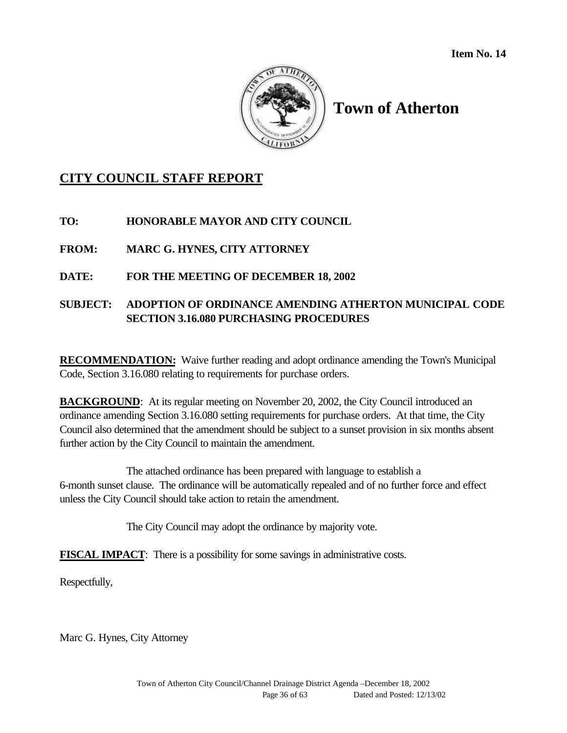**Item No. 14**

# Town of Atherton

## CITY COUNCIL STAFF REPORT

**TO: HONORABLE MAYOR AND CITY COUNCIL**

**FROM: MARC G. HYNES, CITY ATTORNEY**

**DATE: FOR THE MEETING OF DECEMBER 18, 2002**

**SUBJECT: ADOPTION OF ORDINANCE AMENDING ATHERTON MUNICIPAL CODE SECTION 3.16.080 PURCHASING PROCEDURES**

**RECOMMENDATION:** Waive further reading and adopt ordinance amending the Town's Municipal Code, Section 3.16.080 relating to requirements for purchase orders.

**BACKGROUND**: At its regular meeting on November 20, 2002, the City Council introduced an ordinance amending Section 3.16.080 setting requirements for purchase orders. At that time, the City Council also determined that the amendment should be subject to a sunset provision in six months absent further action by the City Council to maintain the amendment.

The attached ordinance has been prepared with language to establish a 6-month sunset clause. The ordinance will be automatically repealed and of no further force and effect unless the City Council should take action to retain the amendment.

The City Council may adopt the ordinance by majority vote.

**FISCAL IMPACT**: There is a possibility for some savings in administrative costs.

Respectfully,

Marc G. Hynes, City Attorney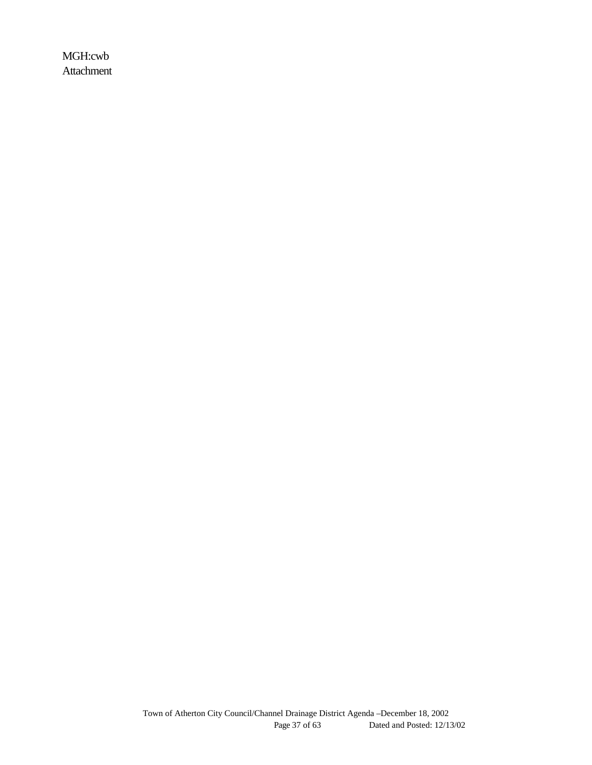MGH:cwb
Attachment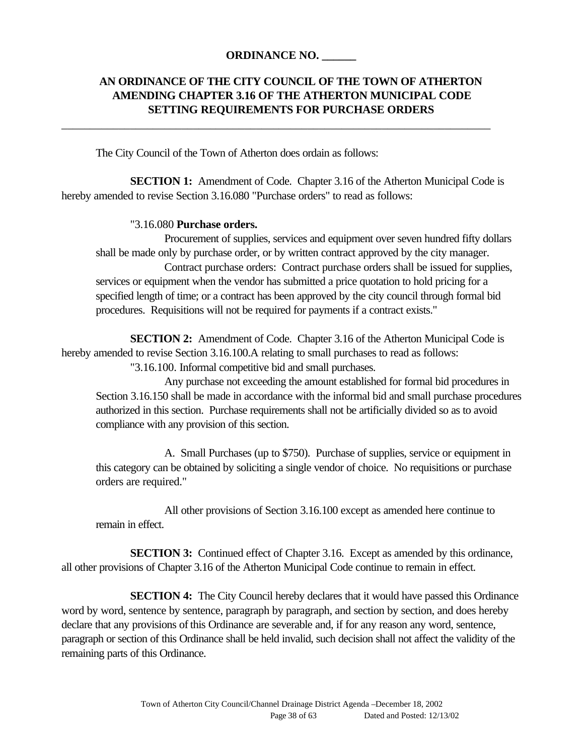**ORDINANCE NO. ______**

**AN ORDINANCE OF THE CITY COUNCIL OF THE TOWN OF ATHERTON AMENDING CHAPTER 3.16 OF THE ATHERTON MUNICIPAL CODE SETTING REQUIREMENTS FOR PURCHASE ORDERS**

---

The City Council of the Town of Atherton does ordain as follows:

**SECTION 1:** Amendment of Code. Chapter 3.16 of the Atherton Municipal Code is hereby amended to revise Section 3.16.080 "Purchase orders" to read as follows:

"3.16.080 **Purchase orders.**

Procurement of supplies, services and equipment over seven hundred fifty dollars shall be made only by purchase order, or by written contract approved by the city manager.

Contract purchase orders: Contract purchase orders shall be issued for supplies, services or equipment when the vendor has submitted a price quotation to hold pricing for a specified length of time; or a contract has been approved by the city council through formal bid procedures. Requisitions will not be required for payments if a contract exists."

**SECTION 2:** Amendment of Code. Chapter 3.16 of the Atherton Municipal Code is hereby amended to revise Section 3.16.100.A relating to small purchases to read as follows:

"3.16.100. Informal competitive bid and small purchases.

Any purchase not exceeding the amount established for formal bid procedures in Section 3.16.150 shall be made in accordance with the informal bid and small purchase procedures authorized in this section. Purchase requirements shall not be artificially divided so as to avoid compliance with any provision of this section.

A. Small Purchases (up to $750). Purchase of supplies, service or equipment in this category can be obtained by soliciting a single vendor of choice. No requisitions or purchase orders are required."

All other provisions of Section 3.16.100 except as amended here continue to remain in effect.

**SECTION 3:** Continued effect of Chapter 3.16. Except as amended by this ordinance, all other provisions of Chapter 3.16 of the Atherton Municipal Code continue to remain in effect.

**SECTION 4:** The City Council hereby declares that it would have passed this Ordinance word by word, sentence by sentence, paragraph by paragraph, and section by section, and does hereby declare that any provisions of this Ordinance are severable and, if for any reason any word, sentence, paragraph or section of this Ordinance shall be held invalid, such decision shall not affect the validity of the remaining parts of this Ordinance.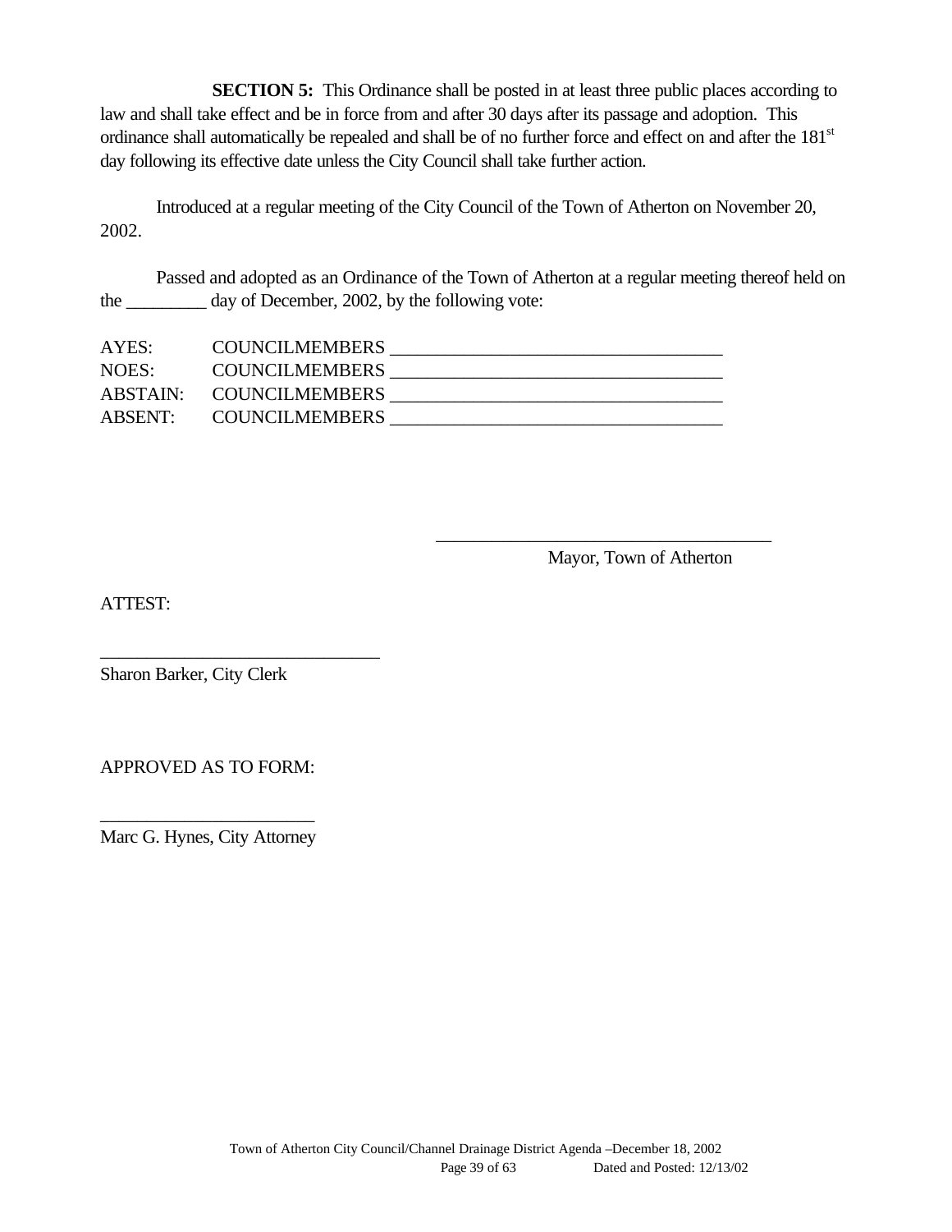**SECTION 5:** This Ordinance shall be posted in at least three public places according to law and shall take effect and be in force from and after 30 days after its passage and adoption. This ordinance shall automatically be repealed and shall be of no further force and effect on and after the 181st day following its effective date unless the City Council shall take further action.

Introduced at a regular meeting of the City Council of the Town of Atherton on November 20, 2002.

Passed and adopted as an Ordinance of the Town of Atherton at a regular meeting thereof held on the _________ day of December, 2002, by the following vote:

AYES: COUNCILMEMBERS ___________________________________
NOES: COUNCILMEMBERS ___________________________________
ABSTAIN: COUNCILMEMBERS ___________________________________
ABSENT: COUNCILMEMBERS ___________________________________

___________________________________
Mayor, Town of Atherton

ATTEST:

______________________________
Sharon Barker, City Clerk

APPROVED AS TO FORM:

_______________________
Marc G. Hynes, City Attorney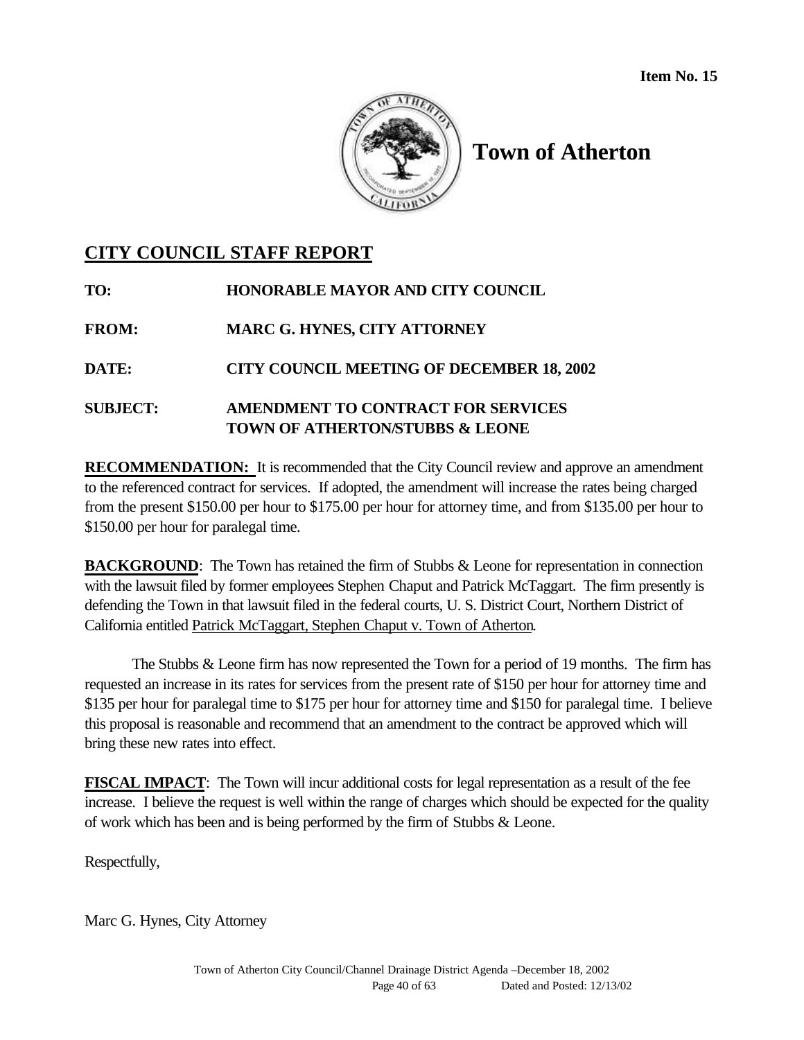**Item No. 15**

# Town of Atherton

## CITY COUNCIL STAFF REPORT

**TO:** HONORABLE MAYOR AND CITY COUNCIL

**FROM:** MARC G. HYNES, CITY ATTORNEY

**DATE:** CITY COUNCIL MEETING OF DECEMBER 18, 2002

**SUBJECT:** AMENDMENT TO CONTRACT FOR SERVICES TOWN OF ATHERTON/STUBBS & LEONE

**RECOMMENDATION:** It is recommended that the City Council review and approve an amendment to the referenced contract for services. If adopted, the amendment will increase the rates being charged from the present $150.00 per hour to $175.00 per hour for attorney time, and from $135.00 per hour to $150.00 per hour for paralegal time.

**BACKGROUND**: The Town has retained the firm of Stubbs & Leone for representation in connection with the lawsuit filed by former employees Stephen Chaput and Patrick McTaggart. The firm presently is defending the Town in that lawsuit filed in the federal courts, U. S. District Court, Northern District of California entitled Patrick McTaggart, Stephen Chaput v. Town of Atherton.

The Stubbs & Leone firm has now represented the Town for a period of 19 months. The firm has requested an increase in its rates for services from the present rate of $150 per hour for attorney time and $135 per hour for paralegal time to $175 per hour for attorney time and $150 for paralegal time. I believe this proposal is reasonable and recommend that an amendment to the contract be approved which will bring these new rates into effect.

**FISCAL IMPACT**: The Town will incur additional costs for legal representation as a result of the fee increase. I believe the request is well within the range of charges which should be expected for the quality of work which has been and is being performed by the firm of Stubbs & Leone.

Respectfully,

Marc G. Hynes, City Attorney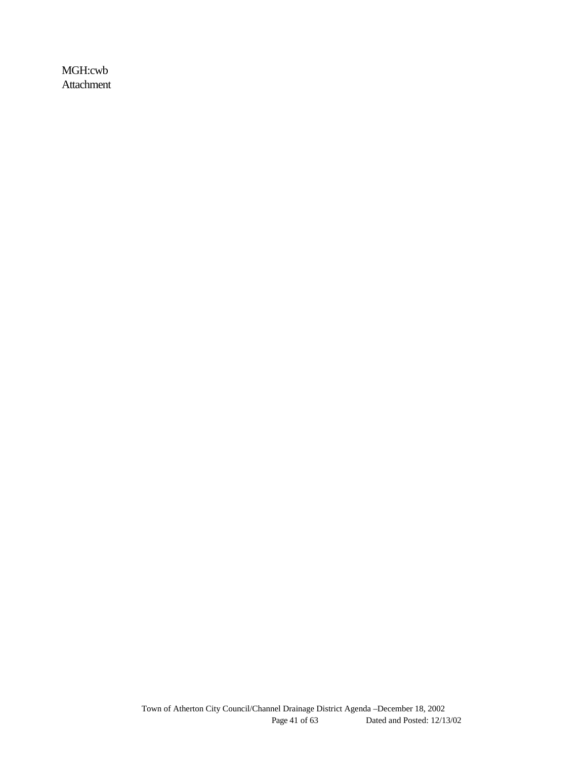MGH:cwb
Attachment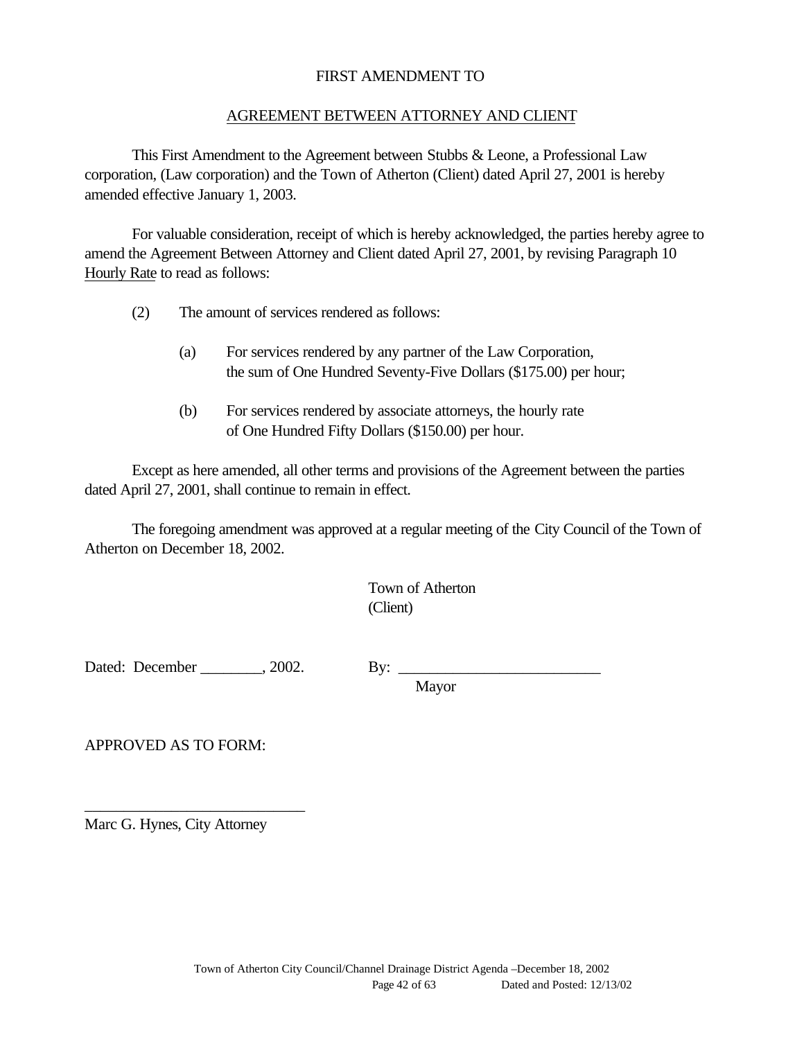FIRST AMENDMENT TO

AGREEMENT BETWEEN ATTORNEY AND CLIENT

This First Amendment to the Agreement between Stubbs & Leone, a Professional Law corporation, (Law corporation) and the Town of Atherton (Client) dated April 27, 2001 is hereby amended effective January 1, 2003.

For valuable consideration, receipt of which is hereby acknowledged, the parties hereby agree to amend the Agreement Between Attorney and Client dated April 27, 2001, by revising Paragraph 10 Hourly Rate to read as follows:

(2) The amount of services rendered as follows:

(a) For services rendered by any partner of the Law Corporation, the sum of One Hundred Seventy-Five Dollars ($175.00) per hour;

(b) For services rendered by associate attorneys, the hourly rate of One Hundred Fifty Dollars ($150.00) per hour.

Except as here amended, all other terms and provisions of the Agreement between the parties dated April 27, 2001, shall continue to remain in effect.

The foregoing amendment was approved at a regular meeting of the City Council of the Town of Atherton on December 18, 2002.

Town of Atherton
(Client)

Dated: December ________, 2002. By: _________________________
Mayor

APPROVED AS TO FORM:

____________________________
Marc G. Hynes, City Attorney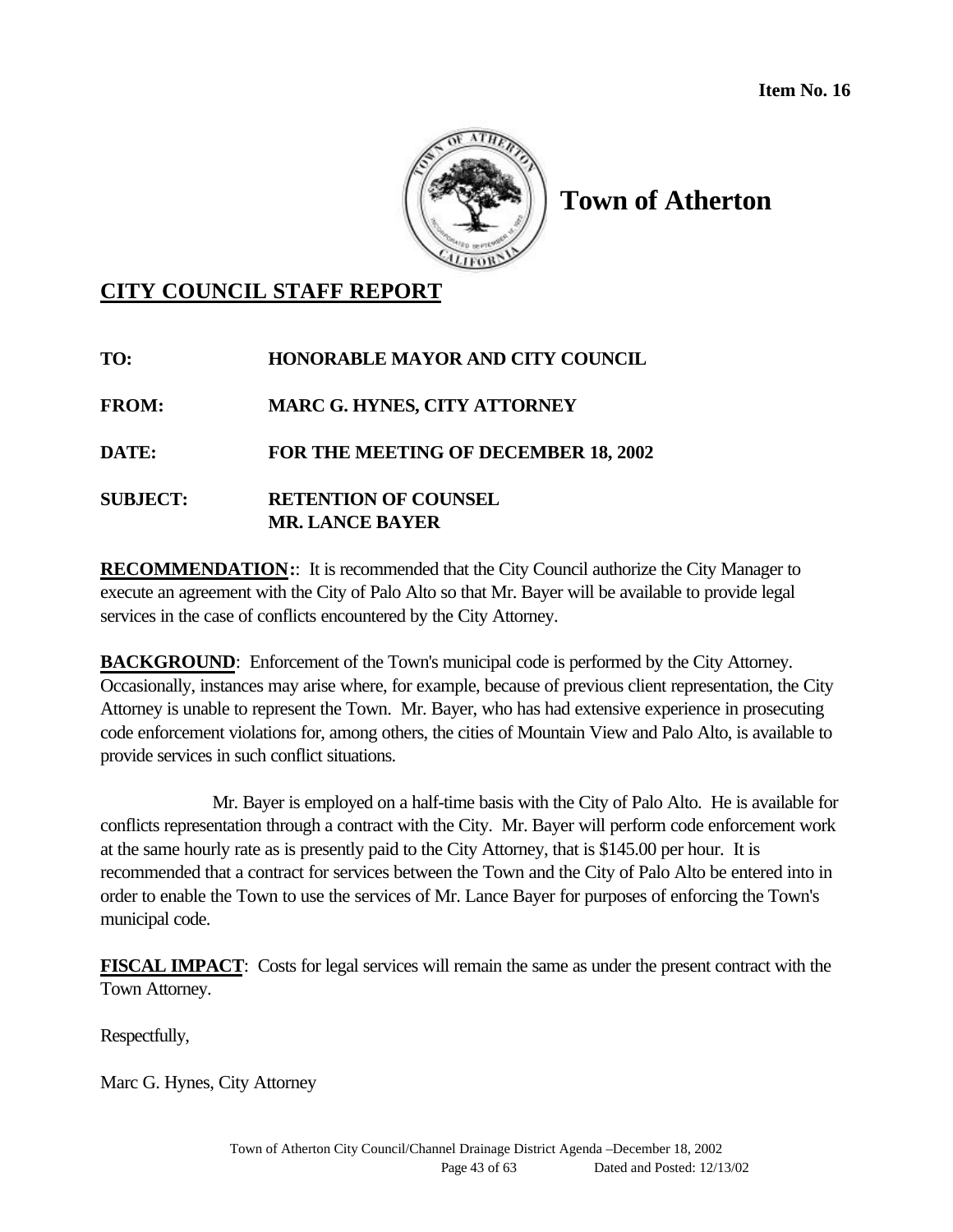**Item No. 16**

# Town of Atherton

## CITY COUNCIL STAFF REPORT

**TO:** HONORABLE MAYOR AND CITY COUNCIL

**FROM:** MARC G. HYNES, CITY ATTORNEY

**DATE:** FOR THE MEETING OF DECEMBER 18, 2002

**SUBJECT:** RETENTION OF COUNSEL
MR. LANCE BAYER

**RECOMMENDATION:**: It is recommended that the City Council authorize the City Manager to execute an agreement with the City of Palo Alto so that Mr. Bayer will be available to provide legal services in the case of conflicts encountered by the City Attorney.

**BACKGROUND**: Enforcement of the Town's municipal code is performed by the City Attorney. Occasionally, instances may arise where, for example, because of previous client representation, the City Attorney is unable to represent the Town. Mr. Bayer, who has had extensive experience in prosecuting code enforcement violations for, among others, the cities of Mountain View and Palo Alto, is available to provide services in such conflict situations.

Mr. Bayer is employed on a half-time basis with the City of Palo Alto. He is available for conflicts representation through a contract with the City. Mr. Bayer will perform code enforcement work at the same hourly rate as is presently paid to the City Attorney, that is $145.00 per hour. It is recommended that a contract for services between the Town and the City of Palo Alto be entered into in order to enable the Town to use the services of Mr. Lance Bayer for purposes of enforcing the Town's municipal code.

**FISCAL IMPACT**: Costs for legal services will remain the same as under the present contract with the Town Attorney.

Respectfully,

Marc G. Hynes, City Attorney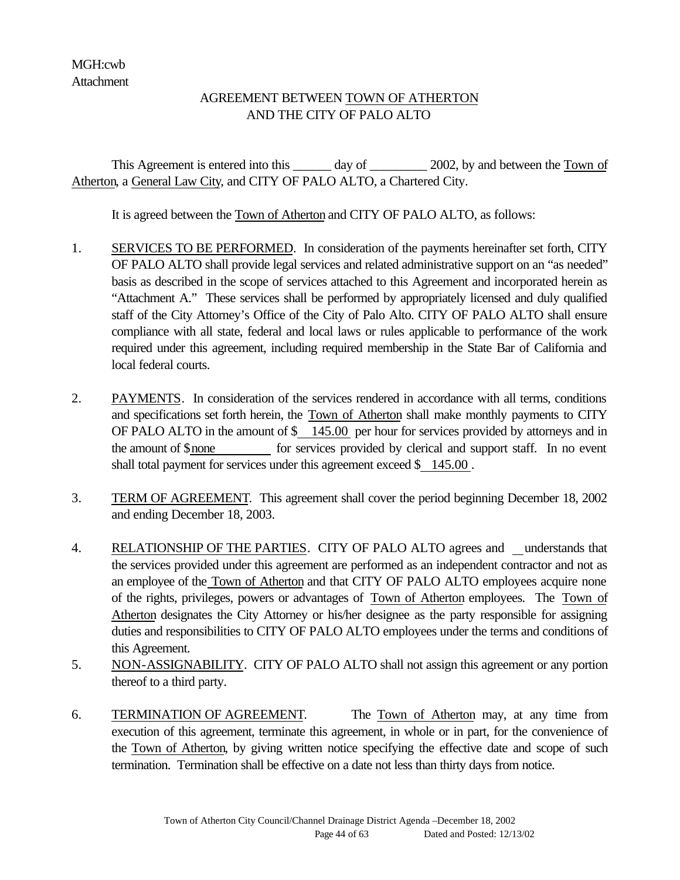MGH:cwb
Attachment

AGREEMENT BETWEEN TOWN OF ATHERTON
AND THE CITY OF PALO ALTO

This Agreement is entered into this ______ day of _________ 2002, by and between the Town of Atherton, a General Law City, and CITY OF PALO ALTO, a Chartered City.

It is agreed between the Town of Atherton and CITY OF PALO ALTO, as follows:

1. SERVICES TO BE PERFORMED. In consideration of the payments hereinafter set forth, CITY OF PALO ALTO shall provide legal services and related administrative support on an "as needed" basis as described in the scope of services attached to this Agreement and incorporated herein as "Attachment A." These services shall be performed by appropriately licensed and duly qualified staff of the City Attorney's Office of the City of Palo Alto. CITY OF PALO ALTO shall ensure compliance with all state, federal and local laws or rules applicable to performance of the work required under this agreement, including required membership in the State Bar of California and local federal courts.

2. PAYMENTS. In consideration of the services rendered in accordance with all terms, conditions and specifications set forth herein, the Town of Atherton shall make monthly payments to CITY OF PALO ALTO in the amount of $ 145.00 per hour for services provided by attorneys and in the amount of $ none for services provided by clerical and support staff. In no event shall total payment for services under this agreement exceed $ 145.00 .

3. TERM OF AGREEMENT. This agreement shall cover the period beginning December 18, 2002 and ending December 18, 2003.

4. RELATIONSHIP OF THE PARTIES. CITY OF PALO ALTO agrees and understands that the services provided under this agreement are performed as an independent contractor and not as an employee of the Town of Atherton and that CITY OF PALO ALTO employees acquire none of the rights, privileges, powers or advantages of Town of Atherton employees. The Town of Atherton designates the City Attorney or his/her designee as the party responsible for assigning duties and responsibilities to CITY OF PALO ALTO employees under the terms and conditions of this Agreement.

5. NON-ASSIGNABILITY. CITY OF PALO ALTO shall not assign this agreement or any portion thereof to a third party.

6. TERMINATION OF AGREEMENT. The Town of Atherton may, at any time from execution of this agreement, terminate this agreement, in whole or in part, for the convenience of the Town of Atherton, by giving written notice specifying the effective date and scope of such termination. Termination shall be effective on a date not less than thirty days from notice.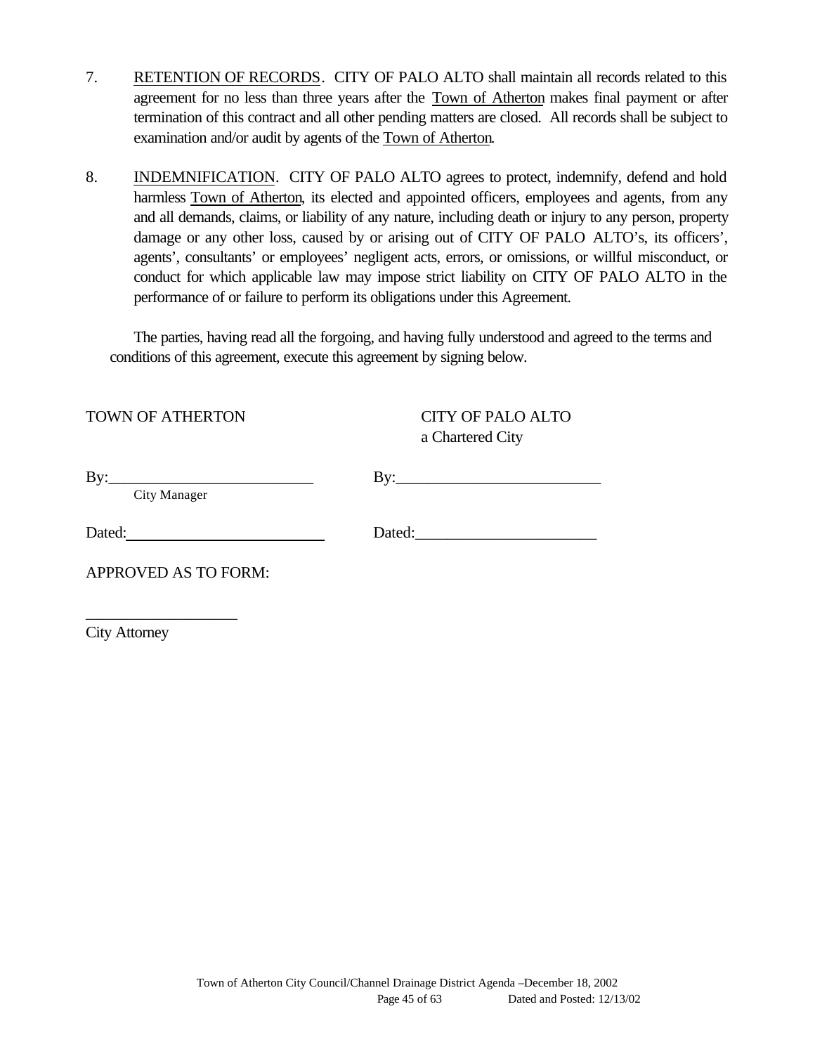7. RETENTION OF RECORDS. CITY OF PALO ALTO shall maintain all records related to this agreement for no less than three years after the Town of Atherton makes final payment or after termination of this contract and all other pending matters are closed. All records shall be subject to examination and/or audit by agents of the Town of Atherton.

8. INDEMNIFICATION. CITY OF PALO ALTO agrees to protect, indemnify, defend and hold harmless Town of Atherton, its elected and appointed officers, employees and agents, from any and all demands, claims, or liability of any nature, including death or injury to any person, property damage or any other loss, caused by or arising out of CITY OF PALO ALTO's, its officers', agents', consultants' or employees' negligent acts, errors, or omissions, or willful misconduct, or conduct for which applicable law may impose strict liability on CITY OF PALO ALTO in the performance of or failure to perform its obligations under this Agreement.

The parties, having read all the forgoing, and having fully understood and agreed to the terms and conditions of this agreement, execute this agreement by signing below.

| TOWN OF ATHERTON | CITY OF PALO ALTO<br>a Chartered City |
|---|---|
| By:__________________________<br>City Manager | By:__________________________ |
| Dated:__________________________ | Dated:________________________ |

APPROVED AS TO FORM:

____________________
City Attorney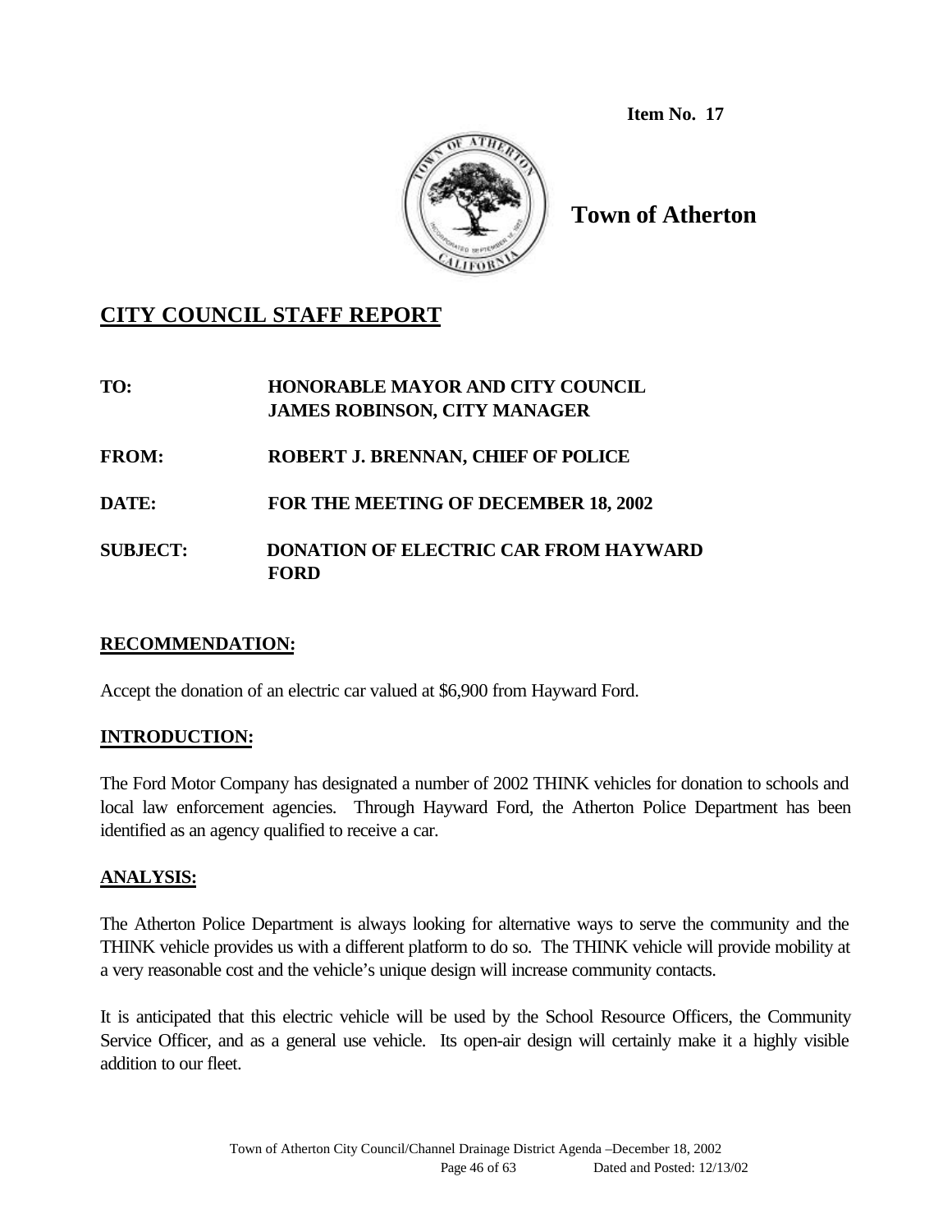Item No. 17

# Town of Atherton

## CITY COUNCIL STAFF REPORT

**TO:** HONORABLE MAYOR AND CITY COUNCIL
JAMES ROBINSON, CITY MANAGER

**FROM:** ROBERT J. BRENNAN, CHIEF OF POLICE

**DATE:** FOR THE MEETING OF DECEMBER 18, 2002

**SUBJECT:** DONATION OF ELECTRIC CAR FROM HAYWARD FORD

### RECOMMENDATION:

Accept the donation of an electric car valued at $6,900 from Hayward Ford.

### INTRODUCTION:

The Ford Motor Company has designated a number of 2002 THINK vehicles for donation to schools and local law enforcement agencies. Through Hayward Ford, the Atherton Police Department has been identified as an agency qualified to receive a car.

### ANALYSIS:

The Atherton Police Department is always looking for alternative ways to serve the community and the THINK vehicle provides us with a different platform to do so. The THINK vehicle will provide mobility at a very reasonable cost and the vehicle's unique design will increase community contacts.

It is anticipated that this electric vehicle will be used by the School Resource Officers, the Community Service Officer, and as a general use vehicle. Its open-air design will certainly make it a highly visible addition to our fleet.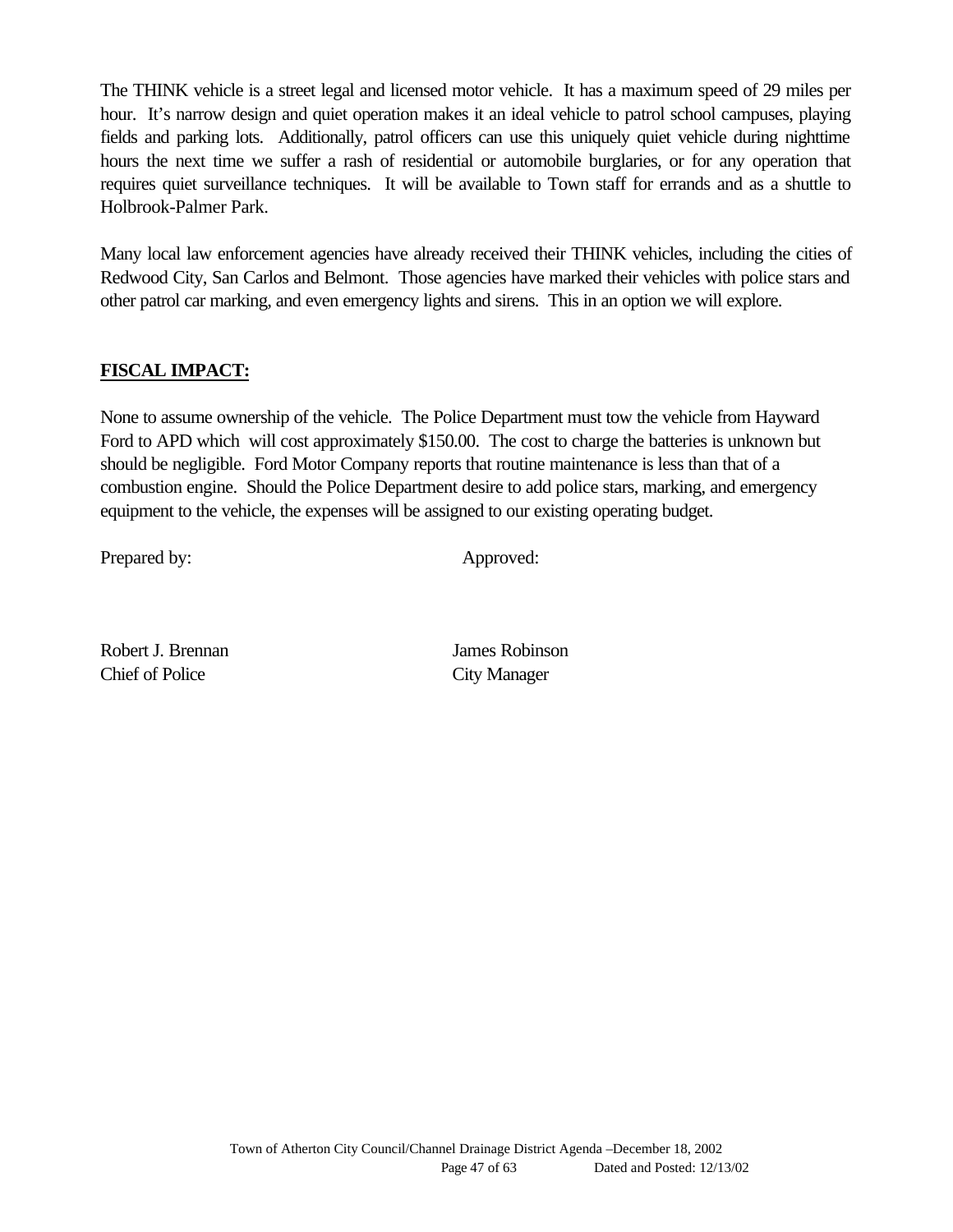The THINK vehicle is a street legal and licensed motor vehicle. It has a maximum speed of 29 miles per hour. It's narrow design and quiet operation makes it an ideal vehicle to patrol school campuses, playing fields and parking lots. Additionally, patrol officers can use this uniquely quiet vehicle during nighttime hours the next time we suffer a rash of residential or automobile burglaries, or for any operation that requires quiet surveillance techniques. It will be available to Town staff for errands and as a shuttle to Holbrook-Palmer Park.

Many local law enforcement agencies have already received their THINK vehicles, including the cities of Redwood City, San Carlos and Belmont. Those agencies have marked their vehicles with police stars and other patrol car marking, and even emergency lights and sirens. This in an option we will explore.

**FISCAL IMPACT:**

None to assume ownership of the vehicle. The Police Department must tow the vehicle from Hayward Ford to APD which will cost approximately $150.00. The cost to charge the batteries is unknown but should be negligible. Ford Motor Company reports that routine maintenance is less than that of a combustion engine. Should the Police Department desire to add police stars, marking, and emergency equipment to the vehicle, the expenses will be assigned to our existing operating budget.

Prepared by: Approved:

Robert J. Brennan
Chief of Police

James Robinson
City Manager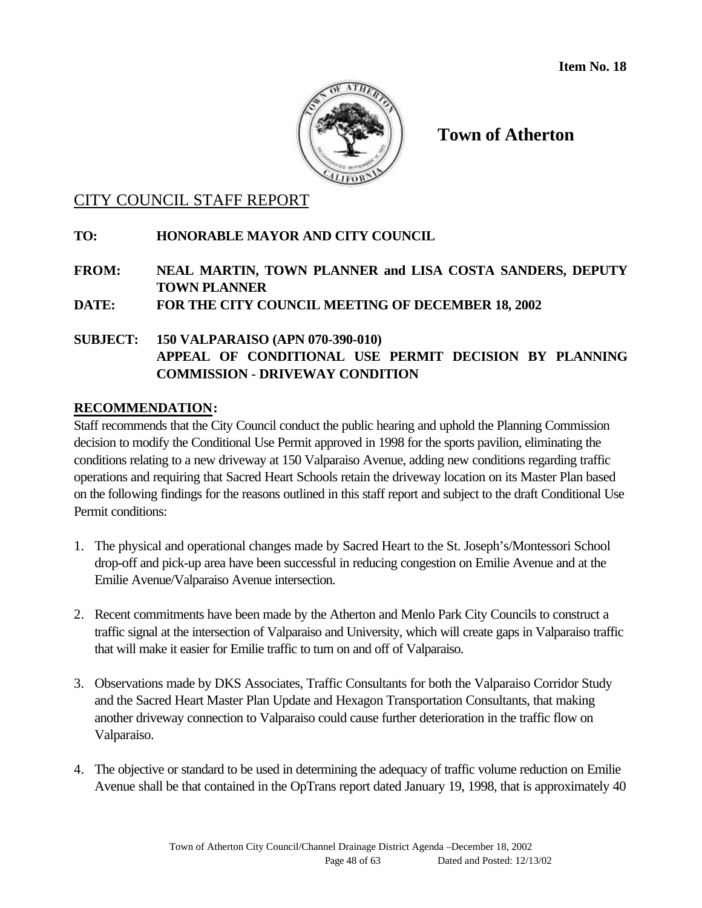**Item No. 18**

**Town of Atherton**

## CITY COUNCIL STAFF REPORT

**TO:** **HONORABLE MAYOR AND CITY COUNCIL**

**FROM:** **NEAL MARTIN, TOWN PLANNER and LISA COSTA SANDERS, DEPUTY TOWN PLANNER**

**DATE:** **FOR THE CITY COUNCIL MEETING OF DECEMBER 18, 2002**

**SUBJECT:** **150 VALPARAISO (APN 070-390-010) APPEAL OF CONDITIONAL USE PERMIT DECISION BY PLANNING COMMISSION - DRIVEWAY CONDITION**

### RECOMMENDATION:

Staff recommends that the City Council conduct the public hearing and uphold the Planning Commission decision to modify the Conditional Use Permit approved in 1998 for the sports pavilion, eliminating the conditions relating to a new driveway at 150 Valparaiso Avenue, adding new conditions regarding traffic operations and requiring that Sacred Heart Schools retain the driveway location on its Master Plan based on the following findings for the reasons outlined in this staff report and subject to the draft Conditional Use Permit conditions:

1. The physical and operational changes made by Sacred Heart to the St. Joseph's/Montessori School drop-off and pick-up area have been successful in reducing congestion on Emilie Avenue and at the Emilie Avenue/Valparaiso Avenue intersection.

2. Recent commitments have been made by the Atherton and Menlo Park City Councils to construct a traffic signal at the intersection of Valparaiso and University, which will create gaps in Valparaiso traffic that will make it easier for Emilie traffic to turn on and off of Valparaiso.

3. Observations made by DKS Associates, Traffic Consultants for both the Valparaiso Corridor Study and the Sacred Heart Master Plan Update and Hexagon Transportation Consultants, that making another driveway connection to Valparaiso could cause further deterioration in the traffic flow on Valparaiso.

4. The objective or standard to be used in determining the adequacy of traffic volume reduction on Emilie Avenue shall be that contained in the OpTrans report dated January 19, 1998, that is approximately 40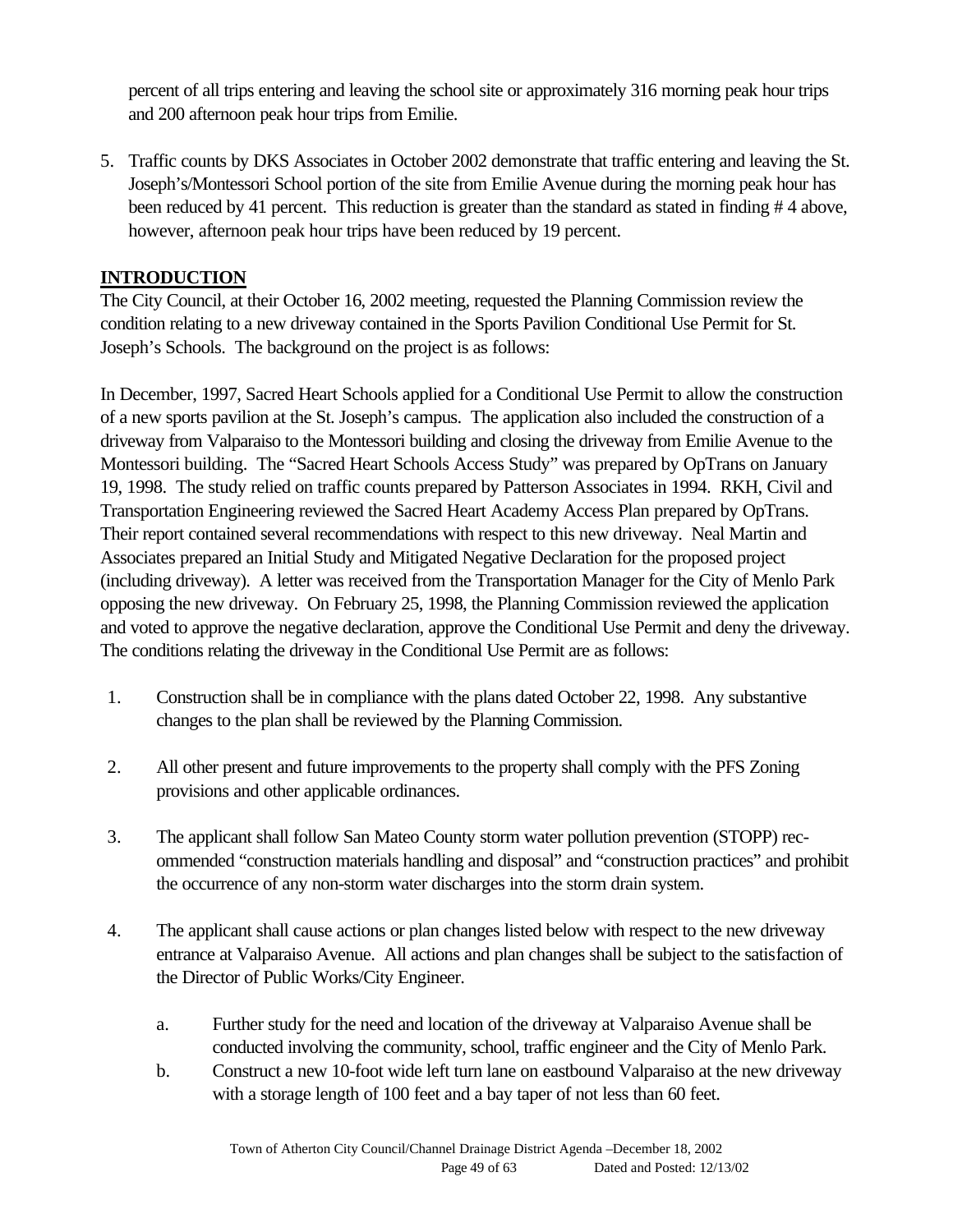percent of all trips entering and leaving the school site or approximately 316 morning peak hour trips and 200 afternoon peak hour trips from Emilie.

5. Traffic counts by DKS Associates in October 2002 demonstrate that traffic entering and leaving the St. Joseph's/Montessori School portion of the site from Emilie Avenue during the morning peak hour has been reduced by 41 percent. This reduction is greater than the standard as stated in finding # 4 above, however, afternoon peak hour trips have been reduced by 19 percent.

## INTRODUCTION

The City Council, at their October 16, 2002 meeting, requested the Planning Commission review the condition relating to a new driveway contained in the Sports Pavilion Conditional Use Permit for St. Joseph's Schools. The background on the project is as follows:

In December, 1997, Sacred Heart Schools applied for a Conditional Use Permit to allow the construction of a new sports pavilion at the St. Joseph's campus. The application also included the construction of a driveway from Valparaiso to the Montessori building and closing the driveway from Emilie Avenue to the Montessori building. The "Sacred Heart Schools Access Study" was prepared by OpTrans on January 19, 1998. The study relied on traffic counts prepared by Patterson Associates in 1994. RKH, Civil and Transportation Engineering reviewed the Sacred Heart Academy Access Plan prepared by OpTrans. Their report contained several recommendations with respect to this new driveway. Neal Martin and Associates prepared an Initial Study and Mitigated Negative Declaration for the proposed project (including driveway). A letter was received from the Transportation Manager for the City of Menlo Park opposing the new driveway. On February 25, 1998, the Planning Commission reviewed the application and voted to approve the negative declaration, approve the Conditional Use Permit and deny the driveway. The conditions relating the driveway in the Conditional Use Permit are as follows:

1. Construction shall be in compliance with the plans dated October 22, 1998. Any substantive changes to the plan shall be reviewed by the Planning Commission.

2. All other present and future improvements to the property shall comply with the PFS Zoning provisions and other applicable ordinances.

3. The applicant shall follow San Mateo County storm water pollution prevention (STOPP) recommended "construction materials handling and disposal" and "construction practices" and prohibit the occurrence of any non-storm water discharges into the storm drain system.

4. The applicant shall cause actions or plan changes listed below with respect to the new driveway entrance at Valparaiso Avenue. All actions and plan changes shall be subject to the satisfaction of the Director of Public Works/City Engineer.

   a. Further study for the need and location of the driveway at Valparaiso Avenue shall be conducted involving the community, school, traffic engineer and the City of Menlo Park.

   b. Construct a new 10-foot wide left turn lane on eastbound Valparaiso at the new driveway with a storage length of 100 feet and a bay taper of not less than 60 feet.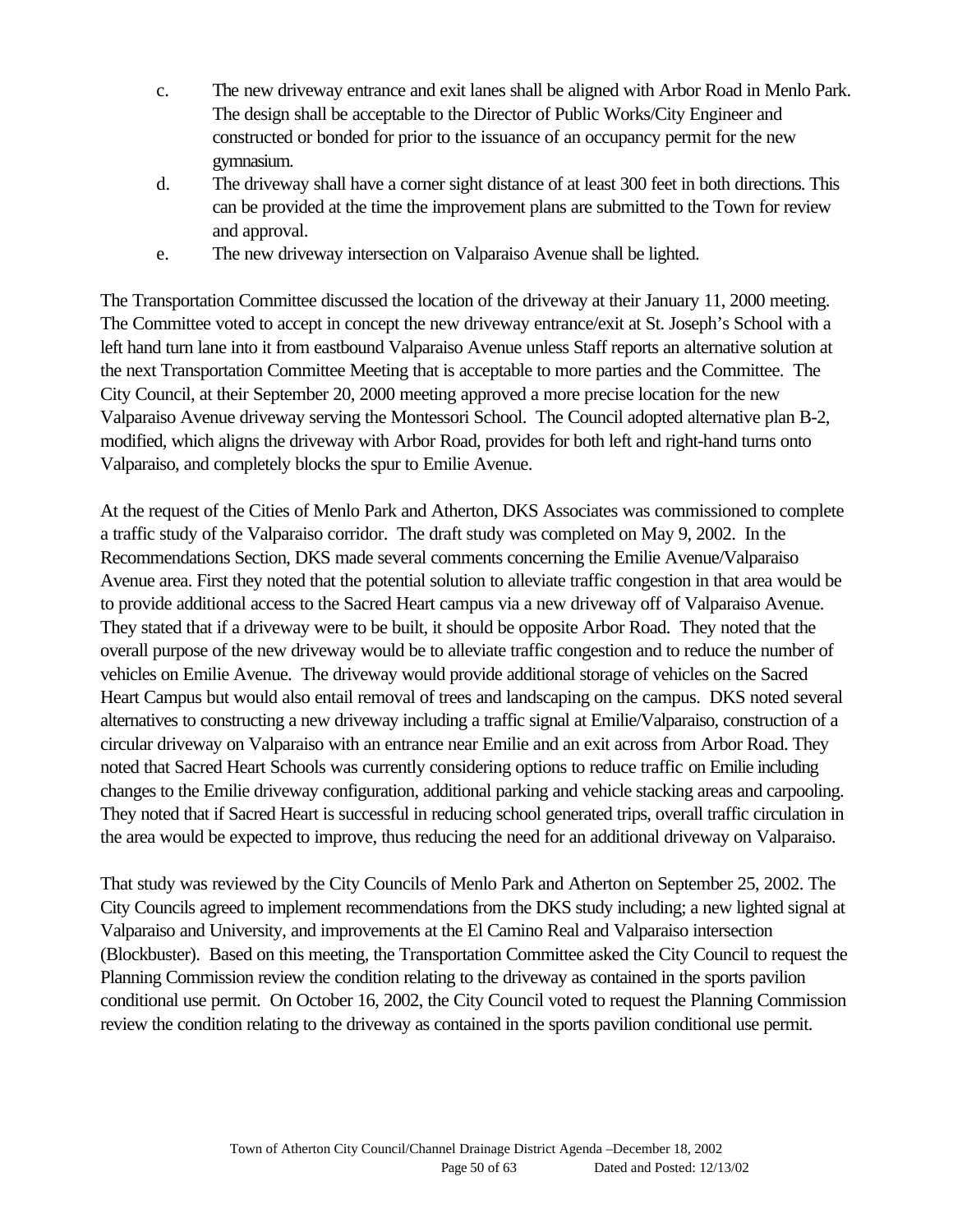c. The new driveway entrance and exit lanes shall be aligned with Arbor Road in Menlo Park. The design shall be acceptable to the Director of Public Works/City Engineer and constructed or bonded for prior to the issuance of an occupancy permit for the new gymnasium.

d. The driveway shall have a corner sight distance of at least 300 feet in both directions. This can be provided at the time the improvement plans are submitted to the Town for review and approval.

e. The new driveway intersection on Valparaiso Avenue shall be lighted.

The Transportation Committee discussed the location of the driveway at their January 11, 2000 meeting. The Committee voted to accept in concept the new driveway entrance/exit at St. Joseph's School with a left hand turn lane into it from eastbound Valparaiso Avenue unless Staff reports an alternative solution at the next Transportation Committee Meeting that is acceptable to more parties and the Committee. The City Council, at their September 20, 2000 meeting approved a more precise location for the new Valparaiso Avenue driveway serving the Montessori School. The Council adopted alternative plan B-2, modified, which aligns the driveway with Arbor Road, provides for both left and right-hand turns onto Valparaiso, and completely blocks the spur to Emilie Avenue.

At the request of the Cities of Menlo Park and Atherton, DKS Associates was commissioned to complete a traffic study of the Valparaiso corridor. The draft study was completed on May 9, 2002. In the Recommendations Section, DKS made several comments concerning the Emilie Avenue/Valparaiso Avenue area. First they noted that the potential solution to alleviate traffic congestion in that area would be to provide additional access to the Sacred Heart campus via a new driveway off of Valparaiso Avenue. They stated that if a driveway were to be built, it should be opposite Arbor Road. They noted that the overall purpose of the new driveway would be to alleviate traffic congestion and to reduce the number of vehicles on Emilie Avenue. The driveway would provide additional storage of vehicles on the Sacred Heart Campus but would also entail removal of trees and landscaping on the campus. DKS noted several alternatives to constructing a new driveway including a traffic signal at Emilie/Valparaiso, construction of a circular driveway on Valparaiso with an entrance near Emilie and an exit across from Arbor Road. They noted that Sacred Heart Schools was currently considering options to reduce traffic on Emilie including changes to the Emilie driveway configuration, additional parking and vehicle stacking areas and carpooling. They noted that if Sacred Heart is successful in reducing school generated trips, overall traffic circulation in the area would be expected to improve, thus reducing the need for an additional driveway on Valparaiso.

That study was reviewed by the City Councils of Menlo Park and Atherton on September 25, 2002. The City Councils agreed to implement recommendations from the DKS study including; a new lighted signal at Valparaiso and University, and improvements at the El Camino Real and Valparaiso intersection (Blockbuster). Based on this meeting, the Transportation Committee asked the City Council to request the Planning Commission review the condition relating to the driveway as contained in the sports pavilion conditional use permit. On October 16, 2002, the City Council voted to request the Planning Commission review the condition relating to the driveway as contained in the sports pavilion conditional use permit.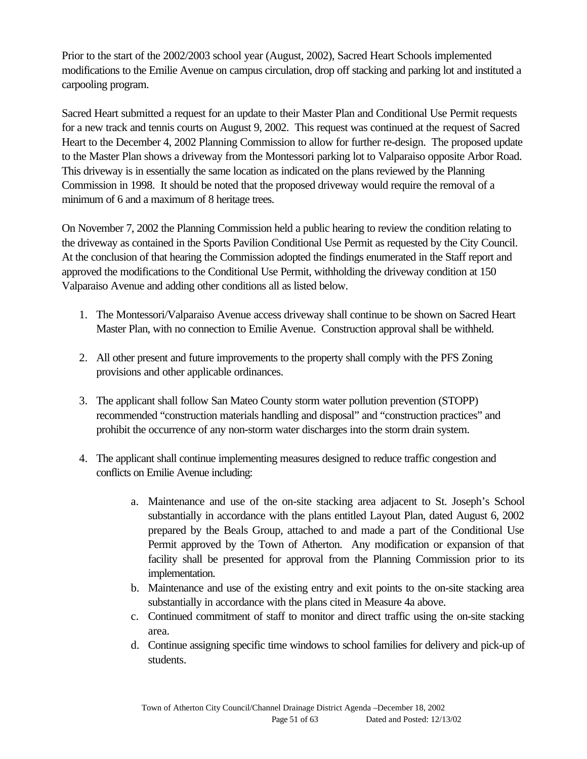Prior to the start of the 2002/2003 school year (August, 2002), Sacred Heart Schools implemented modifications to the Emilie Avenue on campus circulation, drop off stacking and parking lot and instituted a carpooling program.

Sacred Heart submitted a request for an update to their Master Plan and Conditional Use Permit requests for a new track and tennis courts on August 9, 2002. This request was continued at the request of Sacred Heart to the December 4, 2002 Planning Commission to allow for further re-design. The proposed update to the Master Plan shows a driveway from the Montessori parking lot to Valparaiso opposite Arbor Road. This driveway is in essentially the same location as indicated on the plans reviewed by the Planning Commission in 1998. It should be noted that the proposed driveway would require the removal of a minimum of 6 and a maximum of 8 heritage trees.

On November 7, 2002 the Planning Commission held a public hearing to review the condition relating to the driveway as contained in the Sports Pavilion Conditional Use Permit as requested by the City Council. At the conclusion of that hearing the Commission adopted the findings enumerated in the Staff report and approved the modifications to the Conditional Use Permit, withholding the driveway condition at 150 Valparaiso Avenue and adding other conditions all as listed below.

1. The Montessori/Valparaiso Avenue access driveway shall continue to be shown on Sacred Heart Master Plan, with no connection to Emilie Avenue. Construction approval shall be withheld.

2. All other present and future improvements to the property shall comply with the PFS Zoning provisions and other applicable ordinances.

3. The applicant shall follow San Mateo County storm water pollution prevention (STOPP) recommended "construction materials handling and disposal" and "construction practices" and prohibit the occurrence of any non-storm water discharges into the storm drain system.

4. The applicant shall continue implementing measures designed to reduce traffic congestion and conflicts on Emilie Avenue including:

    a. Maintenance and use of the on-site stacking area adjacent to St. Joseph's School substantially in accordance with the plans entitled Layout Plan, dated August 6, 2002 prepared by the Beals Group, attached to and made a part of the Conditional Use Permit approved by the Town of Atherton. Any modification or expansion of that facility shall be presented for approval from the Planning Commission prior to its implementation.
    b. Maintenance and use of the existing entry and exit points to the on-site stacking area substantially in accordance with the plans cited in Measure 4a above.
    c. Continued commitment of staff to monitor and direct traffic using the on-site stacking area.
    d. Continue assigning specific time windows to school families for delivery and pick-up of students.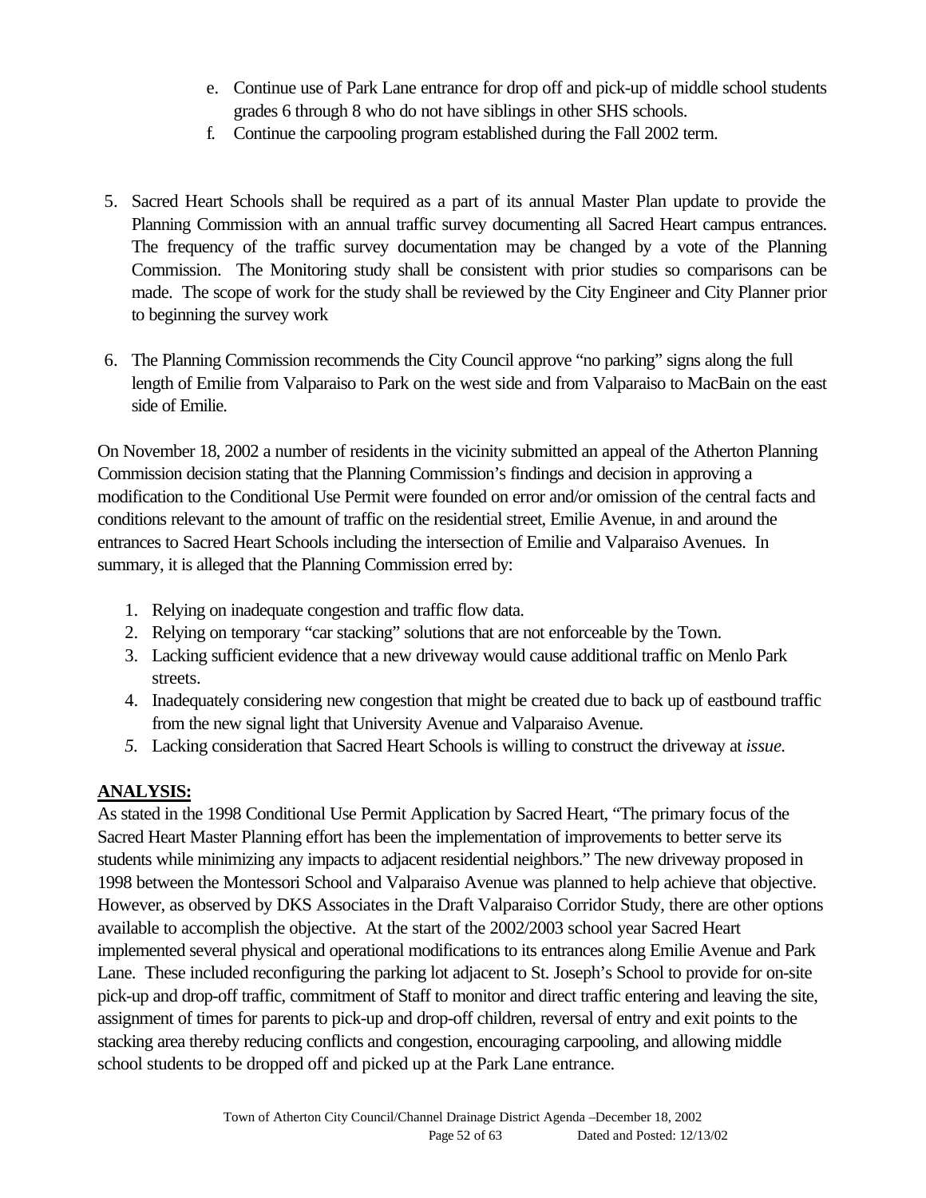e. Continue use of Park Lane entrance for drop off and pick-up of middle school students grades 6 through 8 who do not have siblings in other SHS schools.
f. Continue the carpooling program established during the Fall 2002 term.

5. Sacred Heart Schools shall be required as a part of its annual Master Plan update to provide the Planning Commission with an annual traffic survey documenting all Sacred Heart campus entrances. The frequency of the traffic survey documentation may be changed by a vote of the Planning Commission. The Monitoring study shall be consistent with prior studies so comparisons can be made. The scope of work for the study shall be reviewed by the City Engineer and City Planner prior to beginning the survey work

6. The Planning Commission recommends the City Council approve "no parking" signs along the full length of Emilie from Valparaiso to Park on the west side and from Valparaiso to MacBain on the east side of Emilie.

On November 18, 2002 a number of residents in the vicinity submitted an appeal of the Atherton Planning Commission decision stating that the Planning Commission's findings and decision in approving a modification to the Conditional Use Permit were founded on error and/or omission of the central facts and conditions relevant to the amount of traffic on the residential street, Emilie Avenue, in and around the entrances to Sacred Heart Schools including the intersection of Emilie and Valparaiso Avenues. In summary, it is alleged that the Planning Commission erred by:

1. Relying on inadequate congestion and traffic flow data.
2. Relying on temporary "car stacking" solutions that are not enforceable by the Town.
3. Lacking sufficient evidence that a new driveway would cause additional traffic on Menlo Park streets.
4. Inadequately considering new congestion that might be created due to back up of eastbound traffic from the new signal light that University Avenue and Valparaiso Avenue.
5. Lacking consideration that Sacred Heart Schools is willing to construct the driveway at *issue.*

**ANALYSIS:**

As stated in the 1998 Conditional Use Permit Application by Sacred Heart, "The primary focus of the Sacred Heart Master Planning effort has been the implementation of improvements to better serve its students while minimizing any impacts to adjacent residential neighbors." The new driveway proposed in 1998 between the Montessori School and Valparaiso Avenue was planned to help achieve that objective. However, as observed by DKS Associates in the Draft Valparaiso Corridor Study, there are other options available to accomplish the objective. At the start of the 2002/2003 school year Sacred Heart implemented several physical and operational modifications to its entrances along Emilie Avenue and Park Lane. These included reconfiguring the parking lot adjacent to St. Joseph's School to provide for on-site pick-up and drop-off traffic, commitment of Staff to monitor and direct traffic entering and leaving the site, assignment of times for parents to pick-up and drop-off children, reversal of entry and exit points to the stacking area thereby reducing conflicts and congestion, encouraging carpooling, and allowing middle school students to be dropped off and picked up at the Park Lane entrance.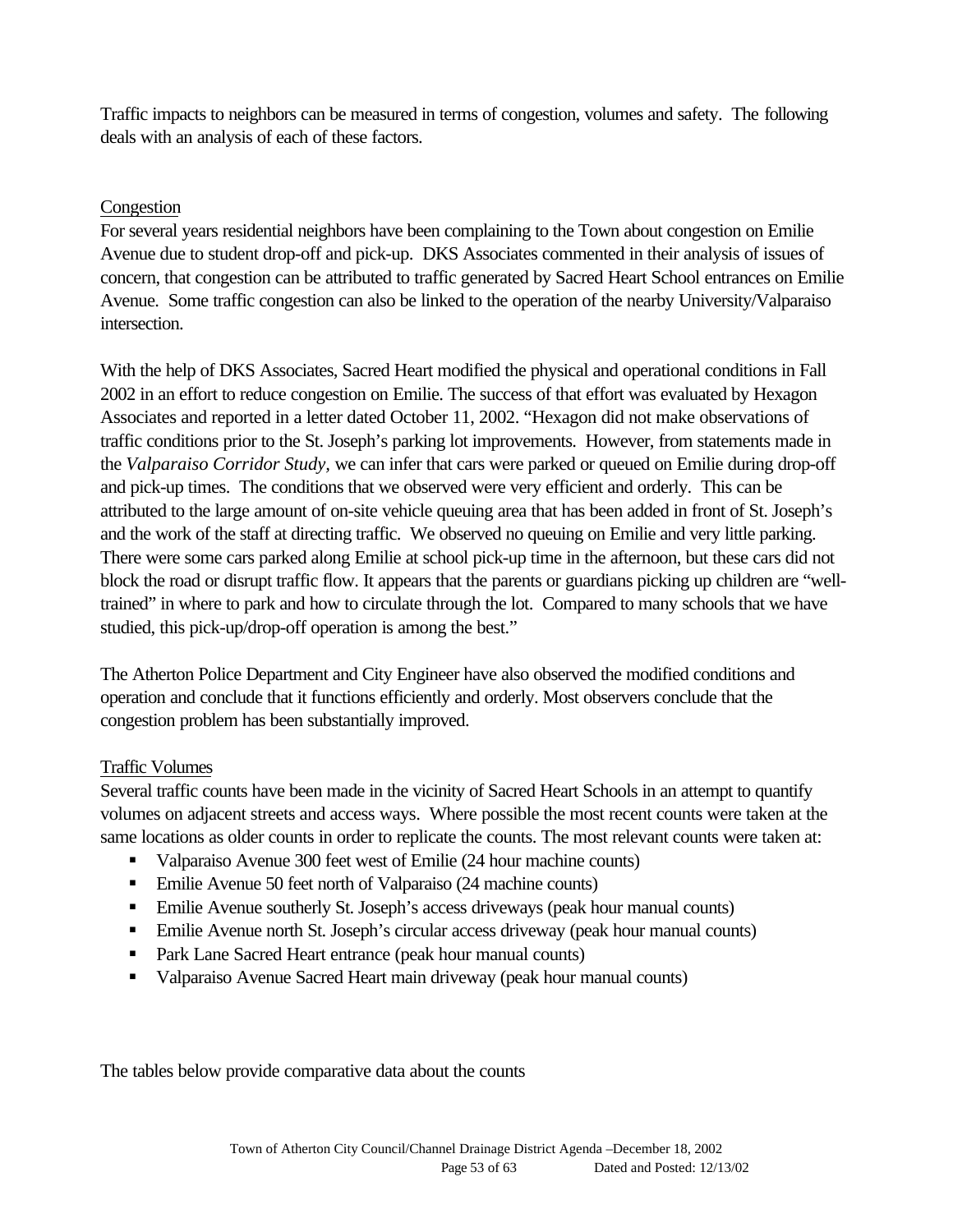Traffic impacts to neighbors can be measured in terms of congestion, volumes and safety. The following deals with an analysis of each of these factors.

Congestion

For several years residential neighbors have been complaining to the Town about congestion on Emilie Avenue due to student drop-off and pick-up. DKS Associates commented in their analysis of issues of concern, that congestion can be attributed to traffic generated by Sacred Heart School entrances on Emilie Avenue. Some traffic congestion can also be linked to the operation of the nearby University/Valparaiso intersection.

With the help of DKS Associates, Sacred Heart modified the physical and operational conditions in Fall 2002 in an effort to reduce congestion on Emilie. The success of that effort was evaluated by Hexagon Associates and reported in a letter dated October 11, 2002. "Hexagon did not make observations of traffic conditions prior to the St. Joseph's parking lot improvements. However, from statements made in the *Valparaiso Corridor Study*, we can infer that cars were parked or queued on Emilie during drop-off and pick-up times. The conditions that we observed were very efficient and orderly. This can be attributed to the large amount of on-site vehicle queuing area that has been added in front of St. Joseph's and the work of the staff at directing traffic. We observed no queuing on Emilie and very little parking. There were some cars parked along Emilie at school pick-up time in the afternoon, but these cars did not block the road or disrupt traffic flow. It appears that the parents or guardians picking up children are "well-trained" in where to park and how to circulate through the lot. Compared to many schools that we have studied, this pick-up/drop-off operation is among the best."

The Atherton Police Department and City Engineer have also observed the modified conditions and operation and conclude that it functions efficiently and orderly. Most observers conclude that the congestion problem has been substantially improved.

Traffic Volumes

Several traffic counts have been made in the vicinity of Sacred Heart Schools in an attempt to quantify volumes on adjacent streets and access ways. Where possible the most recent counts were taken at the same locations as older counts in order to replicate the counts. The most relevant counts were taken at:

- Valparaiso Avenue 300 feet west of Emilie (24 hour machine counts)
- Emilie Avenue 50 feet north of Valparaiso (24 machine counts)
- Emilie Avenue southerly St. Joseph's access driveways (peak hour manual counts)
- Emilie Avenue north St. Joseph's circular access driveway (peak hour manual counts)
- Park Lane Sacred Heart entrance (peak hour manual counts)
- Valparaiso Avenue Sacred Heart main driveway (peak hour manual counts)

The tables below provide comparative data about the counts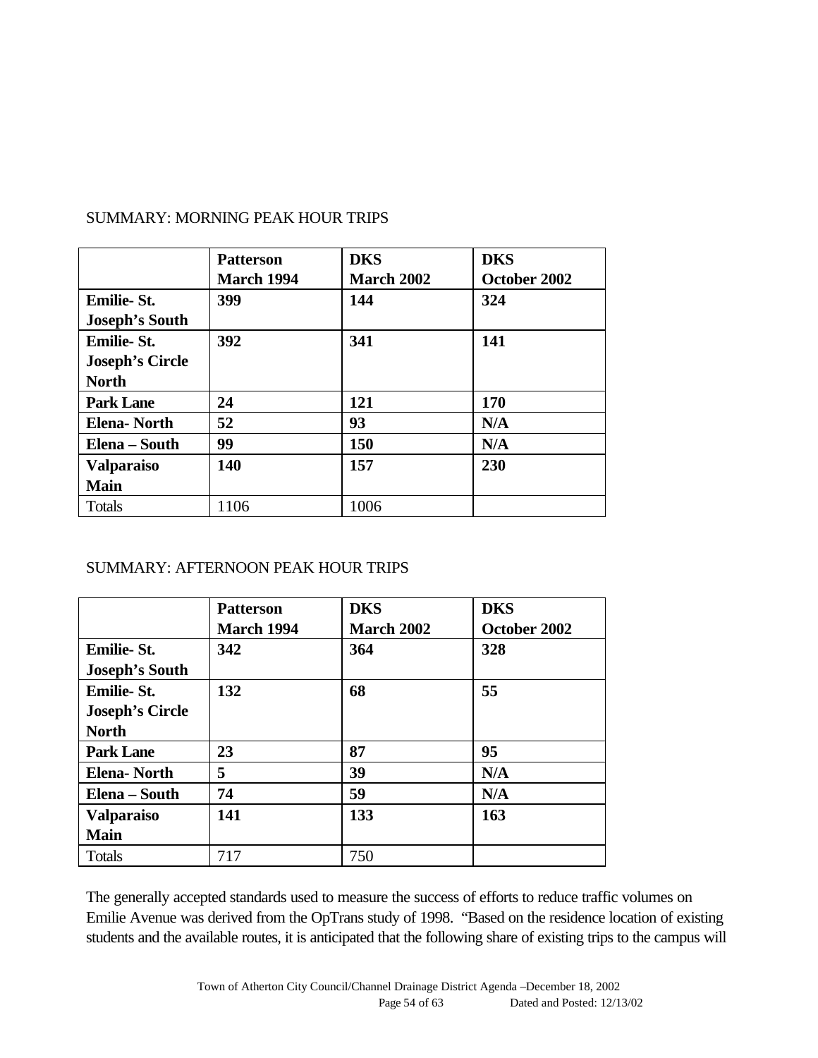SUMMARY: MORNING PEAK HOUR TRIPS

| | **Patterson March 1994** | **DKS March 2002** | **DKS October 2002** |
|---|---|---|---|
| **Emilie- St. Joseph's South** | **399** | **144** | **324** |
| **Emilie- St. Joseph's Circle North** | **392** | **341** | **141** |
| **Park Lane** | **24** | **121** | **170** |
| **Elena- North** | **52** | **93** | **N/A** |
| **Elena – South** | **99** | **150** | **N/A** |
| **Valparaiso Main** | **140** | **157** | **230** |
| Totals | 1106 | 1006 | |

SUMMARY: AFTERNOON PEAK HOUR TRIPS

| | **Patterson March 1994** | **DKS March 2002** | **DKS October 2002** |
|---|---|---|---|
| **Emilie- St. Joseph's South** | **342** | **364** | **328** |
| **Emilie- St. Joseph's Circle North** | **132** | **68** | **55** |
| **Park Lane** | **23** | **87** | **95** |
| **Elena- North** | **5** | **39** | **N/A** |
| **Elena – South** | **74** | **59** | **N/A** |
| **Valparaiso Main** | **141** | **133** | **163** |
| Totals | 717 | 750 | |

The generally accepted standards used to measure the success of efforts to reduce traffic volumes on Emilie Avenue was derived from the OpTrans study of 1998. "Based on the residence location of existing students and the available routes, it is anticipated that the following share of existing trips to the campus will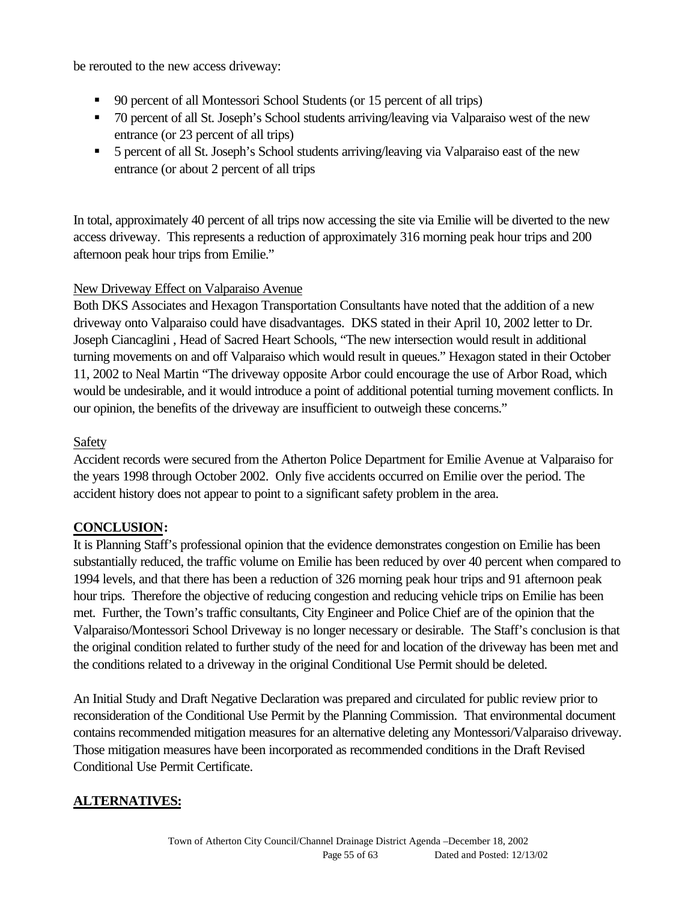be rerouted to the new access driveway:

- 90 percent of all Montessori School Students (or 15 percent of all trips)
- 70 percent of all St. Joseph's School students arriving/leaving via Valparaiso west of the new entrance (or 23 percent of all trips)
- 5 percent of all St. Joseph's School students arriving/leaving via Valparaiso east of the new entrance (or about 2 percent of all trips

In total, approximately 40 percent of all trips now accessing the site via Emilie will be diverted to the new access driveway. This represents a reduction of approximately 316 morning peak hour trips and 200 afternoon peak hour trips from Emilie."

New Driveway Effect on Valparaiso Avenue

Both DKS Associates and Hexagon Transportation Consultants have noted that the addition of a new driveway onto Valparaiso could have disadvantages. DKS stated in their April 10, 2002 letter to Dr. Joseph Ciancaglini , Head of Sacred Heart Schools, "The new intersection would result in additional turning movements on and off Valparaiso which would result in queues." Hexagon stated in their October 11, 2002 to Neal Martin "The driveway opposite Arbor could encourage the use of Arbor Road, which would be undesirable, and it would introduce a point of additional potential turning movement conflicts. In our opinion, the benefits of the driveway are insufficient to outweigh these concerns."

Safety

Accident records were secured from the Atherton Police Department for Emilie Avenue at Valparaiso for the years 1998 through October 2002. Only five accidents occurred on Emilie over the period. The accident history does not appear to point to a significant safety problem in the area.

## CONCLUSION:

It is Planning Staff's professional opinion that the evidence demonstrates congestion on Emilie has been substantially reduced, the traffic volume on Emilie has been reduced by over 40 percent when compared to 1994 levels, and that there has been a reduction of 326 morning peak hour trips and 91 afternoon peak hour trips. Therefore the objective of reducing congestion and reducing vehicle trips on Emilie has been met. Further, the Town's traffic consultants, City Engineer and Police Chief are of the opinion that the Valparaiso/Montessori School Driveway is no longer necessary or desirable. The Staff's conclusion is that the original condition related to further study of the need for and location of the driveway has been met and the conditions related to a driveway in the original Conditional Use Permit should be deleted.

An Initial Study and Draft Negative Declaration was prepared and circulated for public review prior to reconsideration of the Conditional Use Permit by the Planning Commission. That environmental document contains recommended mitigation measures for an alternative deleting any Montessori/Valparaiso driveway. Those mitigation measures have been incorporated as recommended conditions in the Draft Revised Conditional Use Permit Certificate.

## ALTERNATIVES: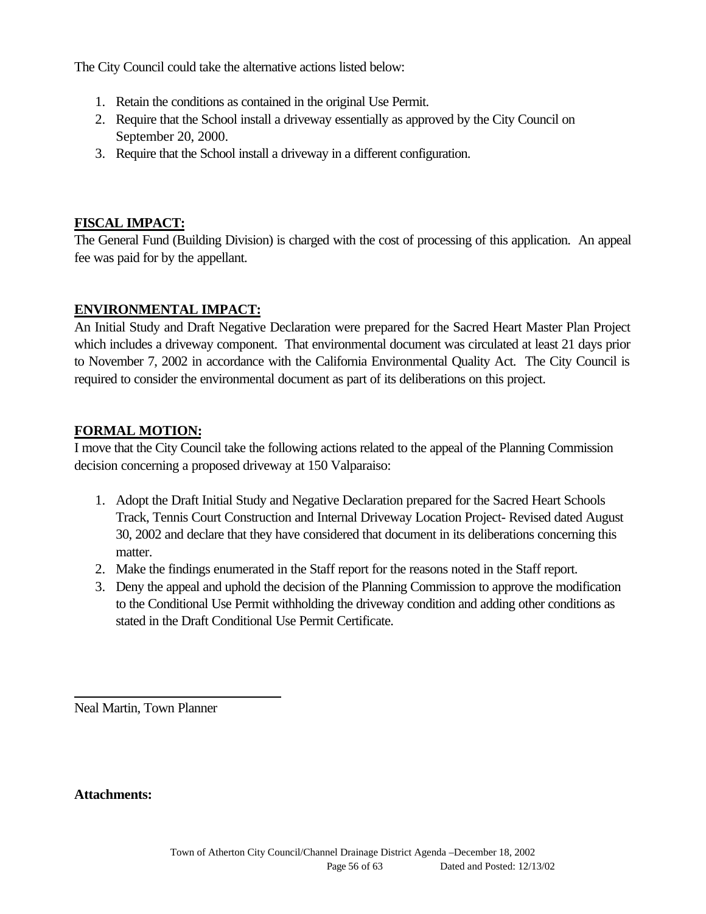The City Council could take the alternative actions listed below:

1. Retain the conditions as contained in the original Use Permit.
2. Require that the School install a driveway essentially as approved by the City Council on September 20, 2000.
3. Require that the School install a driveway in a different configuration.

## FISCAL IMPACT:

The General Fund (Building Division) is charged with the cost of processing of this application. An appeal fee was paid for by the appellant.

## ENVIRONMENTAL IMPACT:

An Initial Study and Draft Negative Declaration were prepared for the Sacred Heart Master Plan Project which includes a driveway component. That environmental document was circulated at least 21 days prior to November 7, 2002 in accordance with the California Environmental Quality Act. The City Council is required to consider the environmental document as part of its deliberations on this project.

## FORMAL MOTION:

I move that the City Council take the following actions related to the appeal of the Planning Commission decision concerning a proposed driveway at 150 Valparaiso:

1. Adopt the Draft Initial Study and Negative Declaration prepared for the Sacred Heart Schools Track, Tennis Court Construction and Internal Driveway Location Project- Revised dated August 30, 2002 and declare that they have considered that document in its deliberations concerning this matter.
2. Make the findings enumerated in the Staff report for the reasons noted in the Staff report.
3. Deny the appeal and uphold the decision of the Planning Commission to approve the modification to the Conditional Use Permit withholding the driveway condition and adding other conditions as stated in the Draft Conditional Use Permit Certificate.

Neal Martin, Town Planner

**Attachments:**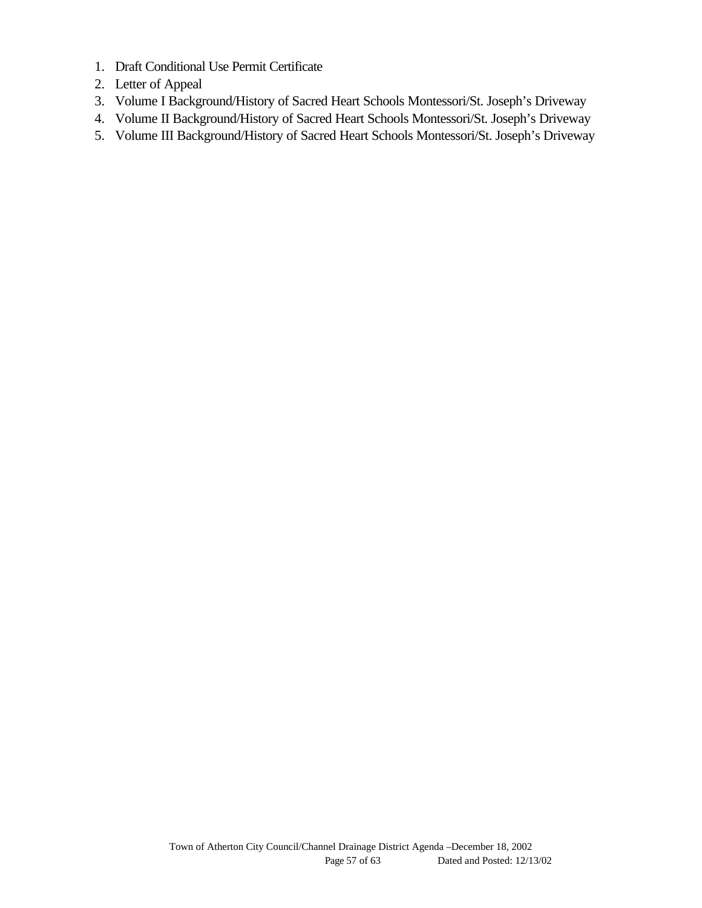1. Draft Conditional Use Permit Certificate
2. Letter of Appeal
3. Volume I Background/History of Sacred Heart Schools Montessori/St. Joseph's Driveway
4. Volume II Background/History of Sacred Heart Schools Montessori/St. Joseph's Driveway
5. Volume III Background/History of Sacred Heart Schools Montessori/St. Joseph's Driveway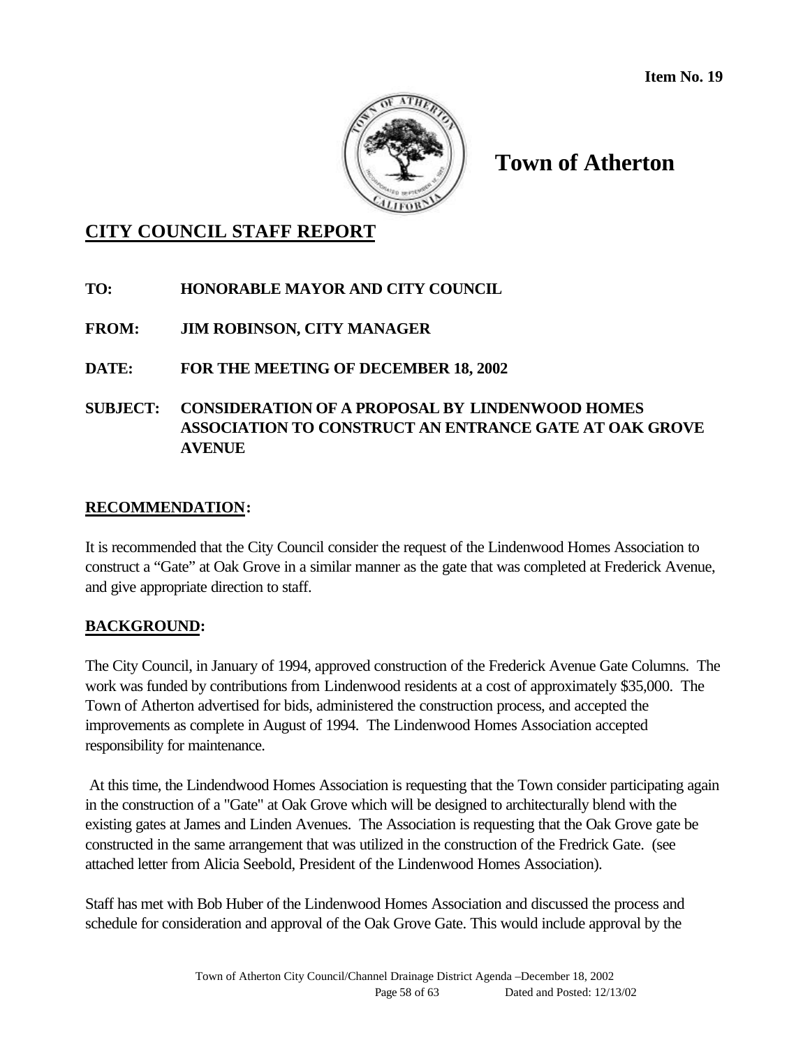**Item No. 19**

# Town of Atherton

## CITY COUNCIL STAFF REPORT

**TO:** HONORABLE MAYOR AND CITY COUNCIL

**FROM:** JIM ROBINSON, CITY MANAGER

**DATE:** FOR THE MEETING OF DECEMBER 18, 2002

**SUBJECT:** CONSIDERATION OF A PROPOSAL BY LINDENWOOD HOMES ASSOCIATION TO CONSTRUCT AN ENTRANCE GATE AT OAK GROVE AVENUE

## RECOMMENDATION:

It is recommended that the City Council consider the request of the Lindenwood Homes Association to construct a "Gate" at Oak Grove in a similar manner as the gate that was completed at Frederick Avenue, and give appropriate direction to staff.

## BACKGROUND:

The City Council, in January of 1994, approved construction of the Frederick Avenue Gate Columns. The work was funded by contributions from Lindenwood residents at a cost of approximately $35,000. The Town of Atherton advertised for bids, administered the construction process, and accepted the improvements as complete in August of 1994. The Lindenwood Homes Association accepted responsibility for maintenance.

At this time, the Lindendwood Homes Association is requesting that the Town consider participating again in the construction of a "Gate" at Oak Grove which will be designed to architecturally blend with the existing gates at James and Linden Avenues. The Association is requesting that the Oak Grove gate be constructed in the same arrangement that was utilized in the construction of the Fredrick Gate. (see attached letter from Alicia Seebold, President of the Lindenwood Homes Association).

Staff has met with Bob Huber of the Lindenwood Homes Association and discussed the process and schedule for consideration and approval of the Oak Grove Gate. This would include approval by the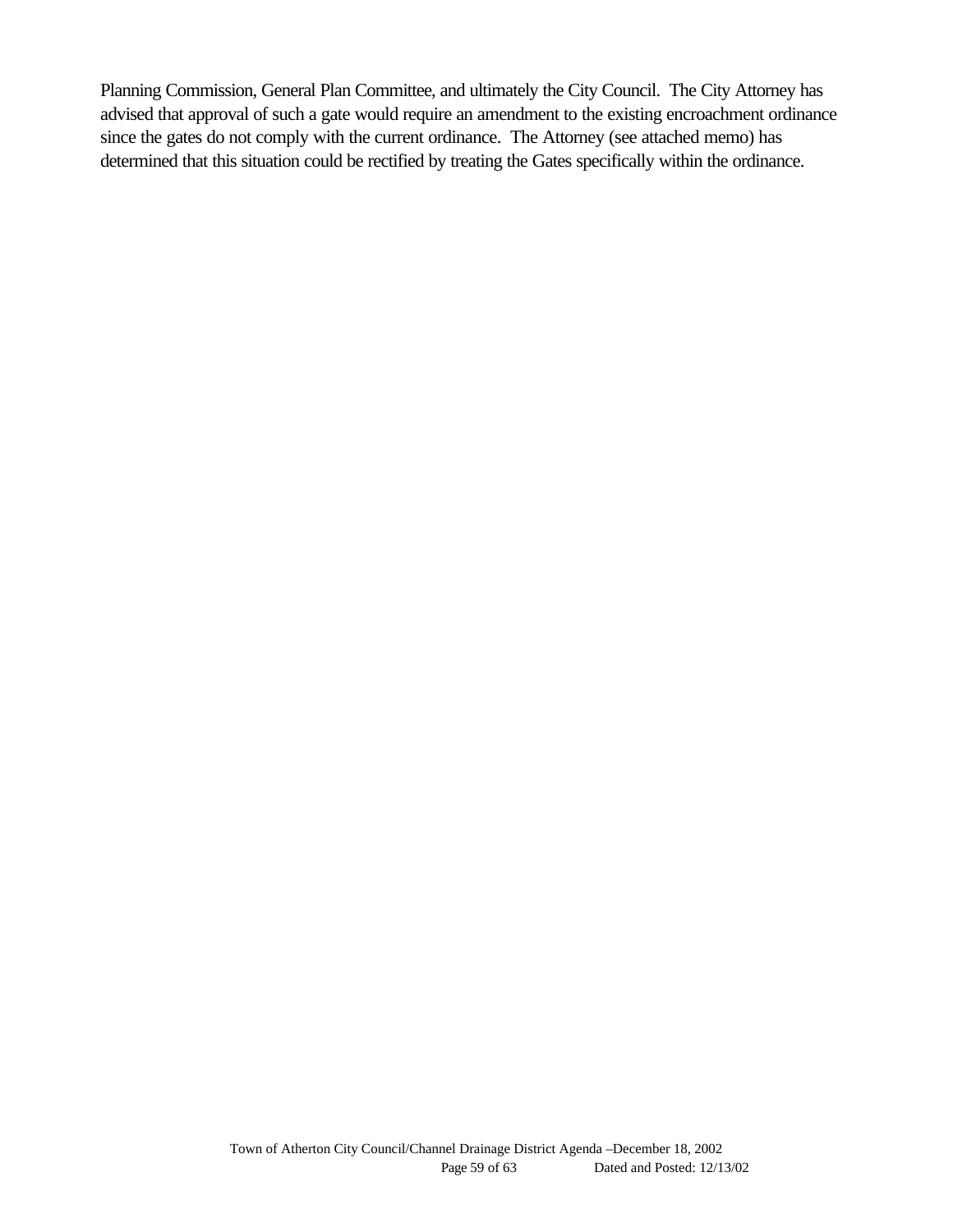Planning Commission, General Plan Committee, and ultimately the City Council. The City Attorney has advised that approval of such a gate would require an amendment to the existing encroachment ordinance since the gates do not comply with the current ordinance. The Attorney (see attached memo) has determined that this situation could be rectified by treating the Gates specifically within the ordinance.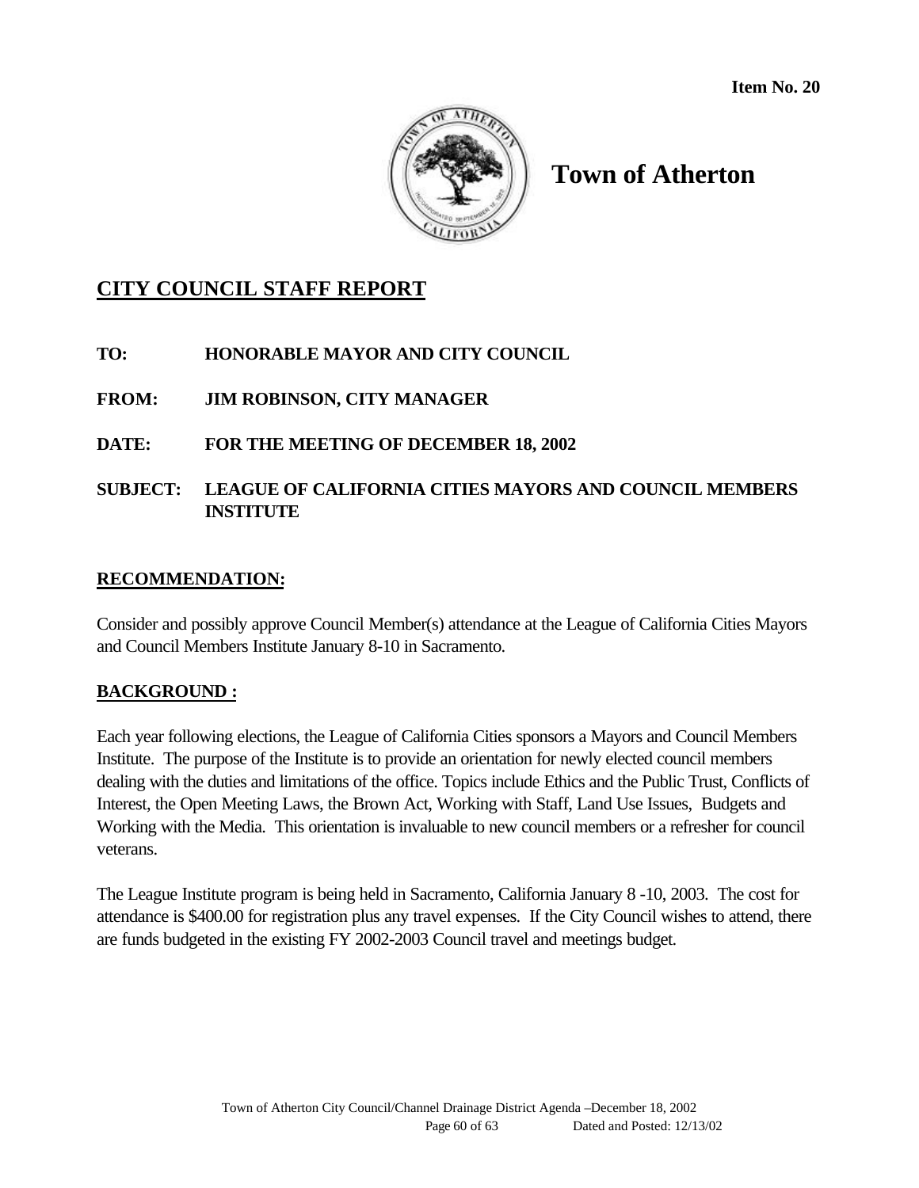**Item No. 20**

# Town of Atherton

## CITY COUNCIL STAFF REPORT

**TO:** HONORABLE MAYOR AND CITY COUNCIL

**FROM:** JIM ROBINSON, CITY MANAGER

**DATE:** FOR THE MEETING OF DECEMBER 18, 2002

**SUBJECT:** LEAGUE OF CALIFORNIA CITIES MAYORS AND COUNCIL MEMBERS INSTITUTE

### RECOMMENDATION:

Consider and possibly approve Council Member(s) attendance at the League of California Cities Mayors and Council Members Institute January 8-10 in Sacramento.

### BACKGROUND :

Each year following elections, the League of California Cities sponsors a Mayors and Council Members Institute. The purpose of the Institute is to provide an orientation for newly elected council members dealing with the duties and limitations of the office. Topics include Ethics and the Public Trust, Conflicts of Interest, the Open Meeting Laws, the Brown Act, Working with Staff, Land Use Issues, Budgets and Working with the Media. This orientation is invaluable to new council members or a refresher for council veterans.

The League Institute program is being held in Sacramento, California January 8 -10, 2003. The cost for attendance is $400.00 for registration plus any travel expenses. If the City Council wishes to attend, there are funds budgeted in the existing FY 2002-2003 Council travel and meetings budget.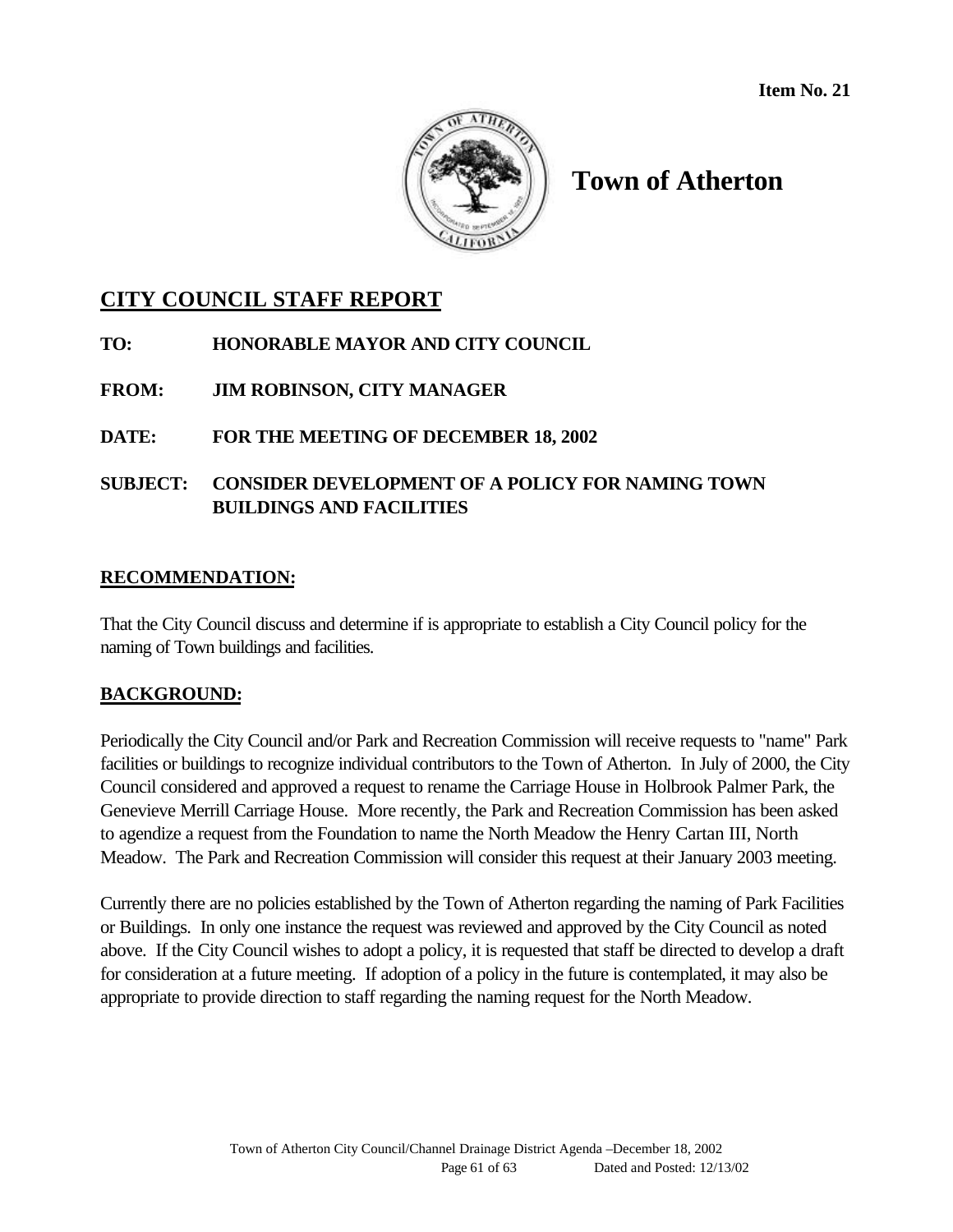**Item No. 21**

# Town of Atherton

## CITY COUNCIL STAFF REPORT

**TO:** HONORABLE MAYOR AND CITY COUNCIL

**FROM:** JIM ROBINSON, CITY MANAGER

**DATE:** FOR THE MEETING OF DECEMBER 18, 2002

**SUBJECT:** CONSIDER DEVELOPMENT OF A POLICY FOR NAMING TOWN BUILDINGS AND FACILITIES

## RECOMMENDATION:

That the City Council discuss and determine if is appropriate to establish a City Council policy for the naming of Town buildings and facilities.

## BACKGROUND:

Periodically the City Council and/or Park and Recreation Commission will receive requests to "name" Park facilities or buildings to recognize individual contributors to the Town of Atherton. In July of 2000, the City Council considered and approved a request to rename the Carriage House in Holbrook Palmer Park, the Genevieve Merrill Carriage House. More recently, the Park and Recreation Commission has been asked to agendize a request from the Foundation to name the North Meadow the Henry Cartan III, North Meadow. The Park and Recreation Commission will consider this request at their January 2003 meeting.

Currently there are no policies established by the Town of Atherton regarding the naming of Park Facilities or Buildings. In only one instance the request was reviewed and approved by the City Council as noted above. If the City Council wishes to adopt a policy, it is requested that staff be directed to develop a draft for consideration at a future meeting. If adoption of a policy in the future is contemplated, it may also be appropriate to provide direction to staff regarding the naming request for the North Meadow.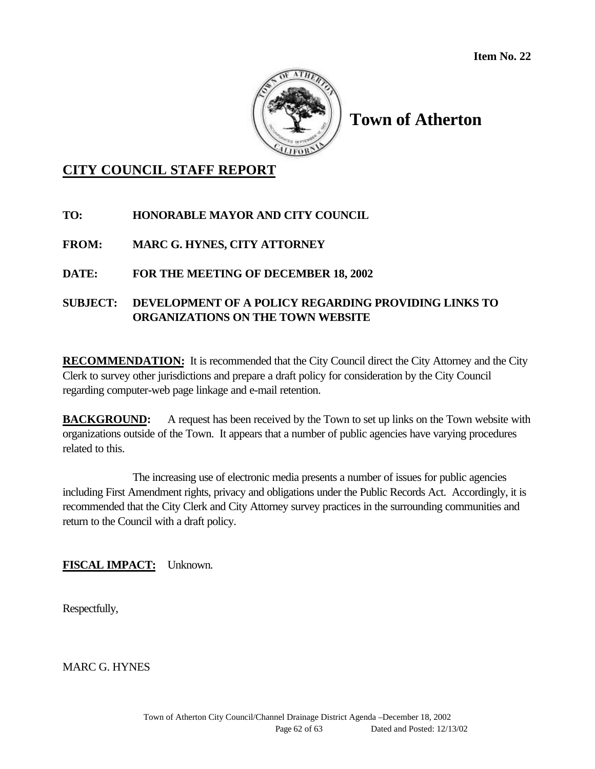**Item No. 22**

# Town of Atherton

## CITY COUNCIL STAFF REPORT

**TO:** HONORABLE MAYOR AND CITY COUNCIL

**FROM:** MARC G. HYNES, CITY ATTORNEY

**DATE:** FOR THE MEETING OF DECEMBER 18, 2002

**SUBJECT:** DEVELOPMENT OF A POLICY REGARDING PROVIDING LINKS TO ORGANIZATIONS ON THE TOWN WEBSITE

**RECOMMENDATION:** It is recommended that the City Council direct the City Attorney and the City Clerk to survey other jurisdictions and prepare a draft policy for consideration by the City Council regarding computer-web page linkage and e-mail retention.

**BACKGROUND:** A request has been received by the Town to set up links on the Town website with organizations outside of the Town. It appears that a number of public agencies have varying procedures related to this.

The increasing use of electronic media presents a number of issues for public agencies including First Amendment rights, privacy and obligations under the Public Records Act. Accordingly, it is recommended that the City Clerk and City Attorney survey practices in the surrounding communities and return to the Council with a draft policy.

**FISCAL IMPACT:** Unknown.

Respectfully,

MARC G. HYNES